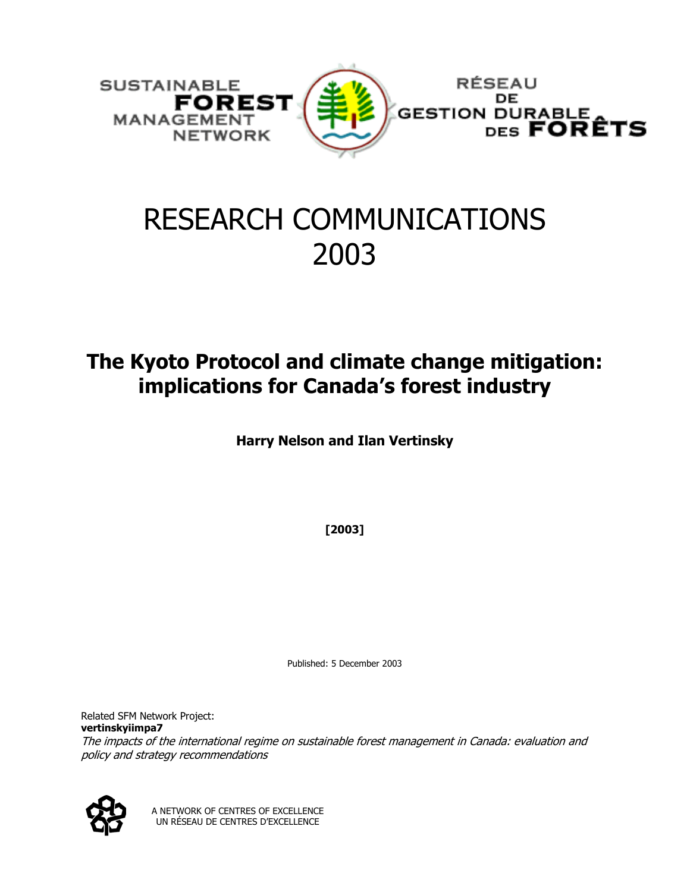SUSTAINABLE **FOREST** MANAGEMENT NETWORK

RÉSEAU DE GESTION DURABLE DES **FORÊTS**

# RESEARCH COMMUNICATIONS 2003

## The Kyoto Protocol and climate change mitigation: implications for Canada's forest industry

**Harry Nelson and Ilan Vertinsky**

**[2003]**

Published: 5 December 2003

Related SFM Network Project:
**vertinskyiimpa7**
*The impacts of the international regime on sustainable forest management in Canada: evaluation and policy and strategy recommendations*

A NETWORK OF CENTRES OF EXCELLENCE
UN RÉSEAU DE CENTRES D'EXCELLENCE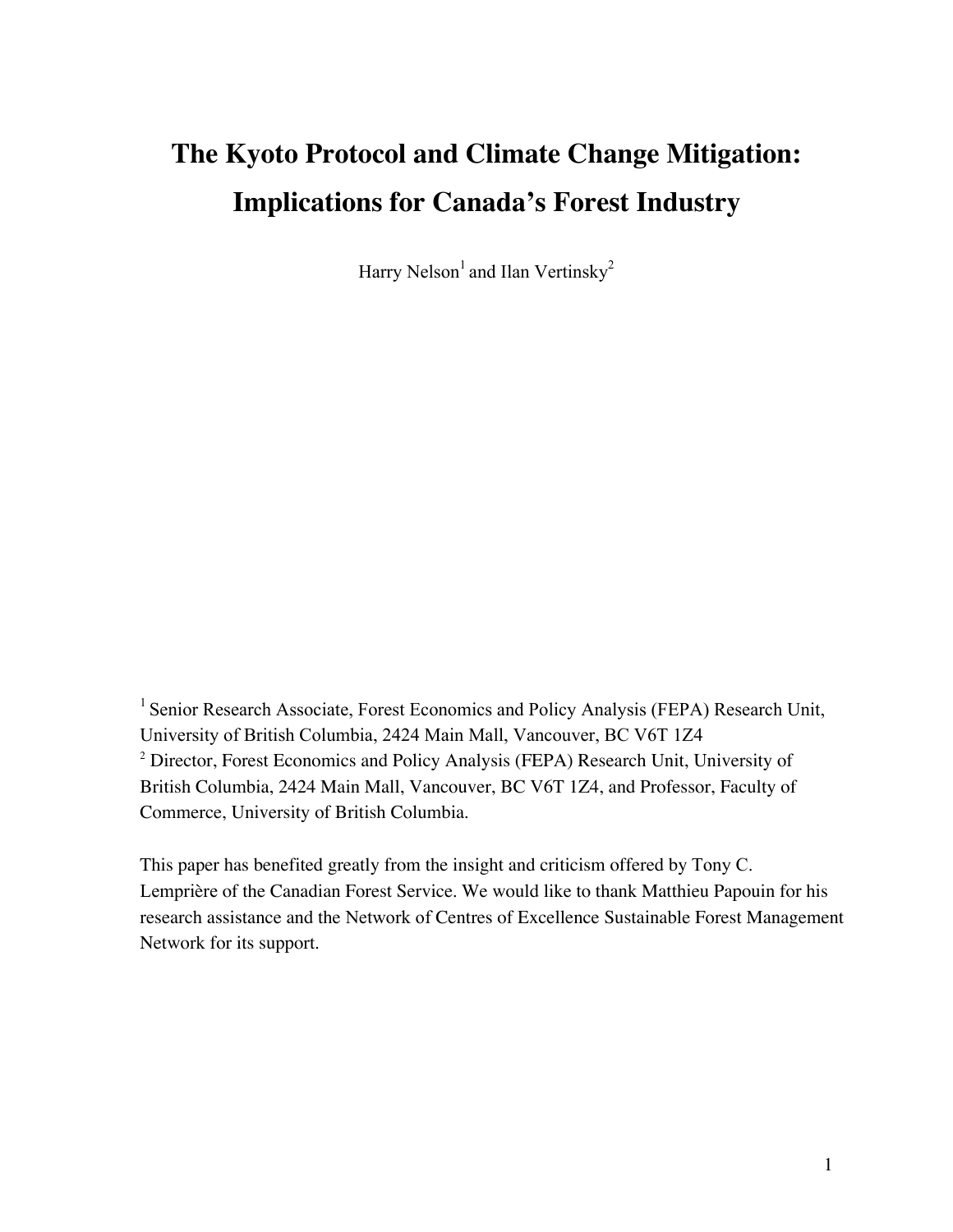# The Kyoto Protocol and Climate Change Mitigation: Implications for Canada's Forest Industry

Harry Nelson[1] and Ilan Vertinsky[2]

[1] Senior Research Associate, Forest Economics and Policy Analysis (FEPA) Research Unit, University of British Columbia, 2424 Main Mall, Vancouver, BC V6T 1Z4

[2] Director, Forest Economics and Policy Analysis (FEPA) Research Unit, University of British Columbia, 2424 Main Mall, Vancouver, BC V6T 1Z4, and Professor, Faculty of Commerce, University of British Columbia.

This paper has benefited greatly from the insight and criticism offered by Tony C. Lemprière of the Canadian Forest Service. We would like to thank Matthieu Papouin for his research assistance and the Network of Centres of Excellence Sustainable Forest Management Network for its support.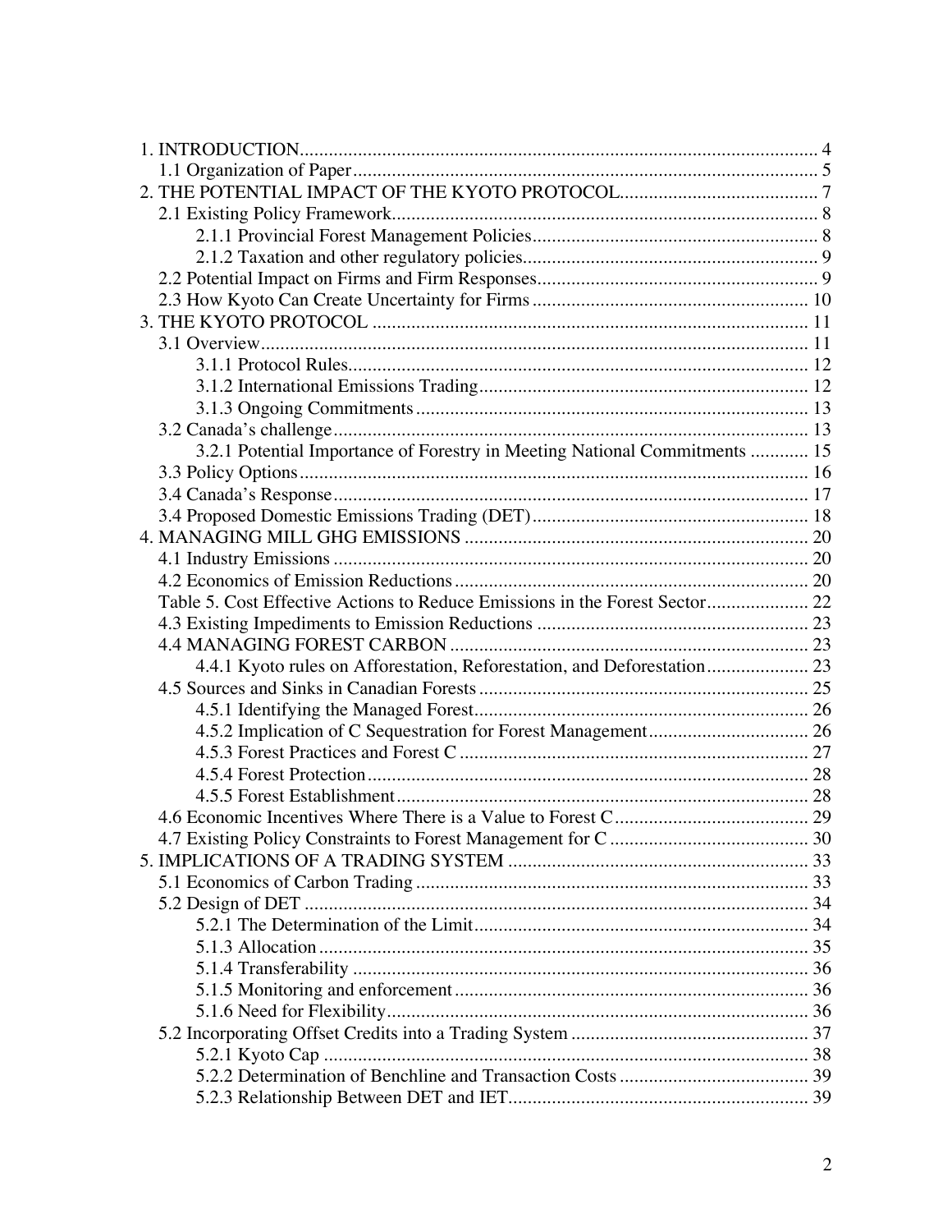1. INTRODUCTION .......... 4
  1.1 Organization of Paper .......... 5
2. THE POTENTIAL IMPACT OF THE KYOTO PROTOCOL .......... 7
  2.1 Existing Policy Framework .......... 8
    2.1.1 Provincial Forest Management Policies .......... 8
    2.1.2 Taxation and other regulatory policies .......... 9
  2.2 Potential Impact on Firms and Firm Responses .......... 9
  2.3 How Kyoto Can Create Uncertainty for Firms .......... 10
3. THE KYOTO PROTOCOL .......... 11
  3.1 Overview .......... 11
    3.1.1 Protocol Rules .......... 12
    3.1.2 International Emissions Trading .......... 12
    3.1.3 Ongoing Commitments .......... 13
  3.2 Canada's challenge .......... 13
    3.2.1 Potential Importance of Forestry in Meeting National Commitments .......... 15
  3.3 Policy Options .......... 16
  3.4 Canada's Response .......... 17
  3.4 Proposed Domestic Emissions Trading (DET) .......... 18
4. MANAGING MILL GHG EMISSIONS .......... 20
  4.1 Industry Emissions .......... 20
  4.2 Economics of Emission Reductions .......... 20
  Table 5. Cost Effective Actions to Reduce Emissions in the Forest Sector .......... 22
  4.3 Existing Impediments to Emission Reductions .......... 23
  4.4 MANAGING FOREST CARBON .......... 23
    4.4.1 Kyoto rules on Afforestation, Reforestation, and Deforestation .......... 23
  4.5 Sources and Sinks in Canadian Forests .......... 25
    4.5.1 Identifying the Managed Forest .......... 26
    4.5.2 Implication of C Sequestration for Forest Management .......... 26
    4.5.3 Forest Practices and Forest C .......... 27
    4.5.4 Forest Protection .......... 28
    4.5.5 Forest Establishment .......... 28
  4.6 Economic Incentives Where There is a Value to Forest C .......... 29
  4.7 Existing Policy Constraints to Forest Management for C .......... 30
5. IMPLICATIONS OF A TRADING SYSTEM .......... 33
  5.1 Economics of Carbon Trading .......... 33
  5.2 Design of DET .......... 34
    5.2.1 The Determination of the Limit .......... 34
    5.1.3 Allocation .......... 35
    5.1.4 Transferability .......... 36
    5.1.5 Monitoring and enforcement .......... 36
    5.1.6 Need for Flexibility .......... 36
  5.2 Incorporating Offset Credits into a Trading System .......... 37
    5.2.1 Kyoto Cap .......... 38
    5.2.2 Determination of Benchline and Transaction Costs .......... 39
    5.2.3 Relationship Between DET and IET .......... 39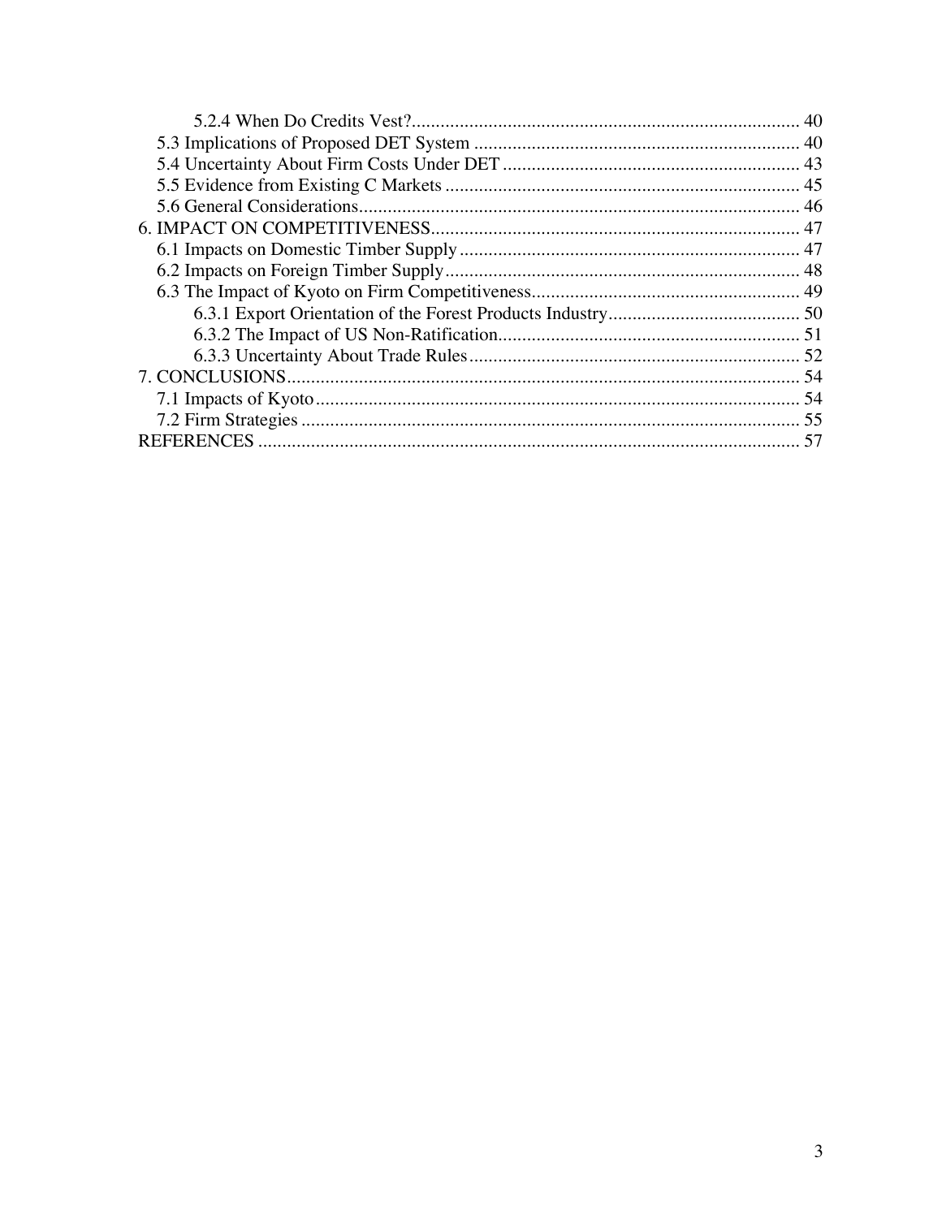5.2.4 When Do Credits Vest? ........ 40
5.3 Implications of Proposed DET System ........ 40
5.4 Uncertainty About Firm Costs Under DET ........ 43
5.5 Evidence from Existing C Markets ........ 45
5.6 General Considerations ........ 46
6. IMPACT ON COMPETITIVENESS ........ 47
6.1 Impacts on Domestic Timber Supply ........ 47
6.2 Impacts on Foreign Timber Supply ........ 48
6.3 The Impact of Kyoto on Firm Competitiveness ........ 49
6.3.1 Export Orientation of the Forest Products Industry ........ 50
6.3.2 The Impact of US Non-Ratification ........ 51
6.3.3 Uncertainty About Trade Rules ........ 52
7. CONCLUSIONS ........ 54
7.1 Impacts of Kyoto ........ 54
7.2 Firm Strategies ........ 55
REFERENCES ........ 57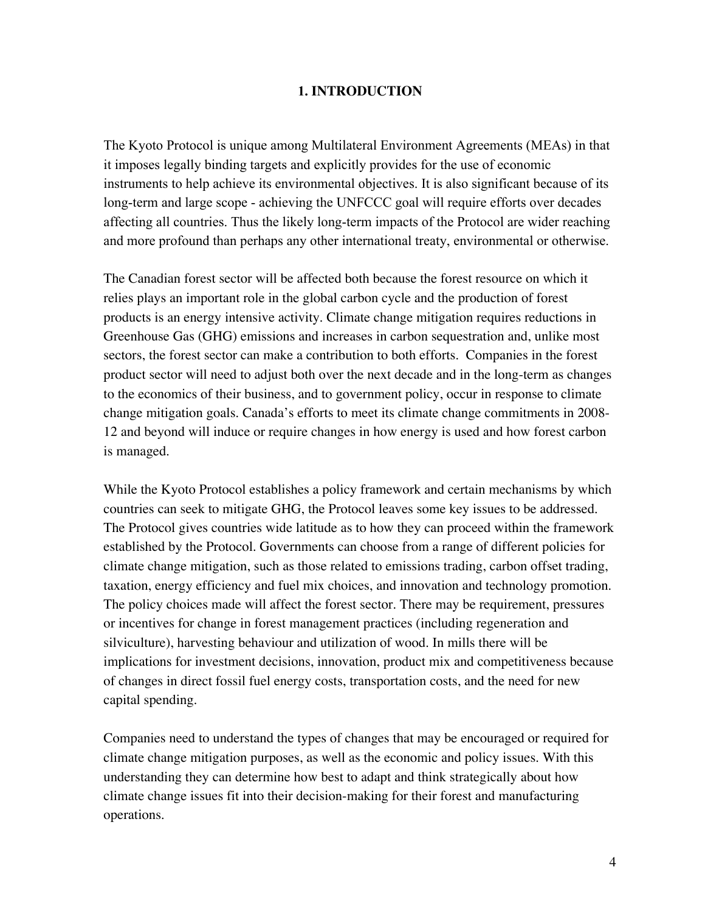# 1. INTRODUCTION

The Kyoto Protocol is unique among Multilateral Environment Agreements (MEAs) in that it imposes legally binding targets and explicitly provides for the use of economic instruments to help achieve its environmental objectives. It is also significant because of its long-term and large scope - achieving the UNFCCC goal will require efforts over decades affecting all countries. Thus the likely long-term impacts of the Protocol are wider reaching and more profound than perhaps any other international treaty, environmental or otherwise.

The Canadian forest sector will be affected both because the forest resource on which it relies plays an important role in the global carbon cycle and the production of forest products is an energy intensive activity. Climate change mitigation requires reductions in Greenhouse Gas (GHG) emissions and increases in carbon sequestration and, unlike most sectors, the forest sector can make a contribution to both efforts. Companies in the forest product sector will need to adjust both over the next decade and in the long-term as changes to the economics of their business, and to government policy, occur in response to climate change mitigation goals. Canada's efforts to meet its climate change commitments in 2008-12 and beyond will induce or require changes in how energy is used and how forest carbon is managed.

While the Kyoto Protocol establishes a policy framework and certain mechanisms by which countries can seek to mitigate GHG, the Protocol leaves some key issues to be addressed. The Protocol gives countries wide latitude as to how they can proceed within the framework established by the Protocol. Governments can choose from a range of different policies for climate change mitigation, such as those related to emissions trading, carbon offset trading, taxation, energy efficiency and fuel mix choices, and innovation and technology promotion. The policy choices made will affect the forest sector. There may be requirement, pressures or incentives for change in forest management practices (including regeneration and silviculture), harvesting behaviour and utilization of wood. In mills there will be implications for investment decisions, innovation, product mix and competitiveness because of changes in direct fossil fuel energy costs, transportation costs, and the need for new capital spending.

Companies need to understand the types of changes that may be encouraged or required for climate change mitigation purposes, as well as the economic and policy issues. With this understanding they can determine how best to adapt and think strategically about how climate change issues fit into their decision-making for their forest and manufacturing operations.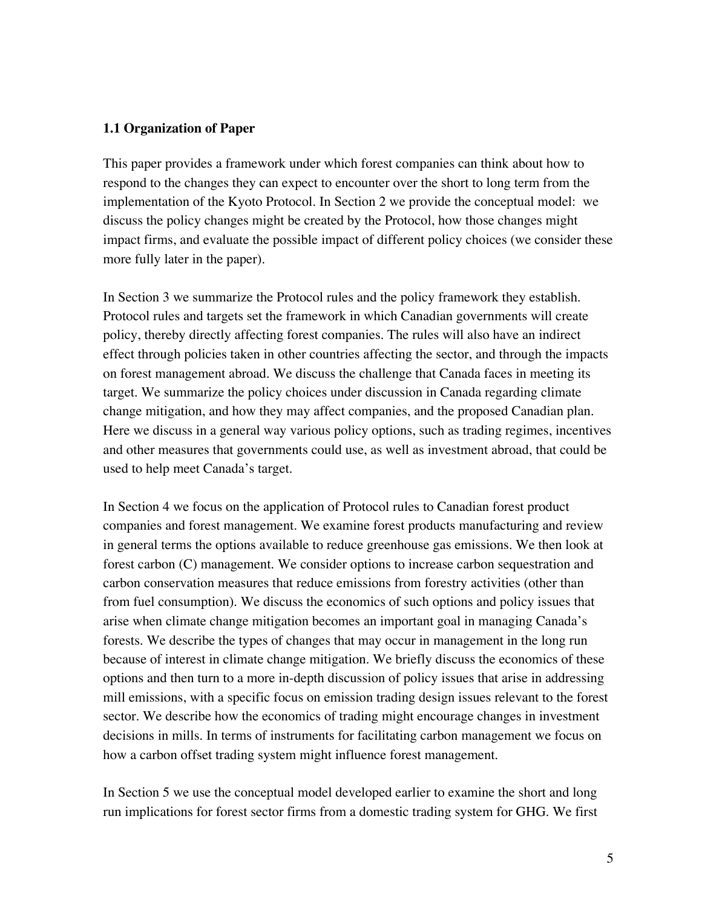### 1.1 Organization of Paper

This paper provides a framework under which forest companies can think about how to respond to the changes they can expect to encounter over the short to long term from the implementation of the Kyoto Protocol. In Section 2 we provide the conceptual model: we discuss the policy changes might be created by the Protocol, how those changes might impact firms, and evaluate the possible impact of different policy choices (we consider these more fully later in the paper).

In Section 3 we summarize the Protocol rules and the policy framework they establish. Protocol rules and targets set the framework in which Canadian governments will create policy, thereby directly affecting forest companies. The rules will also have an indirect effect through policies taken in other countries affecting the sector, and through the impacts on forest management abroad. We discuss the challenge that Canada faces in meeting its target. We summarize the policy choices under discussion in Canada regarding climate change mitigation, and how they may affect companies, and the proposed Canadian plan. Here we discuss in a general way various policy options, such as trading regimes, incentives and other measures that governments could use, as well as investment abroad, that could be used to help meet Canada's target.

In Section 4 we focus on the application of Protocol rules to Canadian forest product companies and forest management. We examine forest products manufacturing and review in general terms the options available to reduce greenhouse gas emissions. We then look at forest carbon (C) management. We consider options to increase carbon sequestration and carbon conservation measures that reduce emissions from forestry activities (other than from fuel consumption). We discuss the economics of such options and policy issues that arise when climate change mitigation becomes an important goal in managing Canada's forests. We describe the types of changes that may occur in management in the long run because of interest in climate change mitigation. We briefly discuss the economics of these options and then turn to a more in-depth discussion of policy issues that arise in addressing mill emissions, with a specific focus on emission trading design issues relevant to the forest sector. We describe how the economics of trading might encourage changes in investment decisions in mills. In terms of instruments for facilitating carbon management we focus on how a carbon offset trading system might influence forest management.

In Section 5 we use the conceptual model developed earlier to examine the short and long run implications for forest sector firms from a domestic trading system for GHG. We first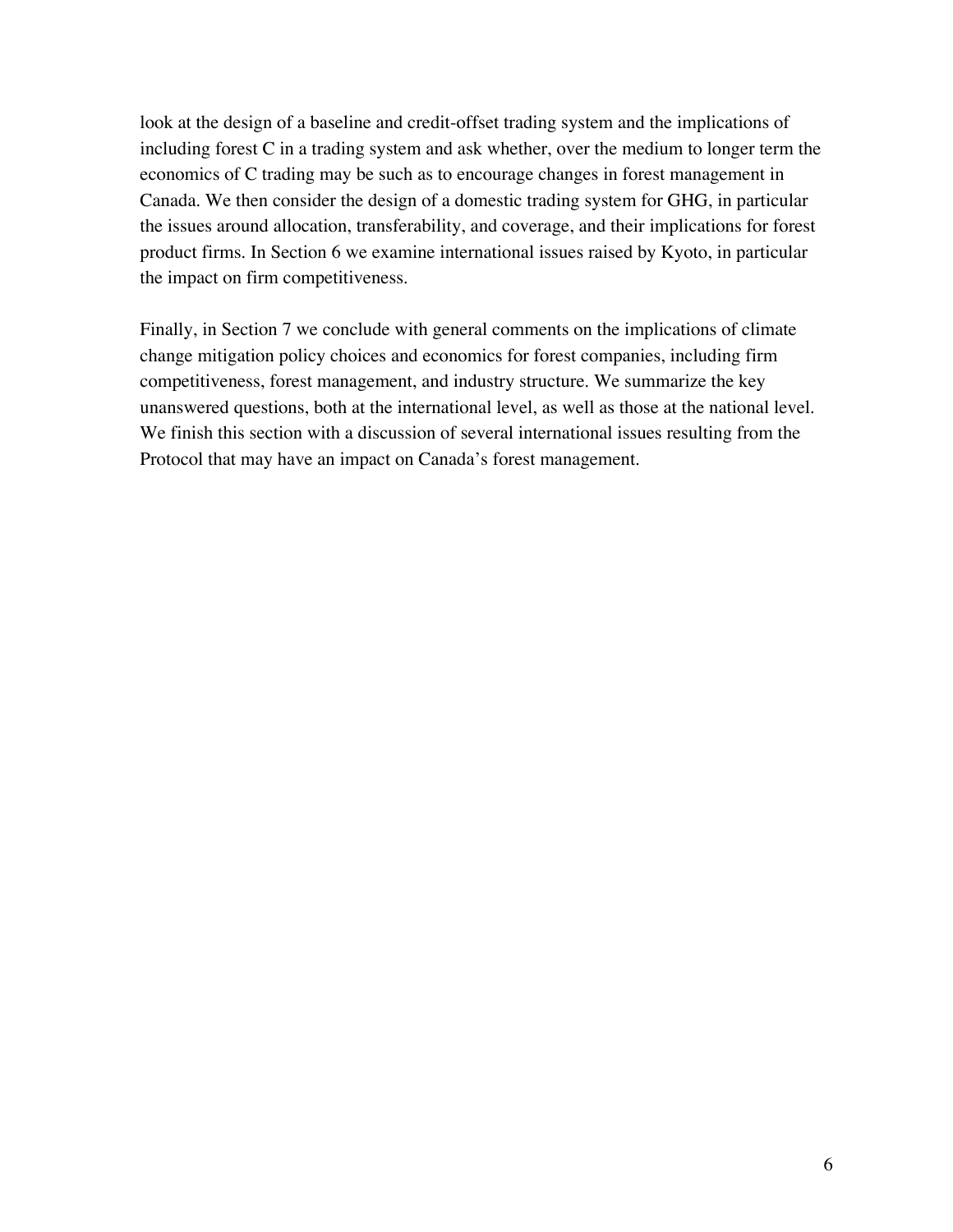look at the design of a baseline and credit-offset trading system and the implications of including forest C in a trading system and ask whether, over the medium to longer term the economics of C trading may be such as to encourage changes in forest management in Canada. We then consider the design of a domestic trading system for GHG, in particular the issues around allocation, transferability, and coverage, and their implications for forest product firms. In Section 6 we examine international issues raised by Kyoto, in particular the impact on firm competitiveness.

Finally, in Section 7 we conclude with general comments on the implications of climate change mitigation policy choices and economics for forest companies, including firm competitiveness, forest management, and industry structure. We summarize the key unanswered questions, both at the international level, as well as those at the national level. We finish this section with a discussion of several international issues resulting from the Protocol that may have an impact on Canada's forest management.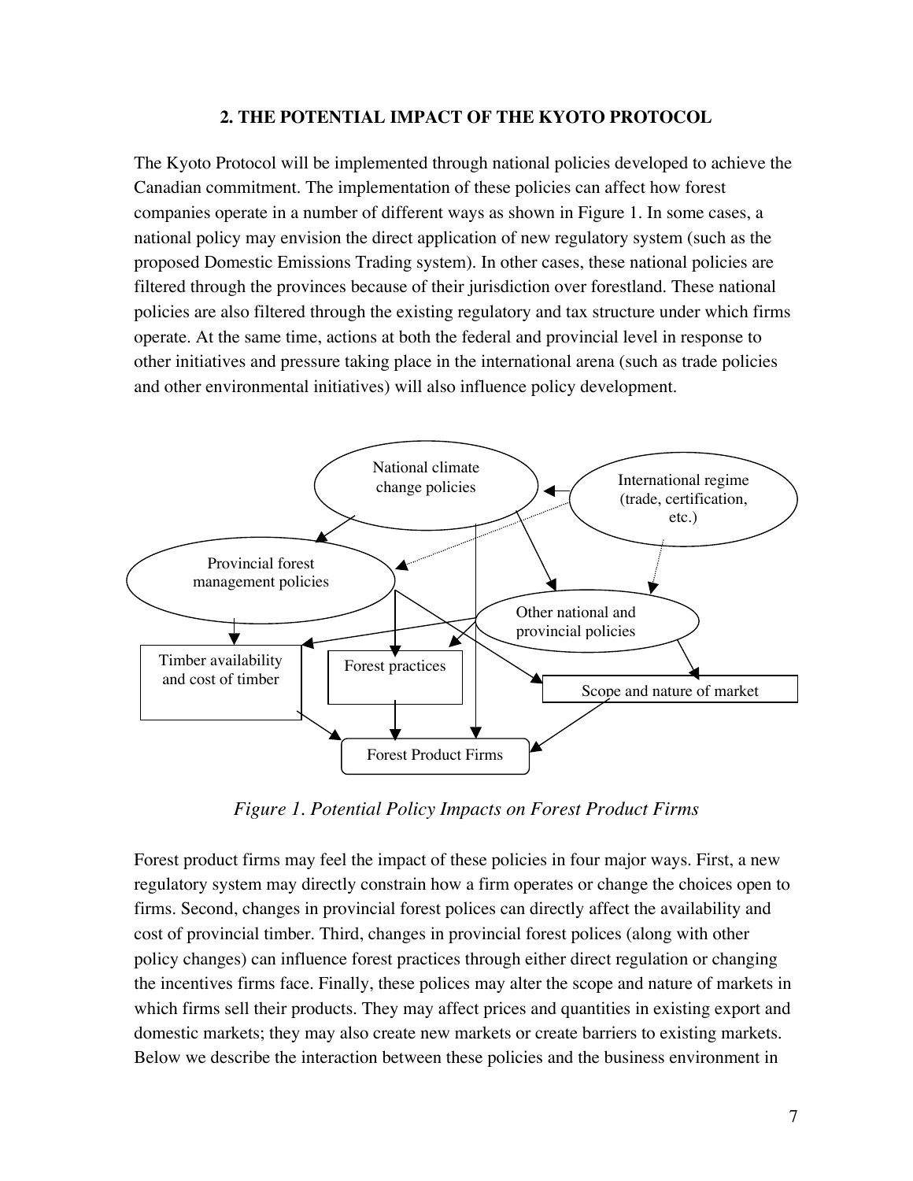## 2. THE POTENTIAL IMPACT OF THE KYOTO PROTOCOL

The Kyoto Protocol will be implemented through national policies developed to achieve the Canadian commitment. The implementation of these policies can affect how forest companies operate in a number of different ways as shown in Figure 1. In some cases, a national policy may envision the direct application of new regulatory system (such as the proposed Domestic Emissions Trading system). In other cases, these national policies are filtered through the provinces because of their jurisdiction over forestland. These national policies are also filtered through the existing regulatory and tax structure under which firms operate. At the same time, actions at both the federal and provincial level in response to other initiatives and pressure taking place in the international arena (such as trade policies and other environmental initiatives) will also influence policy development.

*Figure 1. Potential Policy Impacts on Forest Product Firms*

Forest product firms may feel the impact of these policies in four major ways. First, a new regulatory system may directly constrain how a firm operates or change the choices open to firms. Second, changes in provincial forest polices can directly affect the availability and cost of provincial timber. Third, changes in provincial forest polices (along with other policy changes) can influence forest practices through either direct regulation or changing the incentives firms face. Finally, these polices may alter the scope and nature of markets in which firms sell their products. They may affect prices and quantities in existing export and domestic markets; they may also create new markets or create barriers to existing markets. Below we describe the interaction between these policies and the business environment in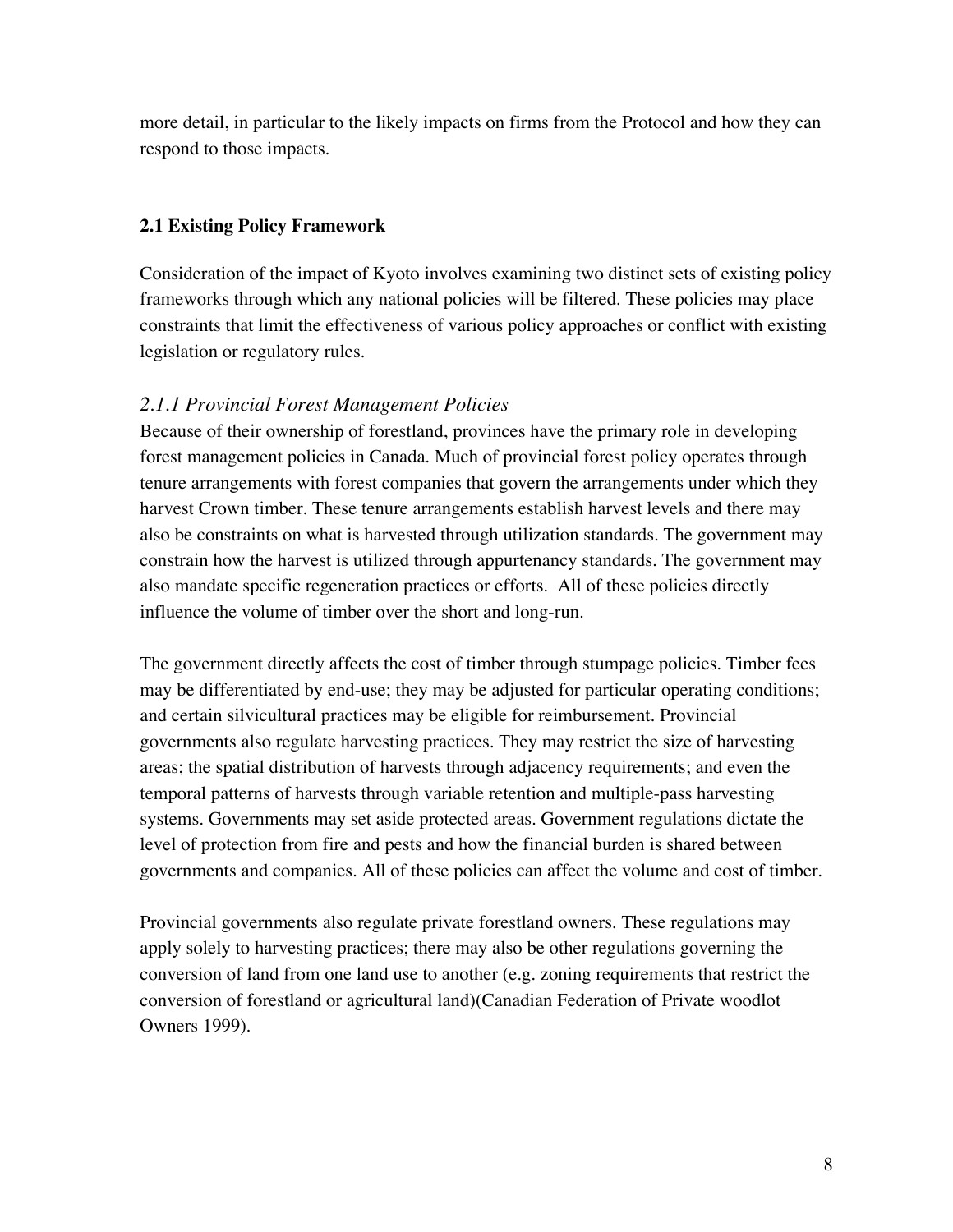more detail, in particular to the likely impacts on firms from the Protocol and how they can respond to those impacts.

## 2.1 Existing Policy Framework

Consideration of the impact of Kyoto involves examining two distinct sets of existing policy frameworks through which any national policies will be filtered. These policies may place constraints that limit the effectiveness of various policy approaches or conflict with existing legislation or regulatory rules.

### *2.1.1 Provincial Forest Management Policies*

Because of their ownership of forestland, provinces have the primary role in developing forest management policies in Canada. Much of provincial forest policy operates through tenure arrangements with forest companies that govern the arrangements under which they harvest Crown timber. These tenure arrangements establish harvest levels and there may also be constraints on what is harvested through utilization standards. The government may constrain how the harvest is utilized through appurtenancy standards. The government may also mandate specific regeneration practices or efforts. All of these policies directly influence the volume of timber over the short and long-run.

The government directly affects the cost of timber through stumpage policies. Timber fees may be differentiated by end-use; they may be adjusted for particular operating conditions; and certain silvicultural practices may be eligible for reimbursement. Provincial governments also regulate harvesting practices. They may restrict the size of harvesting areas; the spatial distribution of harvests through adjacency requirements; and even the temporal patterns of harvests through variable retention and multiple-pass harvesting systems. Governments may set aside protected areas. Government regulations dictate the level of protection from fire and pests and how the financial burden is shared between governments and companies. All of these policies can affect the volume and cost of timber.

Provincial governments also regulate private forestland owners. These regulations may apply solely to harvesting practices; there may also be other regulations governing the conversion of land from one land use to another (e.g. zoning requirements that restrict the conversion of forestland or agricultural land)(Canadian Federation of Private woodlot Owners 1999).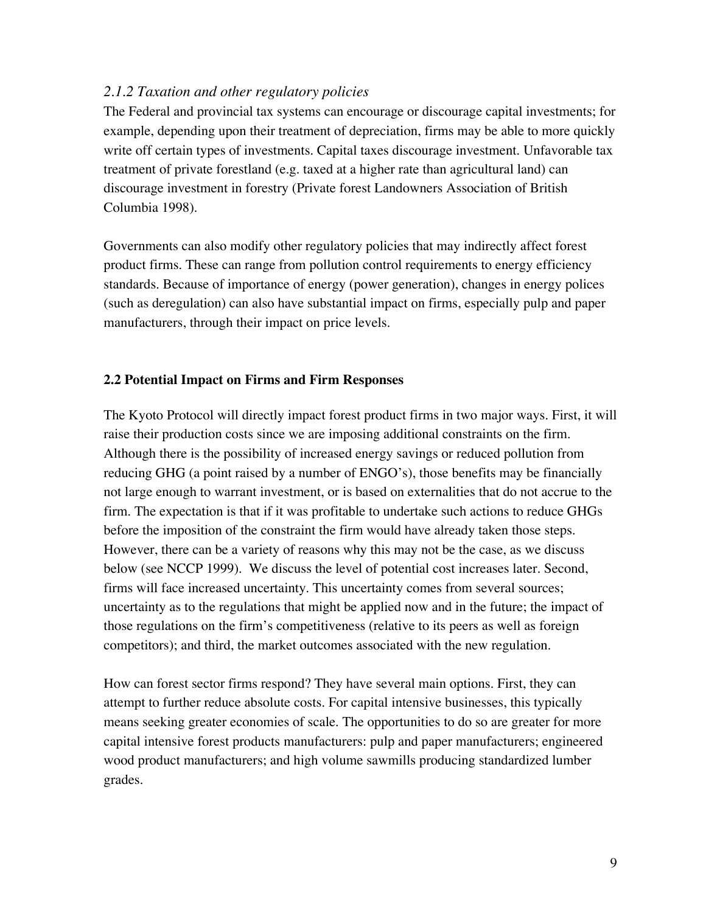### *2.1.2 Taxation and other regulatory policies*

The Federal and provincial tax systems can encourage or discourage capital investments; for example, depending upon their treatment of depreciation, firms may be able to more quickly write off certain types of investments. Capital taxes discourage investment. Unfavorable tax treatment of private forestland (e.g. taxed at a higher rate than agricultural land) can discourage investment in forestry (Private forest Landowners Association of British Columbia 1998).

Governments can also modify other regulatory policies that may indirectly affect forest product firms. These can range from pollution control requirements to energy efficiency standards. Because of importance of energy (power generation), changes in energy polices (such as deregulation) can also have substantial impact on firms, especially pulp and paper manufacturers, through their impact on price levels.

## **2.2 Potential Impact on Firms and Firm Responses**

The Kyoto Protocol will directly impact forest product firms in two major ways. First, it will raise their production costs since we are imposing additional constraints on the firm. Although there is the possibility of increased energy savings or reduced pollution from reducing GHG (a point raised by a number of ENGO's), those benefits may be financially not large enough to warrant investment, or is based on externalities that do not accrue to the firm. The expectation is that if it was profitable to undertake such actions to reduce GHGs before the imposition of the constraint the firm would have already taken those steps. However, there can be a variety of reasons why this may not be the case, as we discuss below (see NCCP 1999). We discuss the level of potential cost increases later. Second, firms will face increased uncertainty. This uncertainty comes from several sources; uncertainty as to the regulations that might be applied now and in the future; the impact of those regulations on the firm's competitiveness (relative to its peers as well as foreign competitors); and third, the market outcomes associated with the new regulation.

How can forest sector firms respond? They have several main options. First, they can attempt to further reduce absolute costs. For capital intensive businesses, this typically means seeking greater economies of scale. The opportunities to do so are greater for more capital intensive forest products manufacturers: pulp and paper manufacturers; engineered wood product manufacturers; and high volume sawmills producing standardized lumber grades.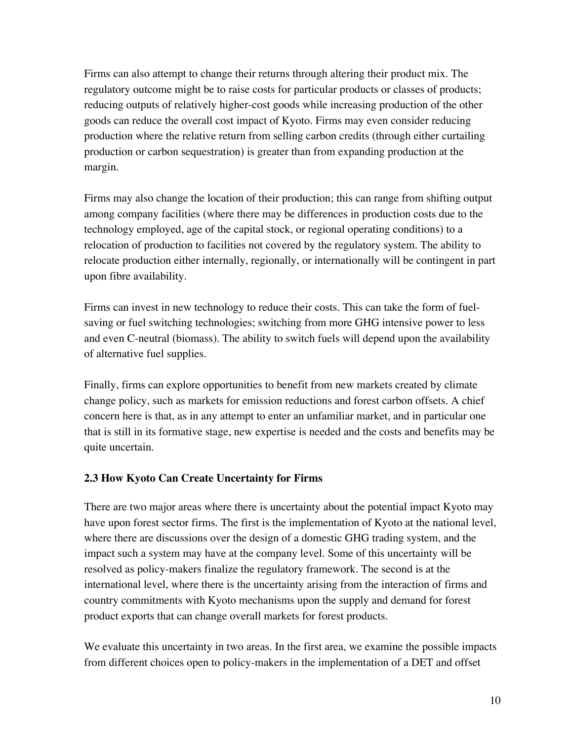Firms can also attempt to change their returns through altering their product mix. The regulatory outcome might be to raise costs for particular products or classes of products; reducing outputs of relatively higher-cost goods while increasing production of the other goods can reduce the overall cost impact of Kyoto. Firms may even consider reducing production where the relative return from selling carbon credits (through either curtailing production or carbon sequestration) is greater than from expanding production at the margin.

Firms may also change the location of their production; this can range from shifting output among company facilities (where there may be differences in production costs due to the technology employed, age of the capital stock, or regional operating conditions) to a relocation of production to facilities not covered by the regulatory system. The ability to relocate production either internally, regionally, or internationally will be contingent in part upon fibre availability.

Firms can invest in new technology to reduce their costs. This can take the form of fuel-saving or fuel switching technologies; switching from more GHG intensive power to less and even C-neutral (biomass). The ability to switch fuels will depend upon the availability of alternative fuel supplies.

Finally, firms can explore opportunities to benefit from new markets created by climate change policy, such as markets for emission reductions and forest carbon offsets. A chief concern here is that, as in any attempt to enter an unfamiliar market, and in particular one that is still in its formative stage, new expertise is needed and the costs and benefits may be quite uncertain.

### 2.3 How Kyoto Can Create Uncertainty for Firms

There are two major areas where there is uncertainty about the potential impact Kyoto may have upon forest sector firms. The first is the implementation of Kyoto at the national level, where there are discussions over the design of a domestic GHG trading system, and the impact such a system may have at the company level. Some of this uncertainty will be resolved as policy-makers finalize the regulatory framework. The second is at the international level, where there is the uncertainty arising from the interaction of firms and country commitments with Kyoto mechanisms upon the supply and demand for forest product exports that can change overall markets for forest products.

We evaluate this uncertainty in two areas. In the first area, we examine the possible impacts from different choices open to policy-makers in the implementation of a DET and offset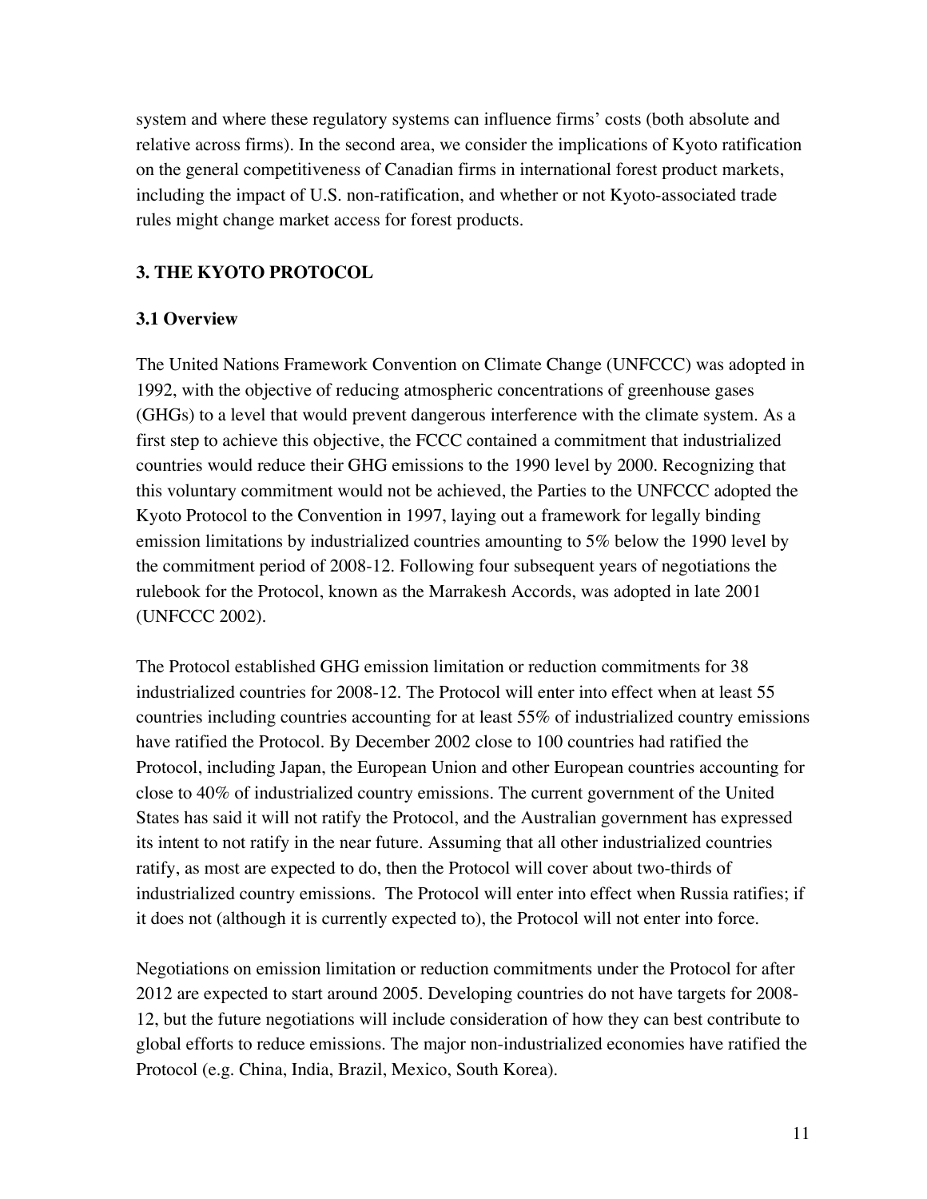system and where these regulatory systems can influence firms' costs (both absolute and relative across firms). In the second area, we consider the implications of Kyoto ratification on the general competitiveness of Canadian firms in international forest product markets, including the impact of U.S. non-ratification, and whether or not Kyoto-associated trade rules might change market access for forest products.

## 3. THE KYOTO PROTOCOL

### 3.1 Overview

The United Nations Framework Convention on Climate Change (UNFCCC) was adopted in 1992, with the objective of reducing atmospheric concentrations of greenhouse gases (GHGs) to a level that would prevent dangerous interference with the climate system. As a first step to achieve this objective, the FCCC contained a commitment that industrialized countries would reduce their GHG emissions to the 1990 level by 2000. Recognizing that this voluntary commitment would not be achieved, the Parties to the UNFCCC adopted the Kyoto Protocol to the Convention in 1997, laying out a framework for legally binding emission limitations by industrialized countries amounting to 5% below the 1990 level by the commitment period of 2008-12. Following four subsequent years of negotiations the rulebook for the Protocol, known as the Marrakesh Accords, was adopted in late 2001 (UNFCCC 2002).

The Protocol established GHG emission limitation or reduction commitments for 38 industrialized countries for 2008-12. The Protocol will enter into effect when at least 55 countries including countries accounting for at least 55% of industrialized country emissions have ratified the Protocol. By December 2002 close to 100 countries had ratified the Protocol, including Japan, the European Union and other European countries accounting for close to 40% of industrialized country emissions. The current government of the United States has said it will not ratify the Protocol, and the Australian government has expressed its intent to not ratify in the near future. Assuming that all other industrialized countries ratify, as most are expected to do, then the Protocol will cover about two-thirds of industrialized country emissions. The Protocol will enter into effect when Russia ratifies; if it does not (although it is currently expected to), the Protocol will not enter into force.

Negotiations on emission limitation or reduction commitments under the Protocol for after 2012 are expected to start around 2005. Developing countries do not have targets for 2008-12, but the future negotiations will include consideration of how they can best contribute to global efforts to reduce emissions. The major non-industrialized economies have ratified the Protocol (e.g. China, India, Brazil, Mexico, South Korea).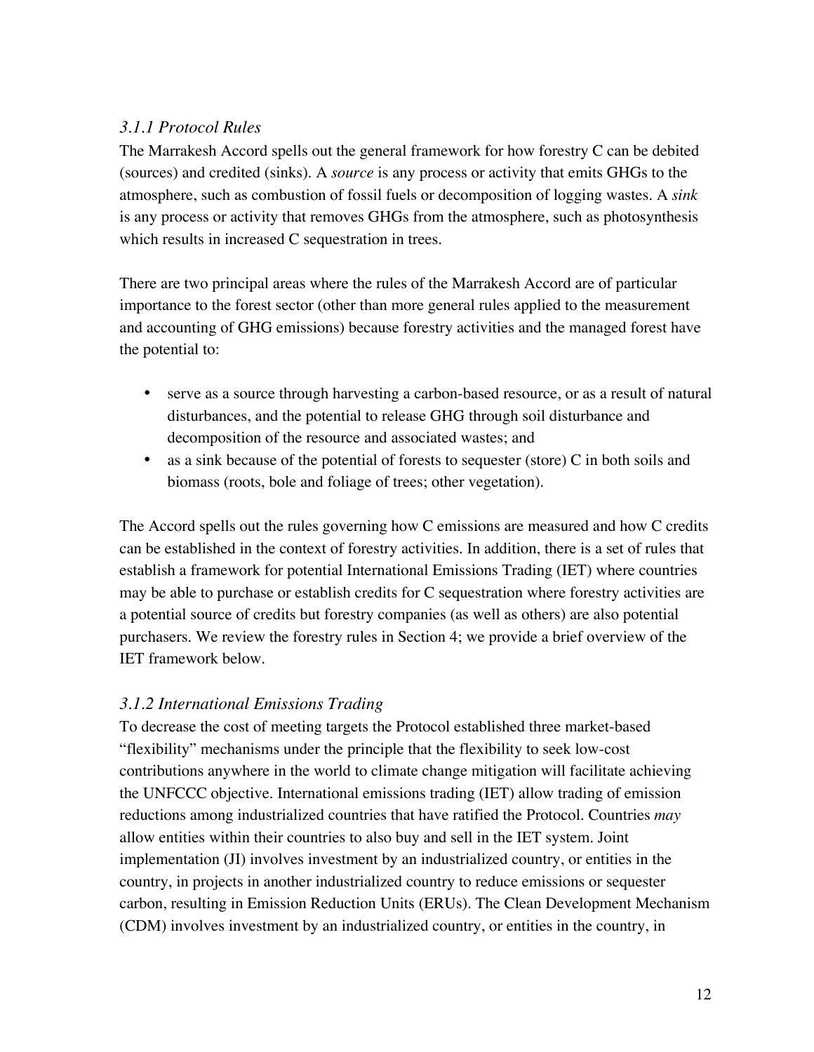### *3.1.1 Protocol Rules*

The Marrakesh Accord spells out the general framework for how forestry C can be debited (sources) and credited (sinks). A *source* is any process or activity that emits GHGs to the atmosphere, such as combustion of fossil fuels or decomposition of logging wastes. A *sink* is any process or activity that removes GHGs from the atmosphere, such as photosynthesis which results in increased C sequestration in trees.

There are two principal areas where the rules of the Marrakesh Accord are of particular importance to the forest sector (other than more general rules applied to the measurement and accounting of GHG emissions) because forestry activities and the managed forest have the potential to:

- serve as a source through harvesting a carbon-based resource, or as a result of natural disturbances, and the potential to release GHG through soil disturbance and decomposition of the resource and associated wastes; and
- as a sink because of the potential of forests to sequester (store) C in both soils and biomass (roots, bole and foliage of trees; other vegetation).

The Accord spells out the rules governing how C emissions are measured and how C credits can be established in the context of forestry activities. In addition, there is a set of rules that establish a framework for potential International Emissions Trading (IET) where countries may be able to purchase or establish credits for C sequestration where forestry activities are a potential source of credits but forestry companies (as well as others) are also potential purchasers. We review the forestry rules in Section 4; we provide a brief overview of the IET framework below.

### *3.1.2 International Emissions Trading*

To decrease the cost of meeting targets the Protocol established three market-based "flexibility" mechanisms under the principle that the flexibility to seek low-cost contributions anywhere in the world to climate change mitigation will facilitate achieving the UNFCCC objective. International emissions trading (IET) allow trading of emission reductions among industrialized countries that have ratified the Protocol. Countries *may* allow entities within their countries to also buy and sell in the IET system. Joint implementation (JI) involves investment by an industrialized country, or entities in the country, in projects in another industrialized country to reduce emissions or sequester carbon, resulting in Emission Reduction Units (ERUs). The Clean Development Mechanism (CDM) involves investment by an industrialized country, or entities in the country, in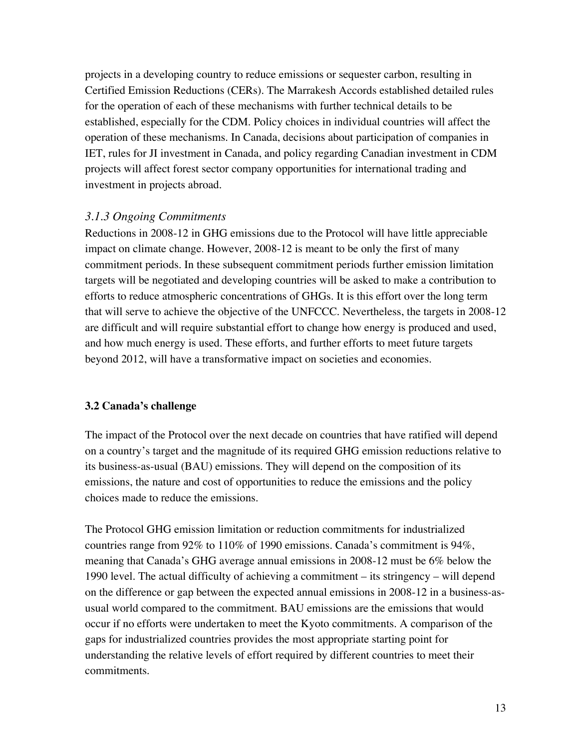projects in a developing country to reduce emissions or sequester carbon, resulting in Certified Emission Reductions (CERs). The Marrakesh Accords established detailed rules for the operation of each of these mechanisms with further technical details to be established, especially for the CDM. Policy choices in individual countries will affect the operation of these mechanisms. In Canada, decisions about participation of companies in IET, rules for JI investment in Canada, and policy regarding Canadian investment in CDM projects will affect forest sector company opportunities for international trading and investment in projects abroad.

### *3.1.3 Ongoing Commitments*

Reductions in 2008-12 in GHG emissions due to the Protocol will have little appreciable impact on climate change. However, 2008-12 is meant to be only the first of many commitment periods. In these subsequent commitment periods further emission limitation targets will be negotiated and developing countries will be asked to make a contribution to efforts to reduce atmospheric concentrations of GHGs. It is this effort over the long term that will serve to achieve the objective of the UNFCCC. Nevertheless, the targets in 2008-12 are difficult and will require substantial effort to change how energy is produced and used, and how much energy is used. These efforts, and further efforts to meet future targets beyond 2012, will have a transformative impact on societies and economies.

## 3.2 Canada's challenge

The impact of the Protocol over the next decade on countries that have ratified will depend on a country's target and the magnitude of its required GHG emission reductions relative to its business-as-usual (BAU) emissions. They will depend on the composition of its emissions, the nature and cost of opportunities to reduce the emissions and the policy choices made to reduce the emissions.

The Protocol GHG emission limitation or reduction commitments for industrialized countries range from 92% to 110% of 1990 emissions. Canada's commitment is 94%, meaning that Canada's GHG average annual emissions in 2008-12 must be 6% below the 1990 level. The actual difficulty of achieving a commitment – its stringency – will depend on the difference or gap between the expected annual emissions in 2008-12 in a business-as-usual world compared to the commitment. BAU emissions are the emissions that would occur if no efforts were undertaken to meet the Kyoto commitments. A comparison of the gaps for industrialized countries provides the most appropriate starting point for understanding the relative levels of effort required by different countries to meet their commitments.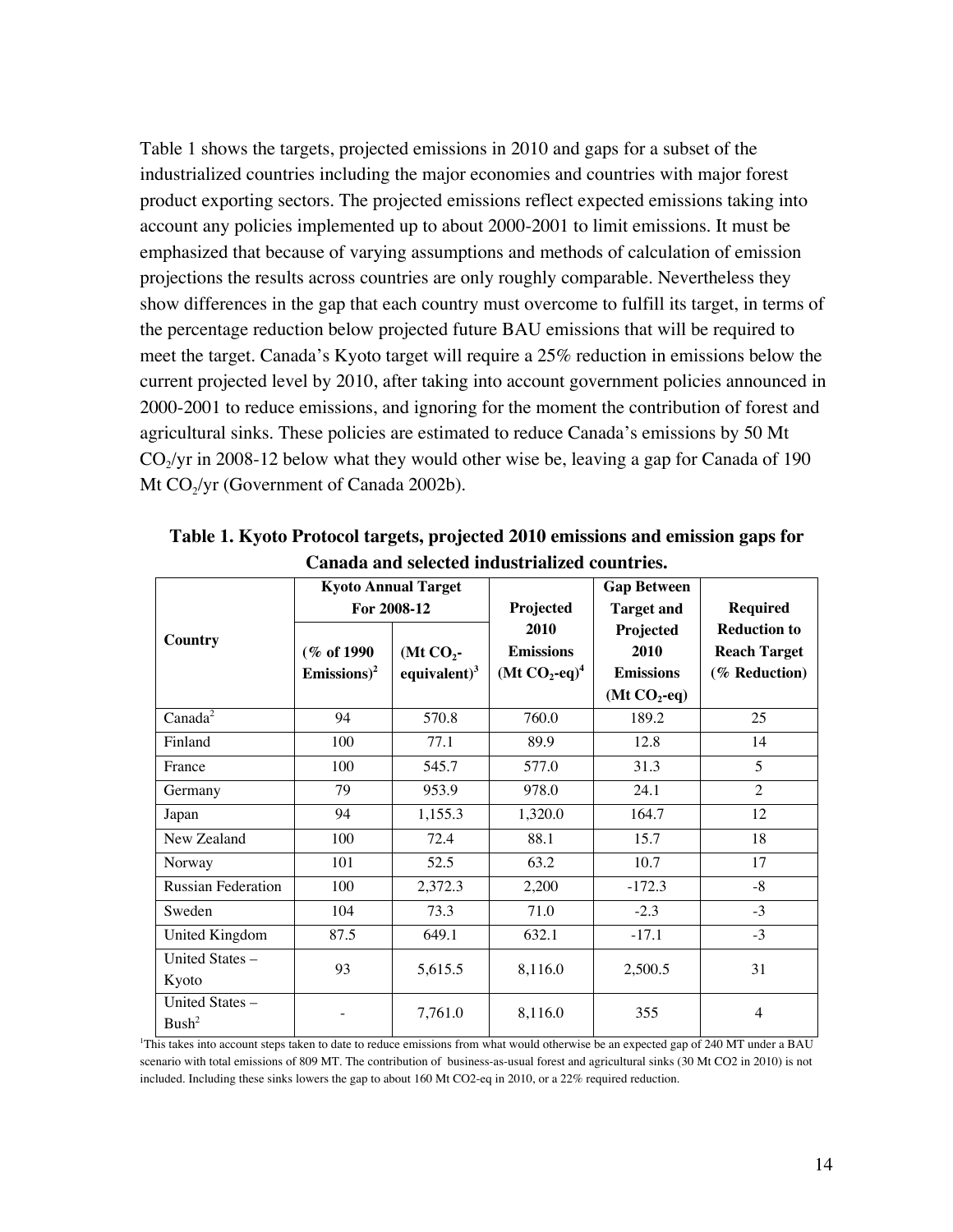Table 1 shows the targets, projected emissions in 2010 and gaps for a subset of the industrialized countries including the major economies and countries with major forest product exporting sectors. The projected emissions reflect expected emissions taking into account any policies implemented up to about 2000-2001 to limit emissions. It must be emphasized that because of varying assumptions and methods of calculation of emission projections the results across countries are only roughly comparable. Nevertheless they show differences in the gap that each country must overcome to fulfill its target, in terms of the percentage reduction below projected future BAU emissions that will be required to meet the target. Canada's Kyoto target will require a 25% reduction in emissions below the current projected level by 2010, after taking into account government policies announced in 2000-2001 to reduce emissions, and ignoring for the moment the contribution of forest and agricultural sinks. These policies are estimated to reduce Canada's emissions by 50 Mt $CO_2$/yr in 2008-12 below what they would other wise be, leaving a gap for Canada of 190 Mt $CO_2$/yr (Government of Canada 2002b).

**Table 1. Kyoto Protocol targets, projected 2010 emissions and emission gaps for Canada and selected industrialized countries.**

| Country | Kyoto Annual Target For 2008-12 | | Projected 2010 Emissions (Mt $CO_2$-eq)[4] | Gap Between Target and Projected 2010 Emissions (Mt $CO_2$-eq) | Required Reduction to Reach Target (% Reduction) |
|---|---|---|---|---|---|
| | (% of 1990 Emissions)[2] | (Mt $CO_2$-equivalent)[3] | | | |
| Canada[2] | 94 | 570.8 | 760.0 | 189.2 | 25 |
| Finland | 100 | 77.1 | 89.9 | 12.8 | 14 |
| France | 100 | 545.7 | 577.0 | 31.3 | 5 |
| Germany | 79 | 953.9 | 978.0 | 24.1 | 2 |
| Japan | 94 | 1,155.3 | 1,320.0 | 164.7 | 12 |
| New Zealand | 100 | 72.4 | 88.1 | 15.7 | 18 |
| Norway | 101 | 52.5 | 63.2 | 10.7 | 17 |
| Russian Federation | 100 | 2,372.3 | 2,200 | -172.3 | -8 |
| Sweden | 104 | 73.3 | 71.0 | -2.3 | -3 |
| United Kingdom | 87.5 | 649.1 | 632.1 | -17.1 | -3 |
| United States – Kyoto | 93 | 5,615.5 | 8,116.0 | 2,500.5 | 31 |
| United States – Bush[2] | - | 7,761.0 | 8,116.0 | 355 | 4 |

[1]This takes into account steps taken to date to reduce emissions from what would otherwise be an expected gap of 240 MT under a BAU scenario with total emissions of 809 MT. The contribution of business-as-usual forest and agricultural sinks (30 Mt CO2 in 2010) is not included. Including these sinks lowers the gap to about 160 Mt CO2-eq in 2010, or a 22% required reduction.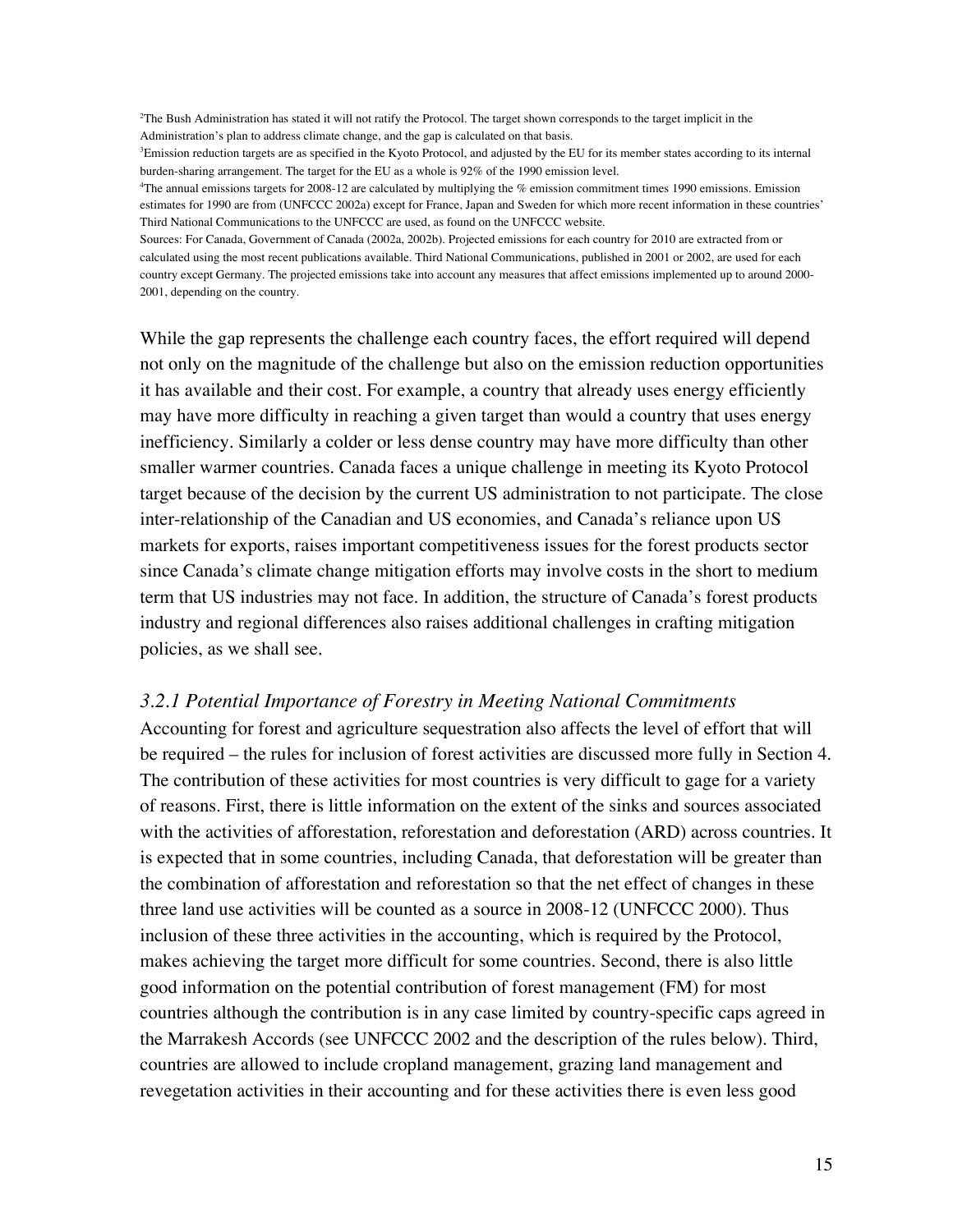[2]The Bush Administration has stated it will not ratify the Protocol. The target shown corresponds to the target implicit in the Administration's plan to address climate change, and the gap is calculated on that basis.
[3]Emission reduction targets are as specified in the Kyoto Protocol, and adjusted by the EU for its member states according to its internal burden-sharing arrangement. The target for the EU as a whole is 92% of the 1990 emission level.
[4]The annual emissions targets for 2008-12 are calculated by multiplying the % emission commitment times 1990 emissions. Emission estimates for 1990 are from (UNFCCC 2002a) except for France, Japan and Sweden for which more recent information in these countries' Third National Communications to the UNFCCC are used, as found on the UNFCCC website.
Sources: For Canada, Government of Canada (2002a, 2002b). Projected emissions for each country for 2010 are extracted from or calculated using the most recent publications available. Third National Communications, published in 2001 or 2002, are used for each country except Germany. The projected emissions take into account any measures that affect emissions implemented up to around 2000-2001, depending on the country.

While the gap represents the challenge each country faces, the effort required will depend not only on the magnitude of the challenge but also on the emission reduction opportunities it has available and their cost. For example, a country that already uses energy efficiently may have more difficulty in reaching a given target than would a country that uses energy inefficiency. Similarly a colder or less dense country may have more difficulty than other smaller warmer countries. Canada faces a unique challenge in meeting its Kyoto Protocol target because of the decision by the current US administration to not participate. The close inter-relationship of the Canadian and US economies, and Canada's reliance upon US markets for exports, raises important competitiveness issues for the forest products sector since Canada's climate change mitigation efforts may involve costs in the short to medium term that US industries may not face. In addition, the structure of Canada's forest products industry and regional differences also raises additional challenges in crafting mitigation policies, as we shall see.

### *3.2.1 Potential Importance of Forestry in Meeting National Commitments*

Accounting for forest and agriculture sequestration also affects the level of effort that will be required – the rules for inclusion of forest activities are discussed more fully in Section 4. The contribution of these activities for most countries is very difficult to gage for a variety of reasons. First, there is little information on the extent of the sinks and sources associated with the activities of afforestation, reforestation and deforestation (ARD) across countries. It is expected that in some countries, including Canada, that deforestation will be greater than the combination of afforestation and reforestation so that the net effect of changes in these three land use activities will be counted as a source in 2008-12 (UNFCCC 2000). Thus inclusion of these three activities in the accounting, which is required by the Protocol, makes achieving the target more difficult for some countries. Second, there is also little good information on the potential contribution of forest management (FM) for most countries although the contribution is in any case limited by country-specific caps agreed in the Marrakesh Accords (see UNFCCC 2002 and the description of the rules below). Third, countries are allowed to include cropland management, grazing land management and revegetation activities in their accounting and for these activities there is even less good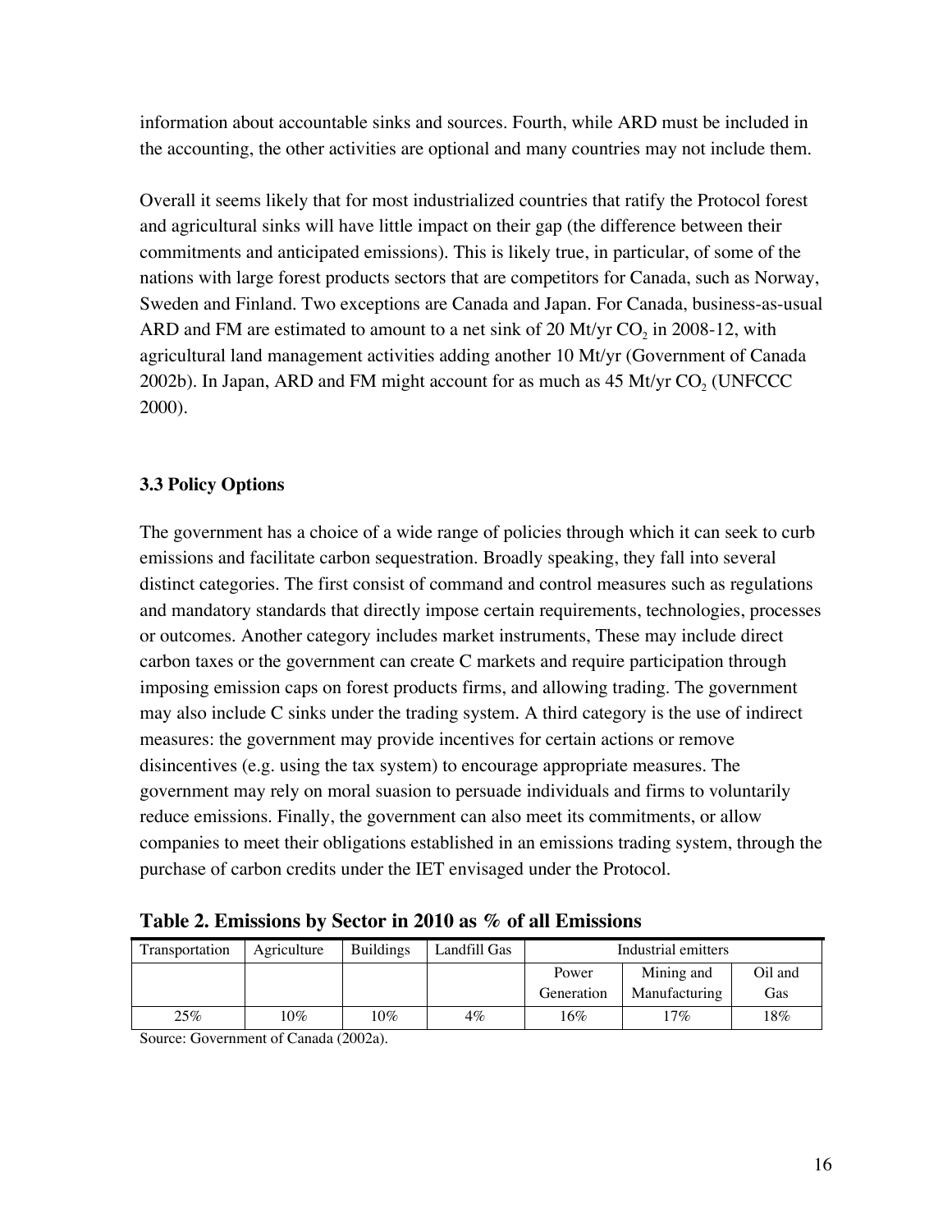information about accountable sinks and sources. Fourth, while ARD must be included in the accounting, the other activities are optional and many countries may not include them.

Overall it seems likely that for most industrialized countries that ratify the Protocol forest and agricultural sinks will have little impact on their gap (the difference between their commitments and anticipated emissions). This is likely true, in particular, of some of the nations with large forest products sectors that are competitors for Canada, such as Norway, Sweden and Finland. Two exceptions are Canada and Japan. For Canada, business-as-usual ARD and FM are estimated to amount to a net sink of 20 Mt/yr $CO_2$ in 2008-12, with agricultural land management activities adding another 10 Mt/yr (Government of Canada 2002b). In Japan, ARD and FM might account for as much as 45 Mt/yr $CO_2$ (UNFCCC 2000).

### 3.3 Policy Options

The government has a choice of a wide range of policies through which it can seek to curb emissions and facilitate carbon sequestration. Broadly speaking, they fall into several distinct categories. The first consist of command and control measures such as regulations and mandatory standards that directly impose certain requirements, technologies, processes or outcomes. Another category includes market instruments, These may include direct carbon taxes or the government can create C markets and require participation through imposing emission caps on forest products firms, and allowing trading. The government may also include C sinks under the trading system. A third category is the use of indirect measures: the government may provide incentives for certain actions or remove disincentives (e.g. using the tax system) to encourage appropriate measures. The government may rely on moral suasion to persuade individuals and firms to voluntarily reduce emissions. Finally, the government can also meet its commitments, or allow companies to meet their obligations established in an emissions trading system, through the purchase of carbon credits under the IET envisaged under the Protocol.

**Table 2. Emissions by Sector in 2010 as % of all Emissions**

| Transportation | Agriculture | Buildings | Landfill Gas | Industrial emitters | | |
|---|---|---|---|---|---|---|
| | | | | Power Generation | Mining and Manufacturing | Oil and Gas |
| 25% | 10% | 10% | 4% | 16% | 17% | 18% |

Source: Government of Canada (2002a).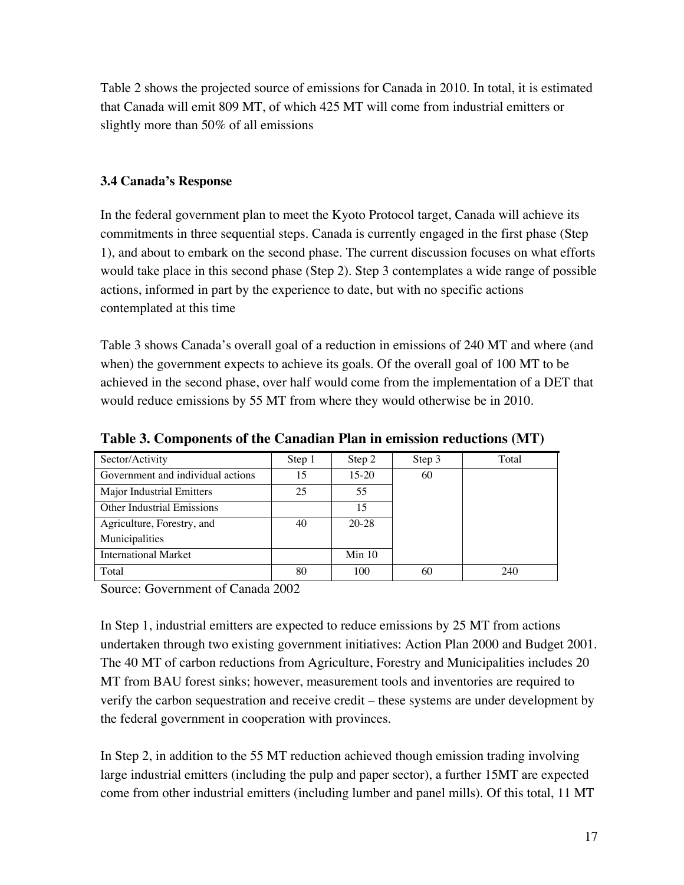Table 2 shows the projected source of emissions for Canada in 2010. In total, it is estimated that Canada will emit 809 MT, of which 425 MT will come from industrial emitters or slightly more than 50% of all emissions

### 3.4 Canada's Response

In the federal government plan to meet the Kyoto Protocol target, Canada will achieve its commitments in three sequential steps. Canada is currently engaged in the first phase (Step 1), and about to embark on the second phase. The current discussion focuses on what efforts would take place in this second phase (Step 2). Step 3 contemplates a wide range of possible actions, informed in part by the experience to date, but with no specific actions contemplated at this time

Table 3 shows Canada's overall goal of a reduction in emissions of 240 MT and where (and when) the government expects to achieve its goals. Of the overall goal of 100 MT to be achieved in the second phase, over half would come from the implementation of a DET that would reduce emissions by 55 MT from where they would otherwise be in 2010.

**Table 3. Components of the Canadian Plan in emission reductions (MT)**

| Sector/Activity | Step 1 | Step 2 | Step 3 | Total |
|---|---|---|---|---|
| Government and individual actions | 15 | 15-20 | 60 | |
| Major Industrial Emitters | 25 | 55 | | |
| Other Industrial Emissions | | 15 | | |
| Agriculture, Forestry, and Municipalities | 40 | 20-28 | | |
| International Market | | Min 10 | | |
| Total | 80 | 100 | 60 | 240 |

Source: Government of Canada 2002

In Step 1, industrial emitters are expected to reduce emissions by 25 MT from actions undertaken through two existing government initiatives: Action Plan 2000 and Budget 2001. The 40 MT of carbon reductions from Agriculture, Forestry and Municipalities includes 20 MT from BAU forest sinks; however, measurement tools and inventories are required to verify the carbon sequestration and receive credit – these systems are under development by the federal government in cooperation with provinces.

In Step 2, in addition to the 55 MT reduction achieved though emission trading involving large industrial emitters (including the pulp and paper sector), a further 15MT are expected come from other industrial emitters (including lumber and panel mills). Of this total, 11 MT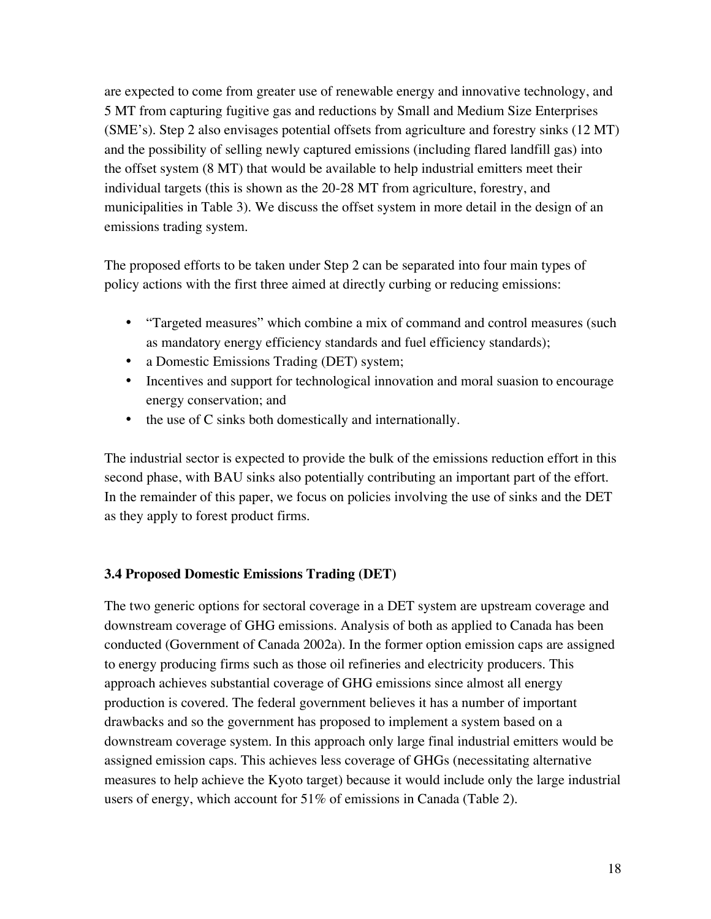are expected to come from greater use of renewable energy and innovative technology, and 5 MT from capturing fugitive gas and reductions by Small and Medium Size Enterprises (SME's). Step 2 also envisages potential offsets from agriculture and forestry sinks (12 MT) and the possibility of selling newly captured emissions (including flared landfill gas) into the offset system (8 MT) that would be available to help industrial emitters meet their individual targets (this is shown as the 20-28 MT from agriculture, forestry, and municipalities in Table 3). We discuss the offset system in more detail in the design of an emissions trading system.

The proposed efforts to be taken under Step 2 can be separated into four main types of policy actions with the first three aimed at directly curbing or reducing emissions:

- "Targeted measures" which combine a mix of command and control measures (such as mandatory energy efficiency standards and fuel efficiency standards);
- a Domestic Emissions Trading (DET) system;
- Incentives and support for technological innovation and moral suasion to encourage energy conservation; and
- the use of C sinks both domestically and internationally.

The industrial sector is expected to provide the bulk of the emissions reduction effort in this second phase, with BAU sinks also potentially contributing an important part of the effort. In the remainder of this paper, we focus on policies involving the use of sinks and the DET as they apply to forest product firms.

### 3.4 Proposed Domestic Emissions Trading (DET)

The two generic options for sectoral coverage in a DET system are upstream coverage and downstream coverage of GHG emissions. Analysis of both as applied to Canada has been conducted (Government of Canada 2002a). In the former option emission caps are assigned to energy producing firms such as those oil refineries and electricity producers. This approach achieves substantial coverage of GHG emissions since almost all energy production is covered. The federal government believes it has a number of important drawbacks and so the government has proposed to implement a system based on a downstream coverage system. In this approach only large final industrial emitters would be assigned emission caps. This achieves less coverage of GHGs (necessitating alternative measures to help achieve the Kyoto target) because it would include only the large industrial users of energy, which account for 51% of emissions in Canada (Table 2).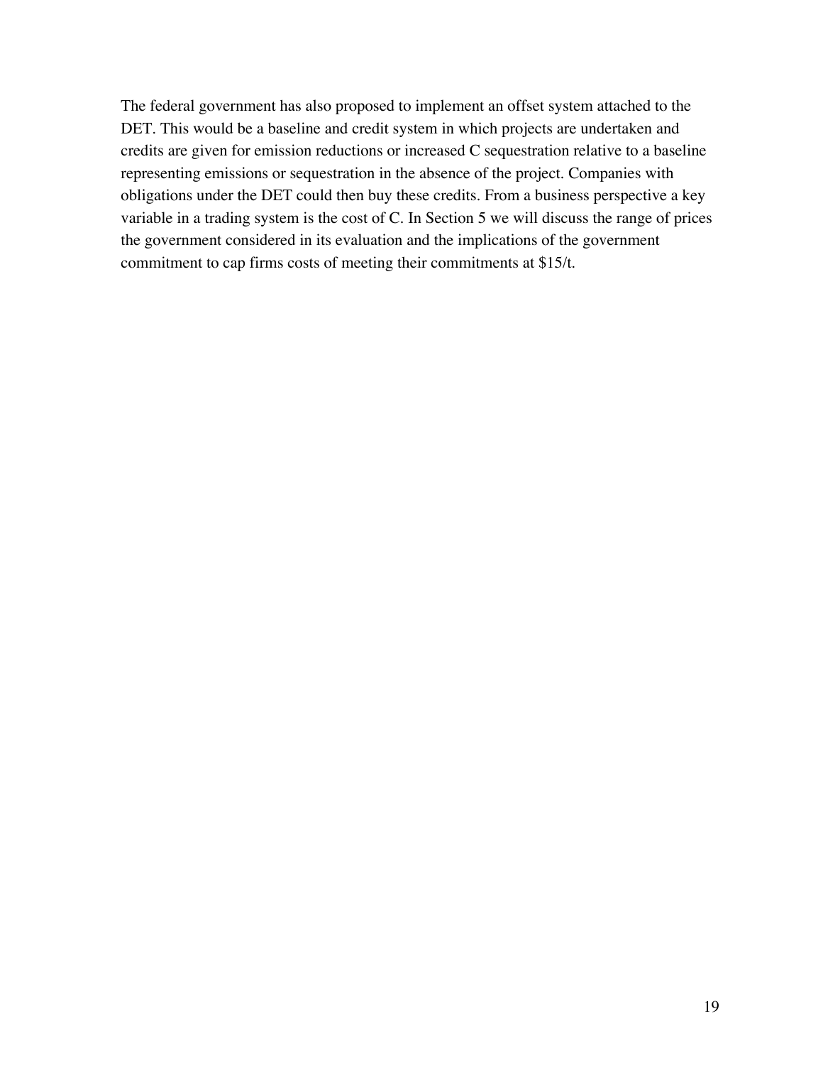The federal government has also proposed to implement an offset system attached to the DET. This would be a baseline and credit system in which projects are undertaken and credits are given for emission reductions or increased C sequestration relative to a baseline representing emissions or sequestration in the absence of the project. Companies with obligations under the DET could then buy these credits. From a business perspective a key variable in a trading system is the cost of C. In Section 5 we will discuss the range of prices the government considered in its evaluation and the implications of the government commitment to cap firms costs of meeting their commitments at $15/t.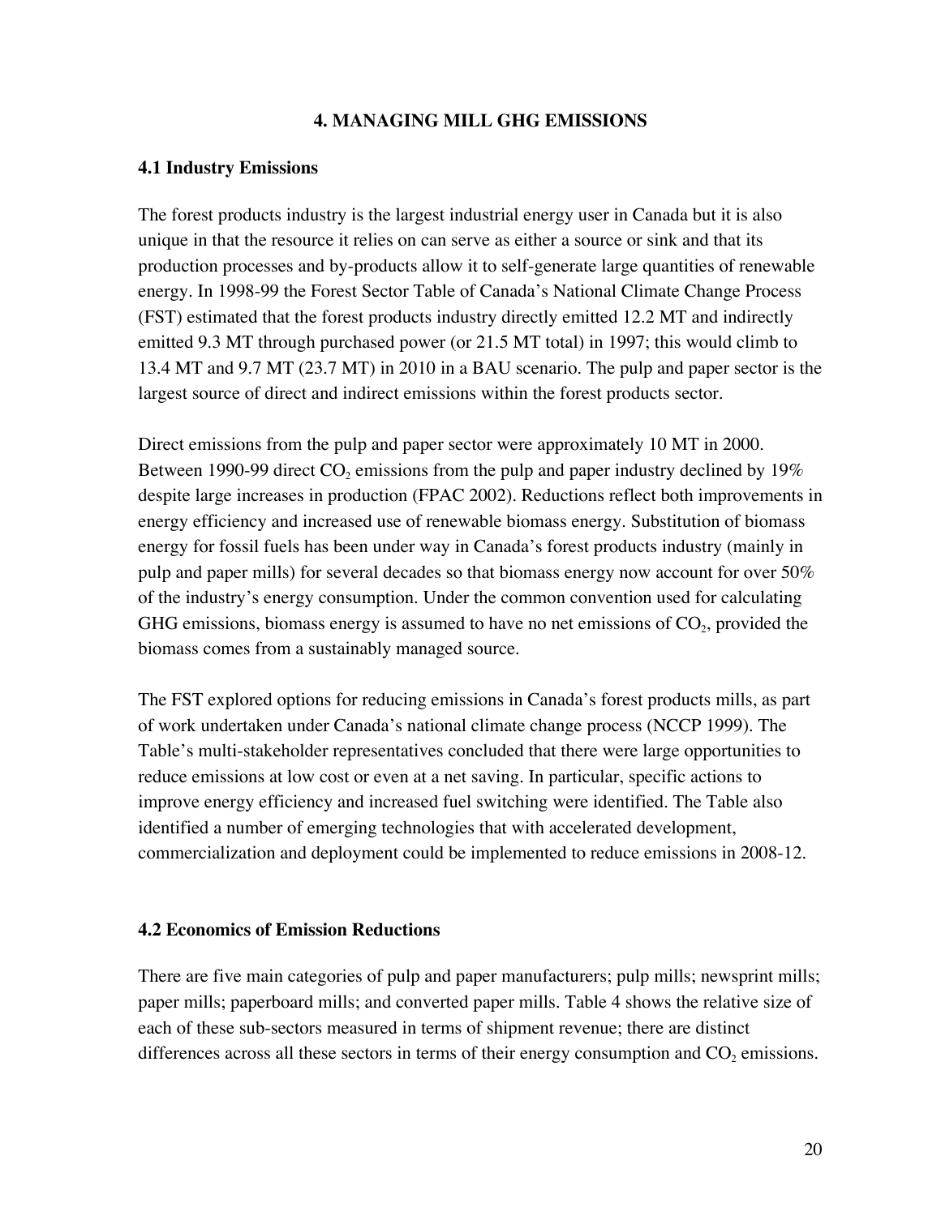## 4. MANAGING MILL GHG EMISSIONS

### 4.1 Industry Emissions

The forest products industry is the largest industrial energy user in Canada but it is also unique in that the resource it relies on can serve as either a source or sink and that its production processes and by-products allow it to self-generate large quantities of renewable energy. In 1998-99 the Forest Sector Table of Canada's National Climate Change Process (FST) estimated that the forest products industry directly emitted 12.2 MT and indirectly emitted 9.3 MT through purchased power (or 21.5 MT total) in 1997; this would climb to 13.4 MT and 9.7 MT (23.7 MT) in 2010 in a BAU scenario. The pulp and paper sector is the largest source of direct and indirect emissions within the forest products sector.

Direct emissions from the pulp and paper sector were approximately 10 MT in 2000. Between 1990-99 direct $CO_2$ emissions from the pulp and paper industry declined by 19% despite large increases in production (FPAC 2002). Reductions reflect both improvements in energy efficiency and increased use of renewable biomass energy. Substitution of biomass energy for fossil fuels has been under way in Canada's forest products industry (mainly in pulp and paper mills) for several decades so that biomass energy now account for over 50% of the industry's energy consumption. Under the common convention used for calculating GHG emissions, biomass energy is assumed to have no net emissions of $CO_2$, provided the biomass comes from a sustainably managed source.

The FST explored options for reducing emissions in Canada's forest products mills, as part of work undertaken under Canada's national climate change process (NCCP 1999). The Table's multi-stakeholder representatives concluded that there were large opportunities to reduce emissions at low cost or even at a net saving. In particular, specific actions to improve energy efficiency and increased fuel switching were identified. The Table also identified a number of emerging technologies that with accelerated development, commercialization and deployment could be implemented to reduce emissions in 2008-12.

### 4.2 Economics of Emission Reductions

There are five main categories of pulp and paper manufacturers; pulp mills; newsprint mills; paper mills; paperboard mills; and converted paper mills. Table 4 shows the relative size of each of these sub-sectors measured in terms of shipment revenue; there are distinct differences across all these sectors in terms of their energy consumption and $CO_2$ emissions.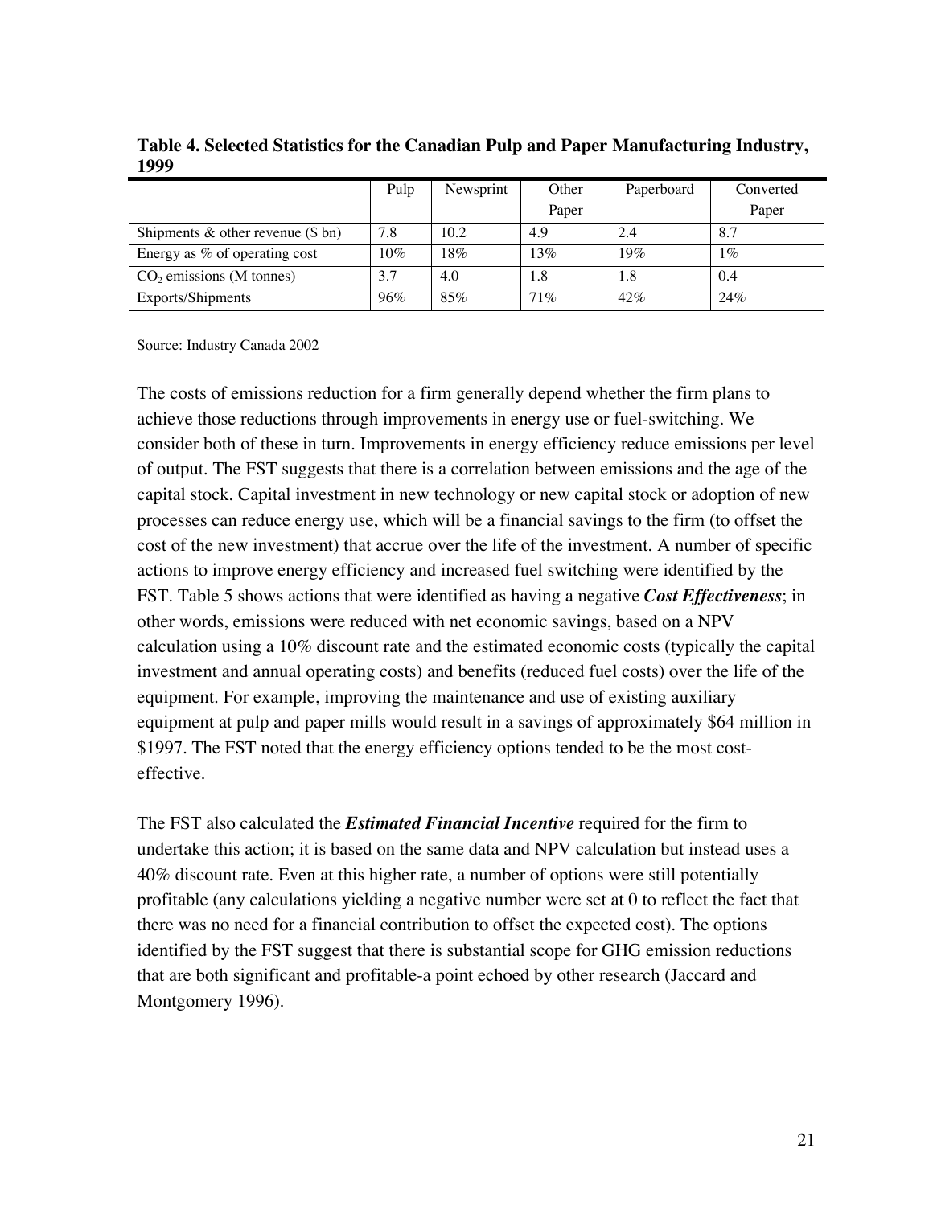**Table 4. Selected Statistics for the Canadian Pulp and Paper Manufacturing Industry, 1999**

| | Pulp | Newsprint | Other Paper | Paperboard | Converted Paper |
|---|---|---|---|---|---|
| Shipments & other revenue ($ bn) | 7.8 | 10.2 | 4.9 | 2.4 | 8.7 |
| Energy as % of operating cost | 10% | 18% | 13% | 19% | 1% |
| $CO_2$ emissions (M tonnes) | 3.7 | 4.0 | 1.8 | 1.8 | 0.4 |
| Exports/Shipments | 96% | 85% | 71% | 42% | 24% |

Source: Industry Canada 2002

The costs of emissions reduction for a firm generally depend whether the firm plans to achieve those reductions through improvements in energy use or fuel-switching. We consider both of these in turn. Improvements in energy efficiency reduce emissions per level of output. The FST suggests that there is a correlation between emissions and the age of the capital stock. Capital investment in new technology or new capital stock or adoption of new processes can reduce energy use, which will be a financial savings to the firm (to offset the cost of the new investment) that accrue over the life of the investment. A number of specific actions to improve energy efficiency and increased fuel switching were identified by the FST. Table 5 shows actions that were identified as having a negative ***Cost Effectiveness***; in other words, emissions were reduced with net economic savings, based on a NPV calculation using a 10% discount rate and the estimated economic costs (typically the capital investment and annual operating costs) and benefits (reduced fuel costs) over the life of the equipment. For example, improving the maintenance and use of existing auxiliary equipment at pulp and paper mills would result in a savings of approximately $64 million in $1997. The FST noted that the energy efficiency options tended to be the most cost-effective.

The FST also calculated the ***Estimated Financial Incentive*** required for the firm to undertake this action; it is based on the same data and NPV calculation but instead uses a 40% discount rate. Even at this higher rate, a number of options were still potentially profitable (any calculations yielding a negative number were set at 0 to reflect the fact that there was no need for a financial contribution to offset the expected cost). The options identified by the FST suggest that there is substantial scope for GHG emission reductions that are both significant and profitable-a point echoed by other research (Jaccard and Montgomery 1996).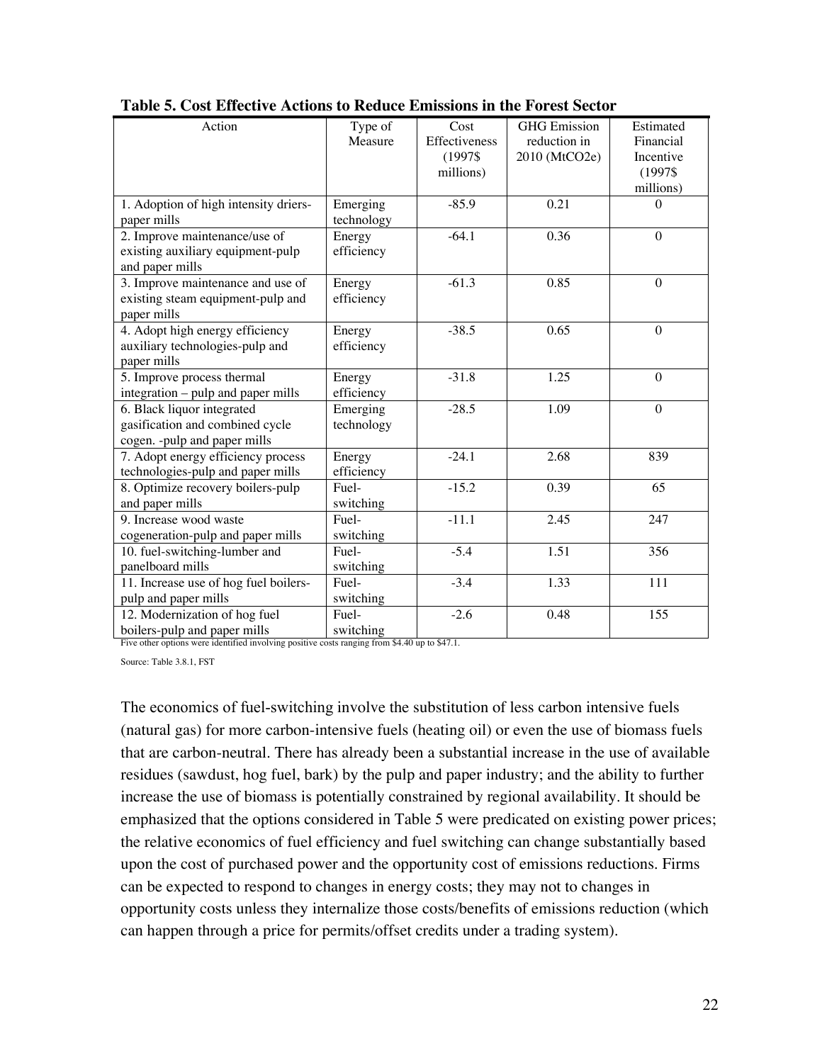**Table 5. Cost Effective Actions to Reduce Emissions in the Forest Sector**

| Action | Type of Measure | Cost Effectiveness (1997$ millions) | GHG Emission reduction in 2010 (MtCO2e) | Estimated Financial Incentive (1997$ millions) |
|---|---|---|---|---|
| 1. Adoption of high intensity driers-paper mills | Emerging technology | -85.9 | 0.21 | 0 |
| 2. Improve maintenance/use of existing auxiliary equipment-pulp and paper mills | Energy efficiency | -64.1 | 0.36 | 0 |
| 3. Improve maintenance and use of existing steam equipment-pulp and paper mills | Energy efficiency | -61.3 | 0.85 | 0 |
| 4. Adopt high energy efficiency auxiliary technologies-pulp and paper mills | Energy efficiency | -38.5 | 0.65 | 0 |
| 5. Improve process thermal integration – pulp and paper mills | Energy efficiency | -31.8 | 1.25 | 0 |
| 6. Black liquor integrated gasification and combined cycle cogen. -pulp and paper mills | Emerging technology | -28.5 | 1.09 | 0 |
| 7. Adopt energy efficiency process technologies-pulp and paper mills | Energy efficiency | -24.1 | 2.68 | 839 |
| 8. Optimize recovery boilers-pulp and paper mills | Fuel-switching | -15.2 | 0.39 | 65 |
| 9. Increase wood waste cogeneration-pulp and paper mills | Fuel-switching | -11.1 | 2.45 | 247 |
| 10. fuel-switching-lumber and panelboard mills | Fuel-switching | -5.4 | 1.51 | 356 |
| 11. Increase use of hog fuel boilers-pulp and paper mills | Fuel-switching | -3.4 | 1.33 | 111 |
| 12. Modernization of hog fuel boilers-pulp and paper mills | Fuel-switching | -2.6 | 0.48 | 155 |

Five other options were identified involving positive costs ranging from $4.40 up to $47.1.

Source: Table 3.8.1, FST

The economics of fuel-switching involve the substitution of less carbon intensive fuels (natural gas) for more carbon-intensive fuels (heating oil) or even the use of biomass fuels that are carbon-neutral. There has already been a substantial increase in the use of available residues (sawdust, hog fuel, bark) by the pulp and paper industry; and the ability to further increase the use of biomass is potentially constrained by regional availability. It should be emphasized that the options considered in Table 5 were predicated on existing power prices; the relative economics of fuel efficiency and fuel switching can change substantially based upon the cost of purchased power and the opportunity cost of emissions reductions. Firms can be expected to respond to changes in energy costs; they may not to changes in opportunity costs unless they internalize those costs/benefits of emissions reduction (which can happen through a price for permits/offset credits under a trading system).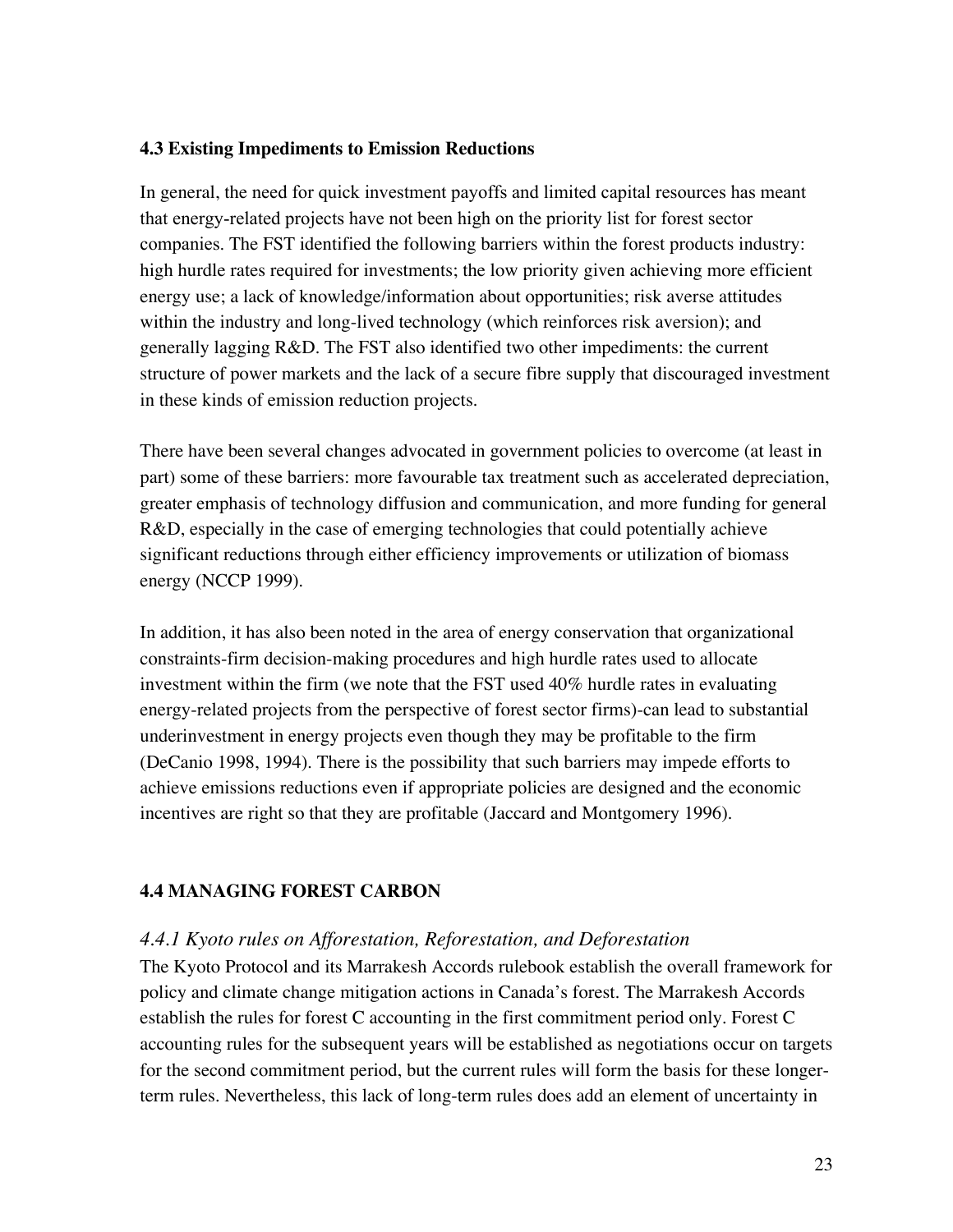### 4.3 Existing Impediments to Emission Reductions

In general, the need for quick investment payoffs and limited capital resources has meant that energy-related projects have not been high on the priority list for forest sector companies. The FST identified the following barriers within the forest products industry: high hurdle rates required for investments; the low priority given achieving more efficient energy use; a lack of knowledge/information about opportunities; risk averse attitudes within the industry and long-lived technology (which reinforces risk aversion); and generally lagging R&D. The FST also identified two other impediments: the current structure of power markets and the lack of a secure fibre supply that discouraged investment in these kinds of emission reduction projects.

There have been several changes advocated in government policies to overcome (at least in part) some of these barriers: more favourable tax treatment such as accelerated depreciation, greater emphasis of technology diffusion and communication, and more funding for general R&D, especially in the case of emerging technologies that could potentially achieve significant reductions through either efficiency improvements or utilization of biomass energy (NCCP 1999).

In addition, it has also been noted in the area of energy conservation that organizational constraints-firm decision-making procedures and high hurdle rates used to allocate investment within the firm (we note that the FST used 40% hurdle rates in evaluating energy-related projects from the perspective of forest sector firms)-can lead to substantial underinvestment in energy projects even though they may be profitable to the firm (DeCanio 1998, 1994). There is the possibility that such barriers may impede efforts to achieve emissions reductions even if appropriate policies are designed and the economic incentives are right so that they are profitable (Jaccard and Montgomery 1996).

### 4.4 MANAGING FOREST CARBON

#### *4.4.1 Kyoto rules on Afforestation, Reforestation, and Deforestation*

The Kyoto Protocol and its Marrakesh Accords rulebook establish the overall framework for policy and climate change mitigation actions in Canada's forest. The Marrakesh Accords establish the rules for forest C accounting in the first commitment period only. Forest C accounting rules for the subsequent years will be established as negotiations occur on targets for the second commitment period, but the current rules will form the basis for these longer-term rules. Nevertheless, this lack of long-term rules does add an element of uncertainty in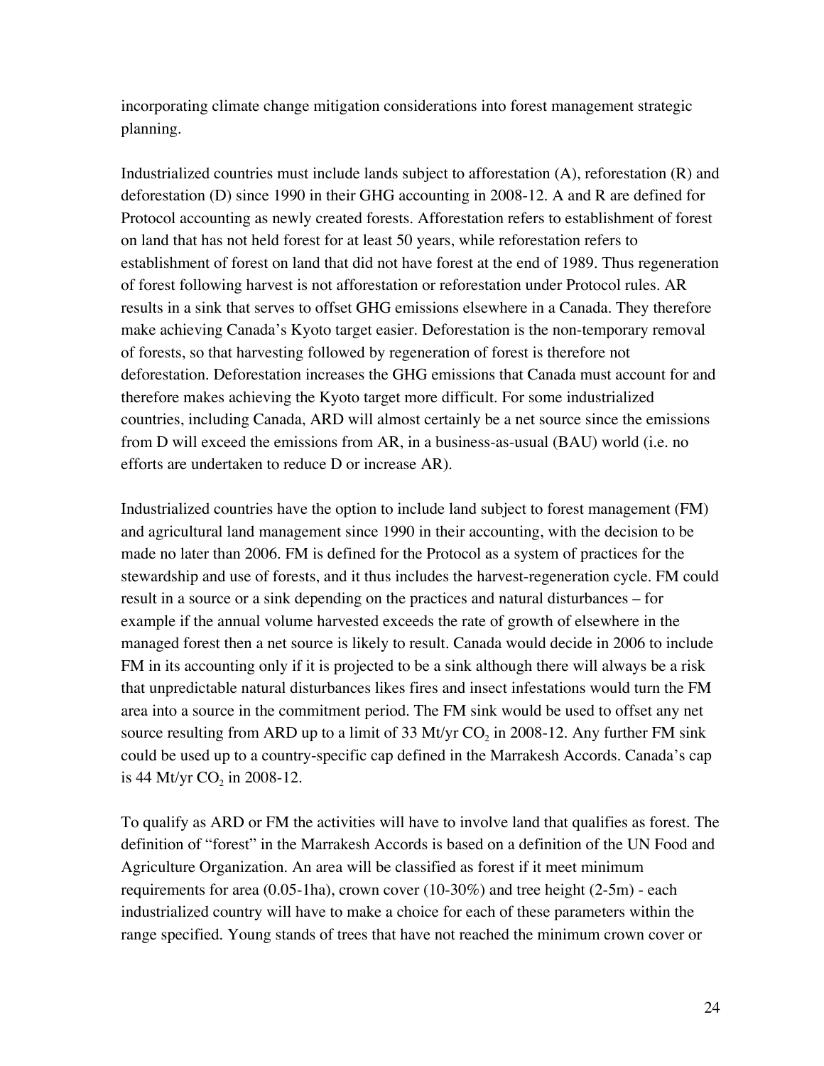incorporating climate change mitigation considerations into forest management strategic planning.

Industrialized countries must include lands subject to afforestation (A), reforestation (R) and deforestation (D) since 1990 in their GHG accounting in 2008-12. A and R are defined for Protocol accounting as newly created forests. Afforestation refers to establishment of forest on land that has not held forest for at least 50 years, while reforestation refers to establishment of forest on land that did not have forest at the end of 1989. Thus regeneration of forest following harvest is not afforestation or reforestation under Protocol rules. AR results in a sink that serves to offset GHG emissions elsewhere in a Canada. They therefore make achieving Canada's Kyoto target easier. Deforestation is the non-temporary removal of forests, so that harvesting followed by regeneration of forest is therefore not deforestation. Deforestation increases the GHG emissions that Canada must account for and therefore makes achieving the Kyoto target more difficult. For some industrialized countries, including Canada, ARD will almost certainly be a net source since the emissions from D will exceed the emissions from AR, in a business-as-usual (BAU) world (i.e. no efforts are undertaken to reduce D or increase AR).

Industrialized countries have the option to include land subject to forest management (FM) and agricultural land management since 1990 in their accounting, with the decision to be made no later than 2006. FM is defined for the Protocol as a system of practices for the stewardship and use of forests, and it thus includes the harvest-regeneration cycle. FM could result in a source or a sink depending on the practices and natural disturbances – for example if the annual volume harvested exceeds the rate of growth of elsewhere in the managed forest then a net source is likely to result. Canada would decide in 2006 to include FM in its accounting only if it is projected to be a sink although there will always be a risk that unpredictable natural disturbances likes fires and insect infestations would turn the FM area into a source in the commitment period. The FM sink would be used to offset any net source resulting from ARD up to a limit of 33 Mt/yr $CO_2$ in 2008-12. Any further FM sink could be used up to a country-specific cap defined in the Marrakesh Accords. Canada's cap is 44 Mt/yr $CO_2$ in 2008-12.

To qualify as ARD or FM the activities will have to involve land that qualifies as forest. The definition of "forest" in the Marrakesh Accords is based on a definition of the UN Food and Agriculture Organization. An area will be classified as forest if it meet minimum requirements for area (0.05-1ha), crown cover (10-30%) and tree height (2-5m) - each industrialized country will have to make a choice for each of these parameters within the range specified. Young stands of trees that have not reached the minimum crown cover or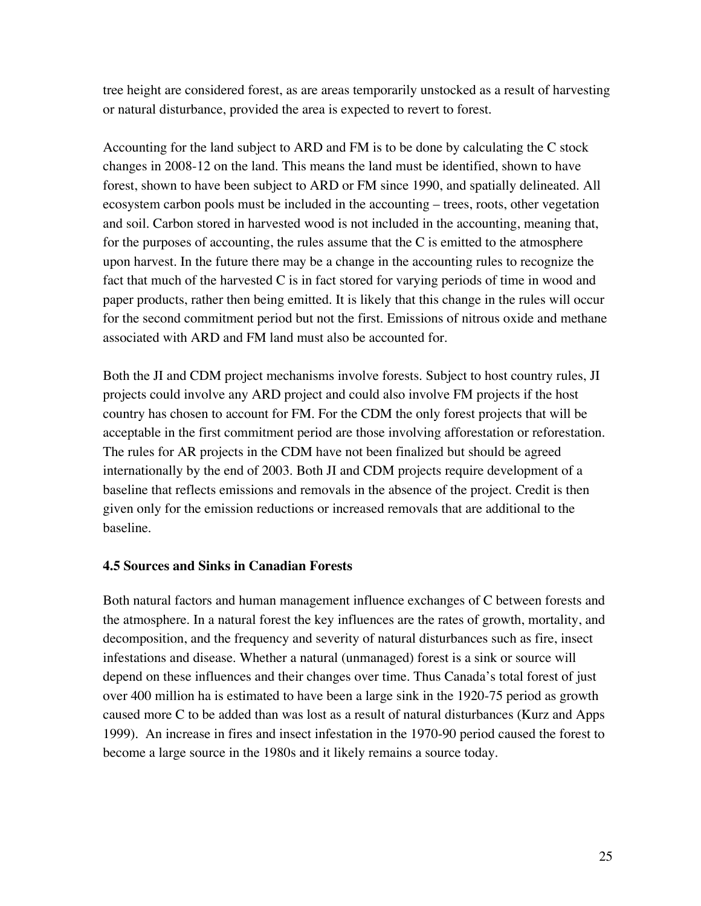tree height are considered forest, as are areas temporarily unstocked as a result of harvesting or natural disturbance, provided the area is expected to revert to forest.

Accounting for the land subject to ARD and FM is to be done by calculating the C stock changes in 2008-12 on the land. This means the land must be identified, shown to have forest, shown to have been subject to ARD or FM since 1990, and spatially delineated. All ecosystem carbon pools must be included in the accounting – trees, roots, other vegetation and soil. Carbon stored in harvested wood is not included in the accounting, meaning that, for the purposes of accounting, the rules assume that the C is emitted to the atmosphere upon harvest. In the future there may be a change in the accounting rules to recognize the fact that much of the harvested C is in fact stored for varying periods of time in wood and paper products, rather then being emitted. It is likely that this change in the rules will occur for the second commitment period but not the first. Emissions of nitrous oxide and methane associated with ARD and FM land must also be accounted for.

Both the JI and CDM project mechanisms involve forests. Subject to host country rules, JI projects could involve any ARD project and could also involve FM projects if the host country has chosen to account for FM. For the CDM the only forest projects that will be acceptable in the first commitment period are those involving afforestation or reforestation. The rules for AR projects in the CDM have not been finalized but should be agreed internationally by the end of 2003. Both JI and CDM projects require development of a baseline that reflects emissions and removals in the absence of the project. Credit is then given only for the emission reductions or increased removals that are additional to the baseline.

### 4.5 Sources and Sinks in Canadian Forests

Both natural factors and human management influence exchanges of C between forests and the atmosphere. In a natural forest the key influences are the rates of growth, mortality, and decomposition, and the frequency and severity of natural disturbances such as fire, insect infestations and disease. Whether a natural (unmanaged) forest is a sink or source will depend on these influences and their changes over time. Thus Canada's total forest of just over 400 million ha is estimated to have been a large sink in the 1920-75 period as growth caused more C to be added than was lost as a result of natural disturbances (Kurz and Apps 1999). An increase in fires and insect infestation in the 1970-90 period caused the forest to become a large source in the 1980s and it likely remains a source today.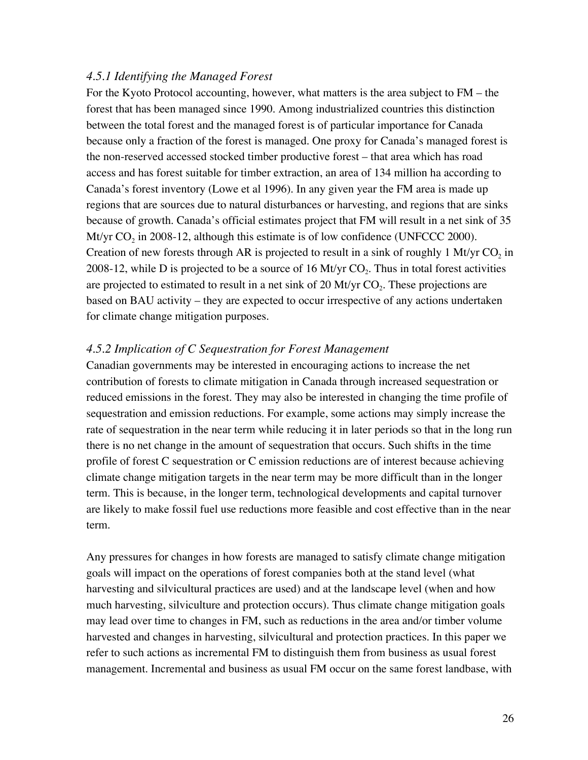### *4.5.1 Identifying the Managed Forest*

For the Kyoto Protocol accounting, however, what matters is the area subject to FM – the forest that has been managed since 1990. Among industrialized countries this distinction between the total forest and the managed forest is of particular importance for Canada because only a fraction of the forest is managed. One proxy for Canada's managed forest is the non-reserved accessed stocked timber productive forest – that area which has road access and has forest suitable for timber extraction, an area of 134 million ha according to Canada's forest inventory (Lowe et al 1996). In any given year the FM area is made up regions that are sources due to natural disturbances or harvesting, and regions that are sinks because of growth. Canada's official estimates project that FM will result in a net sink of 35 Mt/yr $CO_2$ in 2008-12, although this estimate is of low confidence (UNFCCC 2000). Creation of new forests through AR is projected to result in a sink of roughly 1 Mt/yr $CO_2$ in 2008-12, while D is projected to be a source of 16 Mt/yr $CO_2$. Thus in total forest activities are projected to estimated to result in a net sink of 20 Mt/yr $CO_2$. These projections are based on BAU activity – they are expected to occur irrespective of any actions undertaken for climate change mitigation purposes.

### *4.5.2 Implication of C Sequestration for Forest Management*

Canadian governments may be interested in encouraging actions to increase the net contribution of forests to climate mitigation in Canada through increased sequestration or reduced emissions in the forest. They may also be interested in changing the time profile of sequestration and emission reductions. For example, some actions may simply increase the rate of sequestration in the near term while reducing it in later periods so that in the long run there is no net change in the amount of sequestration that occurs. Such shifts in the time profile of forest C sequestration or C emission reductions are of interest because achieving climate change mitigation targets in the near term may be more difficult than in the longer term. This is because, in the longer term, technological developments and capital turnover are likely to make fossil fuel use reductions more feasible and cost effective than in the near term.

Any pressures for changes in how forests are managed to satisfy climate change mitigation goals will impact on the operations of forest companies both at the stand level (what harvesting and silvicultural practices are used) and at the landscape level (when and how much harvesting, silviculture and protection occurs). Thus climate change mitigation goals may lead over time to changes in FM, such as reductions in the area and/or timber volume harvested and changes in harvesting, silvicultural and protection practices. In this paper we refer to such actions as incremental FM to distinguish them from business as usual forest management. Incremental and business as usual FM occur on the same forest landbase, with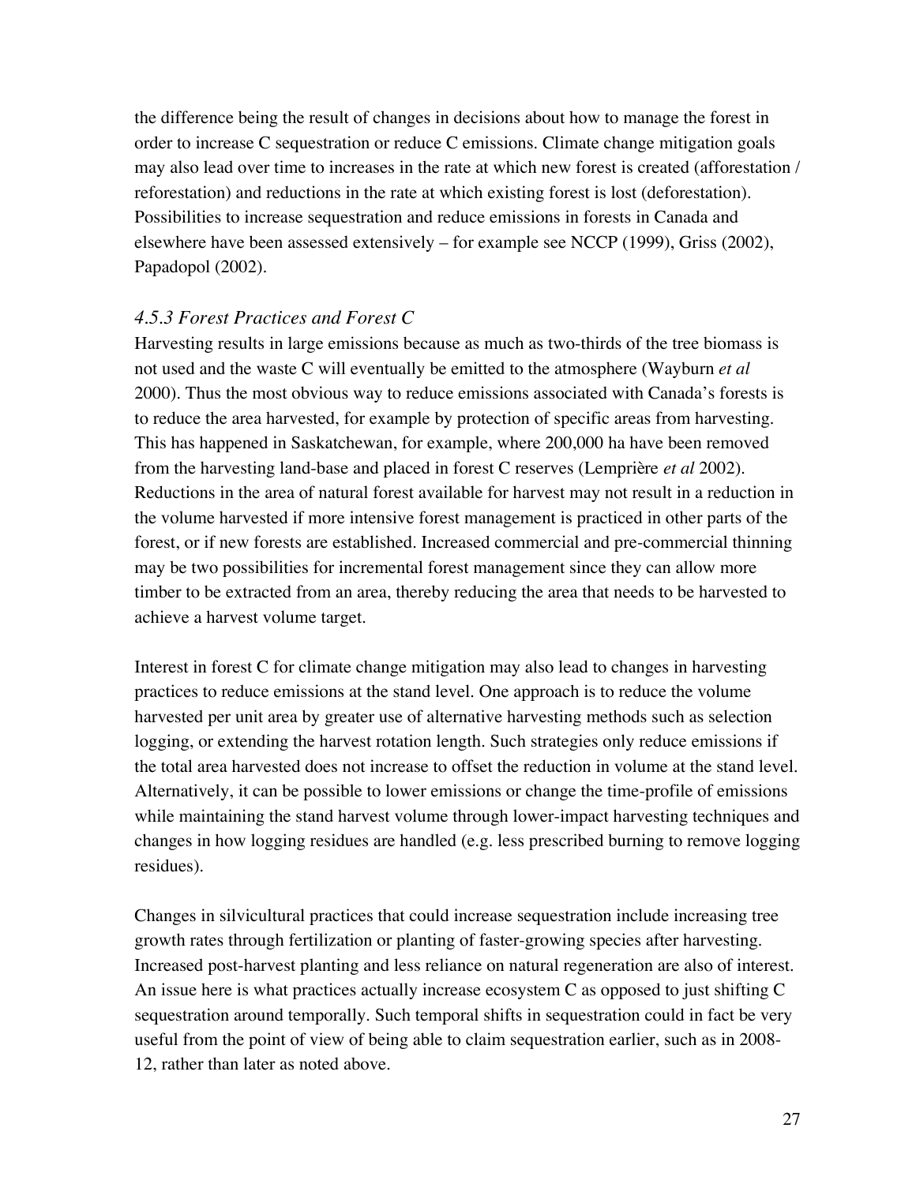the difference being the result of changes in decisions about how to manage the forest in order to increase C sequestration or reduce C emissions. Climate change mitigation goals may also lead over time to increases in the rate at which new forest is created (afforestation / reforestation) and reductions in the rate at which existing forest is lost (deforestation). Possibilities to increase sequestration and reduce emissions in forests in Canada and elsewhere have been assessed extensively – for example see NCCP (1999), Griss (2002), Papadopol (2002).

### *4.5.3 Forest Practices and Forest C*

Harvesting results in large emissions because as much as two-thirds of the tree biomass is not used and the waste C will eventually be emitted to the atmosphere (Wayburn *et al* 2000). Thus the most obvious way to reduce emissions associated with Canada's forests is to reduce the area harvested, for example by protection of specific areas from harvesting. This has happened in Saskatchewan, for example, where 200,000 ha have been removed from the harvesting land-base and placed in forest C reserves (Lemprière *et al* 2002). Reductions in the area of natural forest available for harvest may not result in a reduction in the volume harvested if more intensive forest management is practiced in other parts of the forest, or if new forests are established. Increased commercial and pre-commercial thinning may be two possibilities for incremental forest management since they can allow more timber to be extracted from an area, thereby reducing the area that needs to be harvested to achieve a harvest volume target.

Interest in forest C for climate change mitigation may also lead to changes in harvesting practices to reduce emissions at the stand level. One approach is to reduce the volume harvested per unit area by greater use of alternative harvesting methods such as selection logging, or extending the harvest rotation length. Such strategies only reduce emissions if the total area harvested does not increase to offset the reduction in volume at the stand level. Alternatively, it can be possible to lower emissions or change the time-profile of emissions while maintaining the stand harvest volume through lower-impact harvesting techniques and changes in how logging residues are handled (e.g. less prescribed burning to remove logging residues).

Changes in silvicultural practices that could increase sequestration include increasing tree growth rates through fertilization or planting of faster-growing species after harvesting. Increased post-harvest planting and less reliance on natural regeneration are also of interest. An issue here is what practices actually increase ecosystem C as opposed to just shifting C sequestration around temporally. Such temporal shifts in sequestration could in fact be very useful from the point of view of being able to claim sequestration earlier, such as in 2008-12, rather than later as noted above.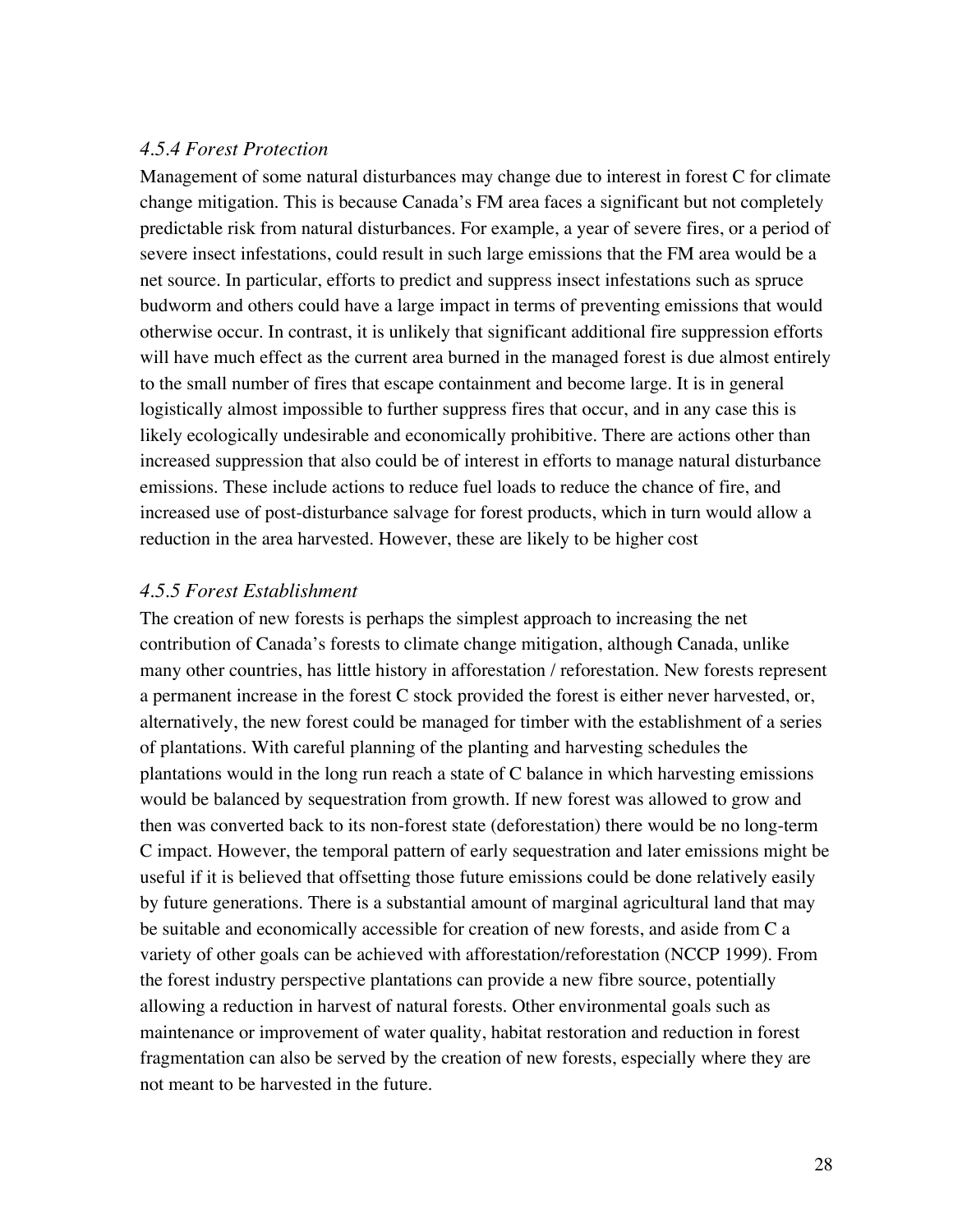### *4.5.4 Forest Protection*

Management of some natural disturbances may change due to interest in forest C for climate change mitigation. This is because Canada's FM area faces a significant but not completely predictable risk from natural disturbances. For example, a year of severe fires, or a period of severe insect infestations, could result in such large emissions that the FM area would be a net source. In particular, efforts to predict and suppress insect infestations such as spruce budworm and others could have a large impact in terms of preventing emissions that would otherwise occur. In contrast, it is unlikely that significant additional fire suppression efforts will have much effect as the current area burned in the managed forest is due almost entirely to the small number of fires that escape containment and become large. It is in general logistically almost impossible to further suppress fires that occur, and in any case this is likely ecologically undesirable and economically prohibitive. There are actions other than increased suppression that also could be of interest in efforts to manage natural disturbance emissions. These include actions to reduce fuel loads to reduce the chance of fire, and increased use of post-disturbance salvage for forest products, which in turn would allow a reduction in the area harvested. However, these are likely to be higher cost

### *4.5.5 Forest Establishment*

The creation of new forests is perhaps the simplest approach to increasing the net contribution of Canada's forests to climate change mitigation, although Canada, unlike many other countries, has little history in afforestation / reforestation. New forests represent a permanent increase in the forest C stock provided the forest is either never harvested, or, alternatively, the new forest could be managed for timber with the establishment of a series of plantations. With careful planning of the planting and harvesting schedules the plantations would in the long run reach a state of C balance in which harvesting emissions would be balanced by sequestration from growth. If new forest was allowed to grow and then was converted back to its non-forest state (deforestation) there would be no long-term C impact. However, the temporal pattern of early sequestration and later emissions might be useful if it is believed that offsetting those future emissions could be done relatively easily by future generations. There is a substantial amount of marginal agricultural land that may be suitable and economically accessible for creation of new forests, and aside from C a variety of other goals can be achieved with afforestation/reforestation (NCCP 1999). From the forest industry perspective plantations can provide a new fibre source, potentially allowing a reduction in harvest of natural forests. Other environmental goals such as maintenance or improvement of water quality, habitat restoration and reduction in forest fragmentation can also be served by the creation of new forests, especially where they are not meant to be harvested in the future.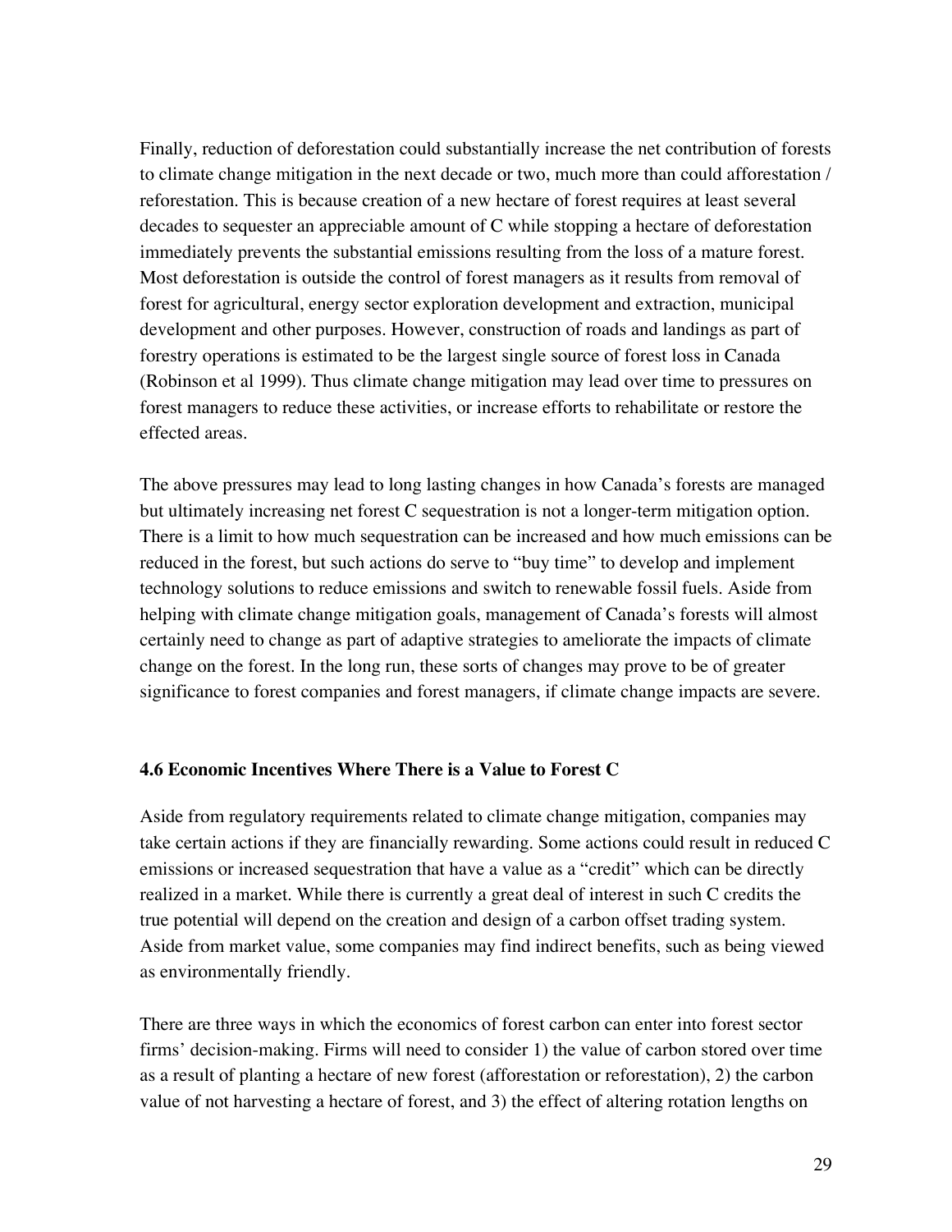Finally, reduction of deforestation could substantially increase the net contribution of forests to climate change mitigation in the next decade or two, much more than could afforestation / reforestation. This is because creation of a new hectare of forest requires at least several decades to sequester an appreciable amount of C while stopping a hectare of deforestation immediately prevents the substantial emissions resulting from the loss of a mature forest. Most deforestation is outside the control of forest managers as it results from removal of forest for agricultural, energy sector exploration development and extraction, municipal development and other purposes. However, construction of roads and landings as part of forestry operations is estimated to be the largest single source of forest loss in Canada (Robinson et al 1999). Thus climate change mitigation may lead over time to pressures on forest managers to reduce these activities, or increase efforts to rehabilitate or restore the effected areas.

The above pressures may lead to long lasting changes in how Canada's forests are managed but ultimately increasing net forest C sequestration is not a longer-term mitigation option. There is a limit to how much sequestration can be increased and how much emissions can be reduced in the forest, but such actions do serve to "buy time" to develop and implement technology solutions to reduce emissions and switch to renewable fossil fuels. Aside from helping with climate change mitigation goals, management of Canada's forests will almost certainly need to change as part of adaptive strategies to ameliorate the impacts of climate change on the forest. In the long run, these sorts of changes may prove to be of greater significance to forest companies and forest managers, if climate change impacts are severe.

### 4.6 Economic Incentives Where There is a Value to Forest C

Aside from regulatory requirements related to climate change mitigation, companies may take certain actions if they are financially rewarding. Some actions could result in reduced C emissions or increased sequestration that have a value as a "credit" which can be directly realized in a market. While there is currently a great deal of interest in such C credits the true potential will depend on the creation and design of a carbon offset trading system. Aside from market value, some companies may find indirect benefits, such as being viewed as environmentally friendly.

There are three ways in which the economics of forest carbon can enter into forest sector firms' decision-making. Firms will need to consider 1) the value of carbon stored over time as a result of planting a hectare of new forest (afforestation or reforestation), 2) the carbon value of not harvesting a hectare of forest, and 3) the effect of altering rotation lengths on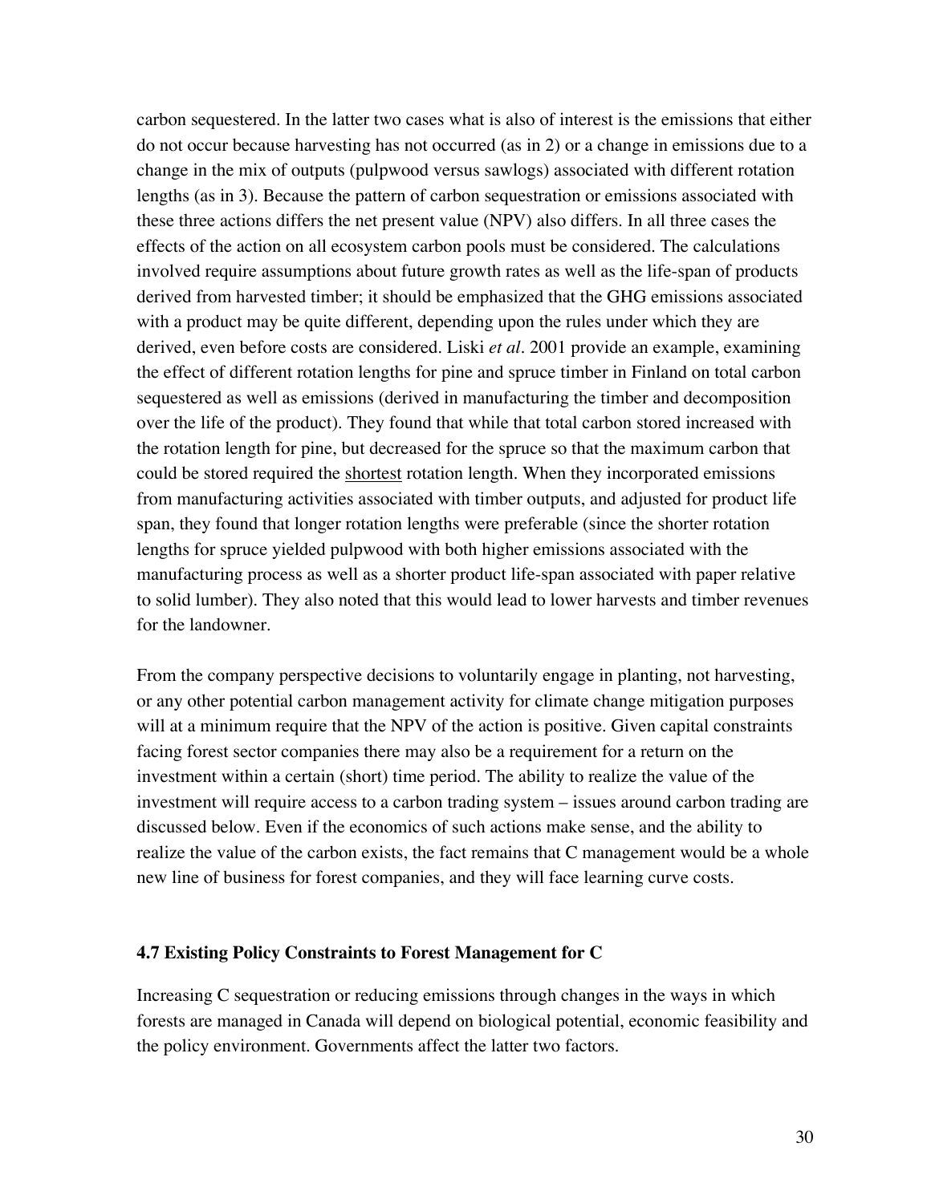carbon sequestered. In the latter two cases what is also of interest is the emissions that either do not occur because harvesting has not occurred (as in 2) or a change in emissions due to a change in the mix of outputs (pulpwood versus sawlogs) associated with different rotation lengths (as in 3). Because the pattern of carbon sequestration or emissions associated with these three actions differs the net present value (NPV) also differs. In all three cases the effects of the action on all ecosystem carbon pools must be considered. The calculations involved require assumptions about future growth rates as well as the life-span of products derived from harvested timber; it should be emphasized that the GHG emissions associated with a product may be quite different, depending upon the rules under which they are derived, even before costs are considered. Liski *et al*. 2001 provide an example, examining the effect of different rotation lengths for pine and spruce timber in Finland on total carbon sequestered as well as emissions (derived in manufacturing the timber and decomposition over the life of the product). They found that while that total carbon stored increased with the rotation length for pine, but decreased for the spruce so that the maximum carbon that could be stored required the <u>shortest</u> rotation length. When they incorporated emissions from manufacturing activities associated with timber outputs, and adjusted for product life span, they found that longer rotation lengths were preferable (since the shorter rotation lengths for spruce yielded pulpwood with both higher emissions associated with the manufacturing process as well as a shorter product life-span associated with paper relative to solid lumber). They also noted that this would lead to lower harvests and timber revenues for the landowner.

From the company perspective decisions to voluntarily engage in planting, not harvesting, or any other potential carbon management activity for climate change mitigation purposes will at a minimum require that the NPV of the action is positive. Given capital constraints facing forest sector companies there may also be a requirement for a return on the investment within a certain (short) time period. The ability to realize the value of the investment will require access to a carbon trading system – issues around carbon trading are discussed below. Even if the economics of such actions make sense, and the ability to realize the value of the carbon exists, the fact remains that C management would be a whole new line of business for forest companies, and they will face learning curve costs.

### 4.7 Existing Policy Constraints to Forest Management for C

Increasing C sequestration or reducing emissions through changes in the ways in which forests are managed in Canada will depend on biological potential, economic feasibility and the policy environment. Governments affect the latter two factors.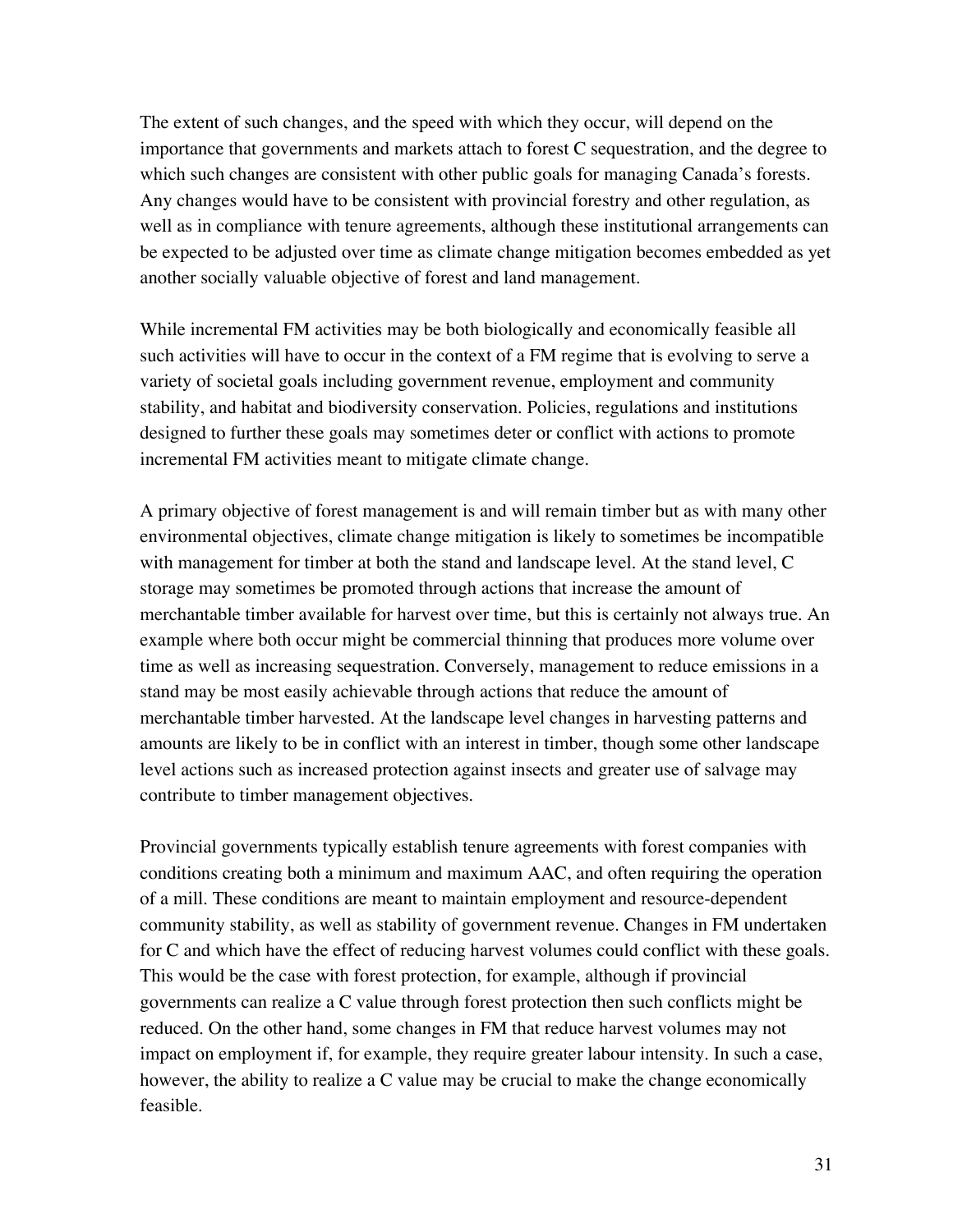The extent of such changes, and the speed with which they occur, will depend on the importance that governments and markets attach to forest C sequestration, and the degree to which such changes are consistent with other public goals for managing Canada's forests. Any changes would have to be consistent with provincial forestry and other regulation, as well as in compliance with tenure agreements, although these institutional arrangements can be expected to be adjusted over time as climate change mitigation becomes embedded as yet another socially valuable objective of forest and land management.

While incremental FM activities may be both biologically and economically feasible all such activities will have to occur in the context of a FM regime that is evolving to serve a variety of societal goals including government revenue, employment and community stability, and habitat and biodiversity conservation. Policies, regulations and institutions designed to further these goals may sometimes deter or conflict with actions to promote incremental FM activities meant to mitigate climate change.

A primary objective of forest management is and will remain timber but as with many other environmental objectives, climate change mitigation is likely to sometimes be incompatible with management for timber at both the stand and landscape level. At the stand level, C storage may sometimes be promoted through actions that increase the amount of merchantable timber available for harvest over time, but this is certainly not always true. An example where both occur might be commercial thinning that produces more volume over time as well as increasing sequestration. Conversely, management to reduce emissions in a stand may be most easily achievable through actions that reduce the amount of merchantable timber harvested. At the landscape level changes in harvesting patterns and amounts are likely to be in conflict with an interest in timber, though some other landscape level actions such as increased protection against insects and greater use of salvage may contribute to timber management objectives.

Provincial governments typically establish tenure agreements with forest companies with conditions creating both a minimum and maximum AAC, and often requiring the operation of a mill. These conditions are meant to maintain employment and resource-dependent community stability, as well as stability of government revenue. Changes in FM undertaken for C and which have the effect of reducing harvest volumes could conflict with these goals. This would be the case with forest protection, for example, although if provincial governments can realize a C value through forest protection then such conflicts might be reduced. On the other hand, some changes in FM that reduce harvest volumes may not impact on employment if, for example, they require greater labour intensity. In such a case, however, the ability to realize a C value may be crucial to make the change economically feasible.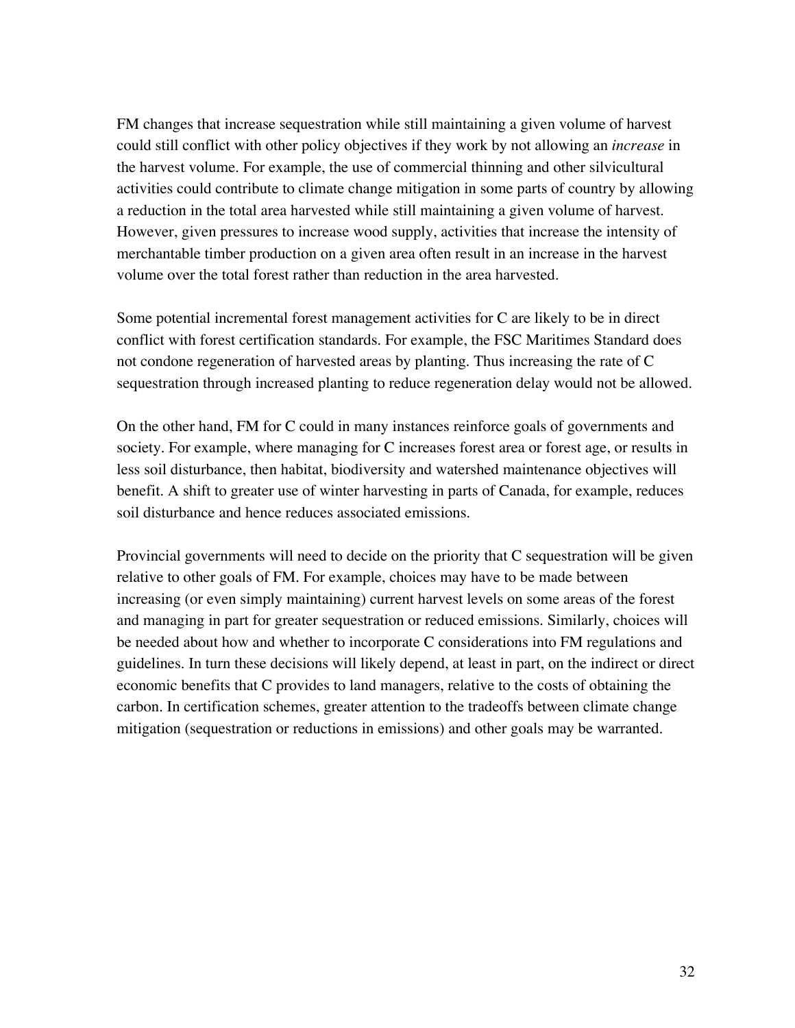FM changes that increase sequestration while still maintaining a given volume of harvest could still conflict with other policy objectives if they work by not allowing an *increase* in the harvest volume. For example, the use of commercial thinning and other silvicultural activities could contribute to climate change mitigation in some parts of country by allowing a reduction in the total area harvested while still maintaining a given volume of harvest. However, given pressures to increase wood supply, activities that increase the intensity of merchantable timber production on a given area often result in an increase in the harvest volume over the total forest rather than reduction in the area harvested.

Some potential incremental forest management activities for C are likely to be in direct conflict with forest certification standards. For example, the FSC Maritimes Standard does not condone regeneration of harvested areas by planting. Thus increasing the rate of C sequestration through increased planting to reduce regeneration delay would not be allowed.

On the other hand, FM for C could in many instances reinforce goals of governments and society. For example, where managing for C increases forest area or forest age, or results in less soil disturbance, then habitat, biodiversity and watershed maintenance objectives will benefit. A shift to greater use of winter harvesting in parts of Canada, for example, reduces soil disturbance and hence reduces associated emissions.

Provincial governments will need to decide on the priority that C sequestration will be given relative to other goals of FM. For example, choices may have to be made between increasing (or even simply maintaining) current harvest levels on some areas of the forest and managing in part for greater sequestration or reduced emissions. Similarly, choices will be needed about how and whether to incorporate C considerations into FM regulations and guidelines. In turn these decisions will likely depend, at least in part, on the indirect or direct economic benefits that C provides to land managers, relative to the costs of obtaining the carbon. In certification schemes, greater attention to the tradeoffs between climate change mitigation (sequestration or reductions in emissions) and other goals may be warranted.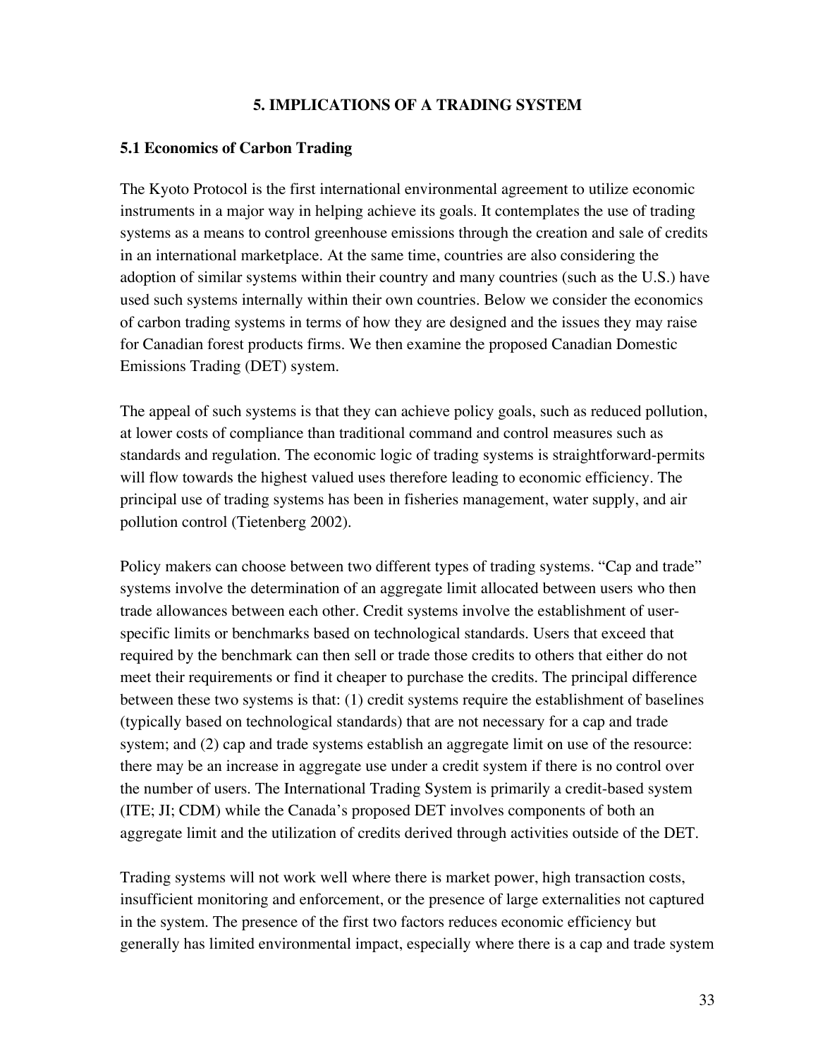## 5. IMPLICATIONS OF A TRADING SYSTEM

### 5.1 Economics of Carbon Trading

The Kyoto Protocol is the first international environmental agreement to utilize economic instruments in a major way in helping achieve its goals. It contemplates the use of trading systems as a means to control greenhouse emissions through the creation and sale of credits in an international marketplace. At the same time, countries are also considering the adoption of similar systems within their country and many countries (such as the U.S.) have used such systems internally within their own countries. Below we consider the economics of carbon trading systems in terms of how they are designed and the issues they may raise for Canadian forest products firms. We then examine the proposed Canadian Domestic Emissions Trading (DET) system.

The appeal of such systems is that they can achieve policy goals, such as reduced pollution, at lower costs of compliance than traditional command and control measures such as standards and regulation. The economic logic of trading systems is straightforward-permits will flow towards the highest valued uses therefore leading to economic efficiency. The principal use of trading systems has been in fisheries management, water supply, and air pollution control (Tietenberg 2002).

Policy makers can choose between two different types of trading systems. "Cap and trade" systems involve the determination of an aggregate limit allocated between users who then trade allowances between each other. Credit systems involve the establishment of user-specific limits or benchmarks based on technological standards. Users that exceed that required by the benchmark can then sell or trade those credits to others that either do not meet their requirements or find it cheaper to purchase the credits. The principal difference between these two systems is that: (1) credit systems require the establishment of baselines (typically based on technological standards) that are not necessary for a cap and trade system; and (2) cap and trade systems establish an aggregate limit on use of the resource: there may be an increase in aggregate use under a credit system if there is no control over the number of users. The International Trading System is primarily a credit-based system (ITE; JI; CDM) while the Canada's proposed DET involves components of both an aggregate limit and the utilization of credits derived through activities outside of the DET.

Trading systems will not work well where there is market power, high transaction costs, insufficient monitoring and enforcement, or the presence of large externalities not captured in the system. The presence of the first two factors reduces economic efficiency but generally has limited environmental impact, especially where there is a cap and trade system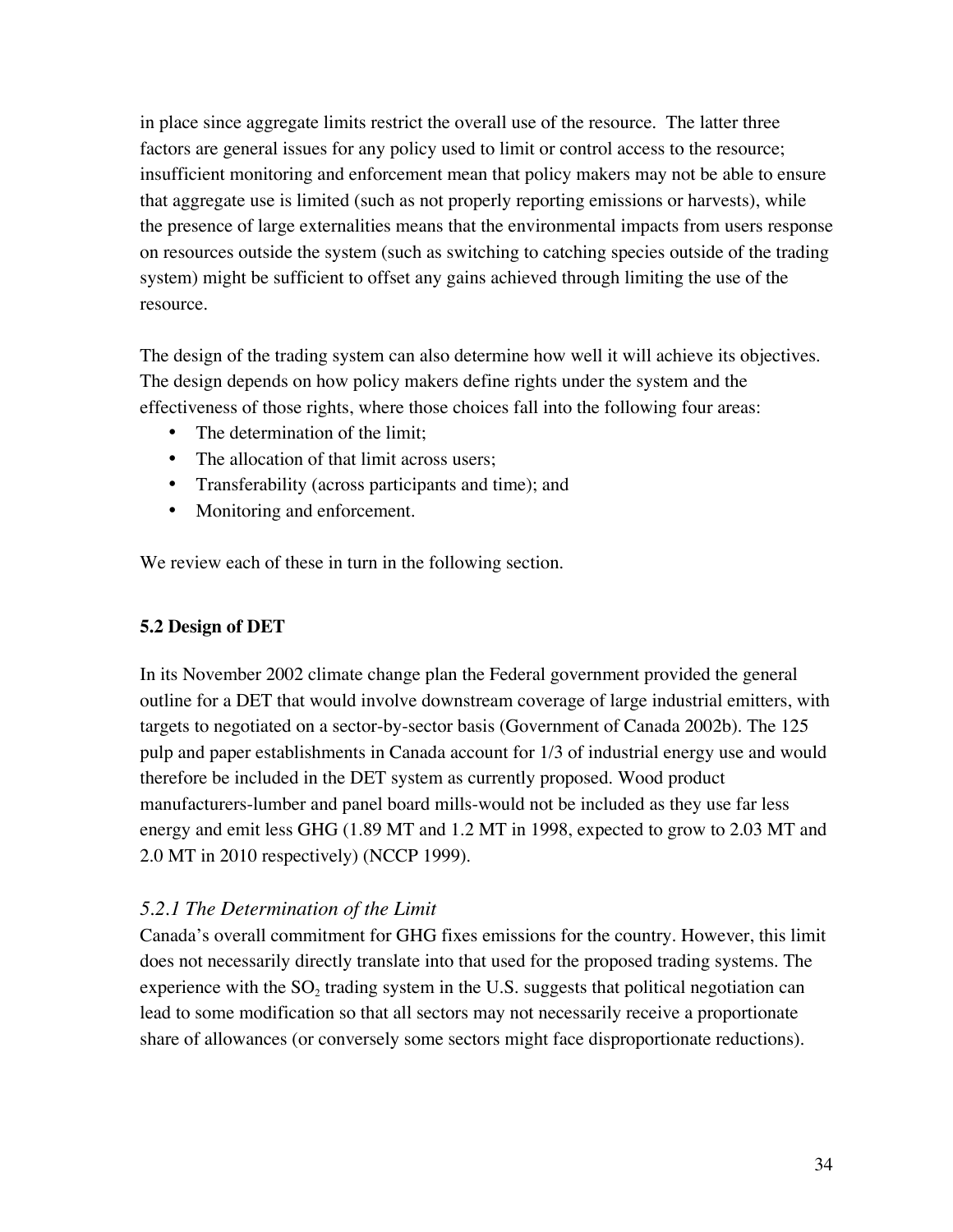in place since aggregate limits restrict the overall use of the resource. The latter three factors are general issues for any policy used to limit or control access to the resource; insufficient monitoring and enforcement mean that policy makers may not be able to ensure that aggregate use is limited (such as not properly reporting emissions or harvests), while the presence of large externalities means that the environmental impacts from users response on resources outside the system (such as switching to catching species outside of the trading system) might be sufficient to offset any gains achieved through limiting the use of the resource.

The design of the trading system can also determine how well it will achieve its objectives. The design depends on how policy makers define rights under the system and the effectiveness of those rights, where those choices fall into the following four areas:

- The determination of the limit;
- The allocation of that limit across users;
- Transferability (across participants and time); and
- Monitoring and enforcement.

We review each of these in turn in the following section.

**5.2 Design of DET**

In its November 2002 climate change plan the Federal government provided the general outline for a DET that would involve downstream coverage of large industrial emitters, with targets to negotiated on a sector-by-sector basis (Government of Canada 2002b). The 125 pulp and paper establishments in Canada account for 1/3 of industrial energy use and would therefore be included in the DET system as currently proposed. Wood product manufacturers-lumber and panel board mills-would not be included as they use far less energy and emit less GHG (1.89 MT and 1.2 MT in 1998, expected to grow to 2.03 MT and 2.0 MT in 2010 respectively) (NCCP 1999).

### *5.2.1 The Determination of the Limit*

Canada's overall commitment for GHG fixes emissions for the country. However, this limit does not necessarily directly translate into that used for the proposed trading systems. The experience with the $SO_2$ trading system in the U.S. suggests that political negotiation can lead to some modification so that all sectors may not necessarily receive a proportionate share of allowances (or conversely some sectors might face disproportionate reductions).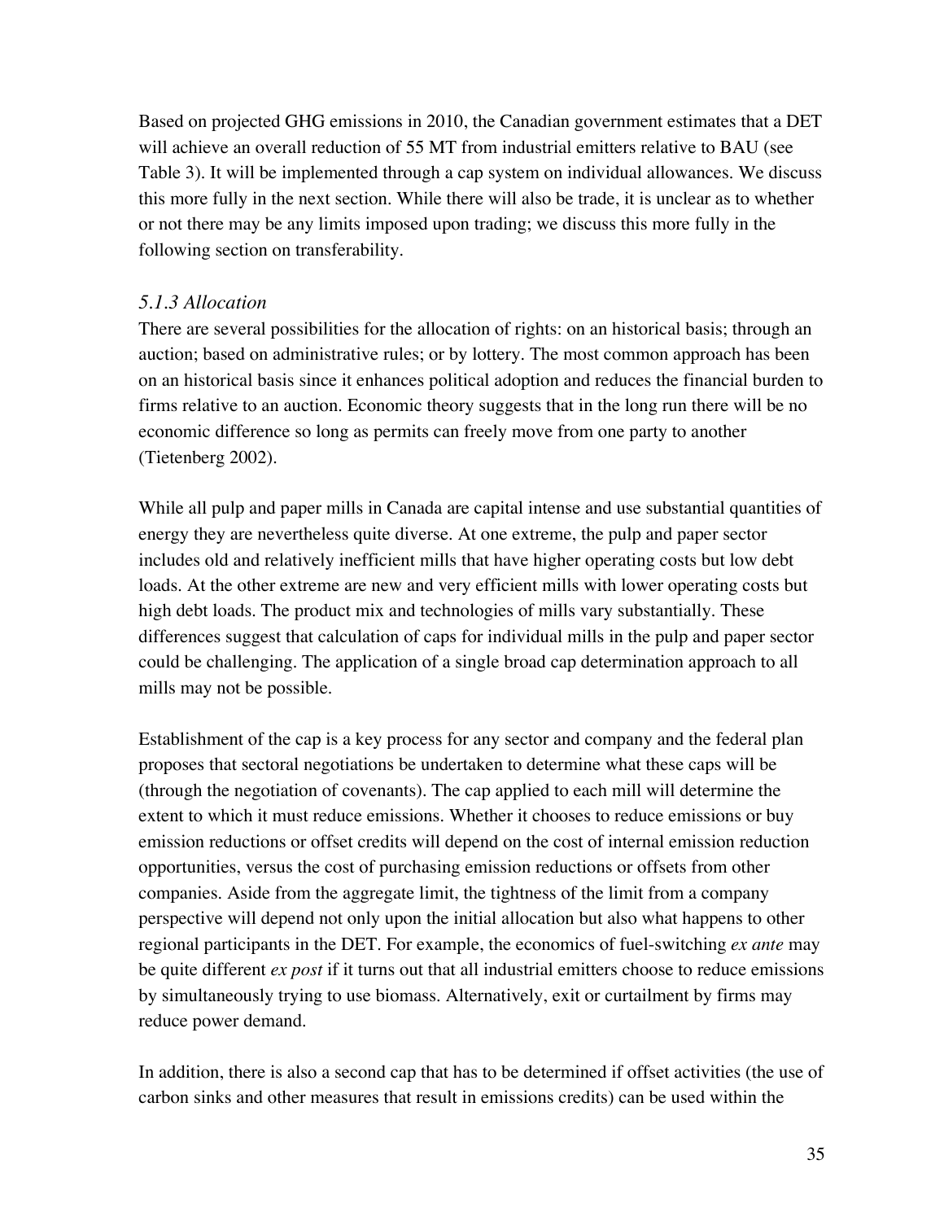Based on projected GHG emissions in 2010, the Canadian government estimates that a DET will achieve an overall reduction of 55 MT from industrial emitters relative to BAU (see Table 3). It will be implemented through a cap system on individual allowances. We discuss this more fully in the next section. While there will also be trade, it is unclear as to whether or not there may be any limits imposed upon trading; we discuss this more fully in the following section on transferability.

### *5.1.3 Allocation*

There are several possibilities for the allocation of rights: on an historical basis; through an auction; based on administrative rules; or by lottery. The most common approach has been on an historical basis since it enhances political adoption and reduces the financial burden to firms relative to an auction. Economic theory suggests that in the long run there will be no economic difference so long as permits can freely move from one party to another (Tietenberg 2002).

While all pulp and paper mills in Canada are capital intense and use substantial quantities of energy they are nevertheless quite diverse. At one extreme, the pulp and paper sector includes old and relatively inefficient mills that have higher operating costs but low debt loads. At the other extreme are new and very efficient mills with lower operating costs but high debt loads. The product mix and technologies of mills vary substantially. These differences suggest that calculation of caps for individual mills in the pulp and paper sector could be challenging. The application of a single broad cap determination approach to all mills may not be possible.

Establishment of the cap is a key process for any sector and company and the federal plan proposes that sectoral negotiations be undertaken to determine what these caps will be (through the negotiation of covenants). The cap applied to each mill will determine the extent to which it must reduce emissions. Whether it chooses to reduce emissions or buy emission reductions or offset credits will depend on the cost of internal emission reduction opportunities, versus the cost of purchasing emission reductions or offsets from other companies. Aside from the aggregate limit, the tightness of the limit from a company perspective will depend not only upon the initial allocation but also what happens to other regional participants in the DET. For example, the economics of fuel-switching *ex ante* may be quite different *ex post* if it turns out that all industrial emitters choose to reduce emissions by simultaneously trying to use biomass. Alternatively, exit or curtailment by firms may reduce power demand.

In addition, there is also a second cap that has to be determined if offset activities (the use of carbon sinks and other measures that result in emissions credits) can be used within the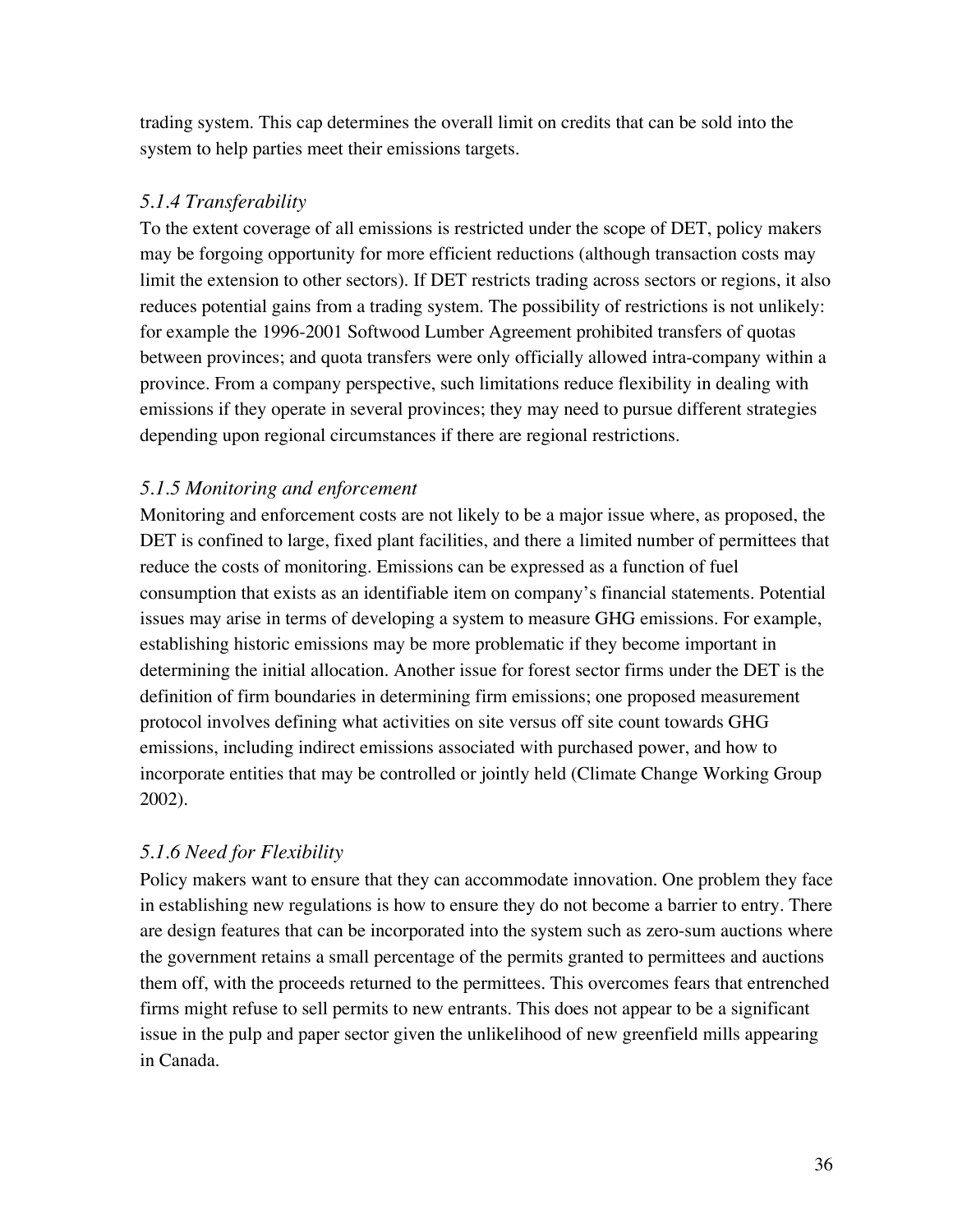trading system. This cap determines the overall limit on credits that can be sold into the system to help parties meet their emissions targets.

### *5.1.4 Transferability*

To the extent coverage of all emissions is restricted under the scope of DET, policy makers may be forgoing opportunity for more efficient reductions (although transaction costs may limit the extension to other sectors). If DET restricts trading across sectors or regions, it also reduces potential gains from a trading system. The possibility of restrictions is not unlikely: for example the 1996-2001 Softwood Lumber Agreement prohibited transfers of quotas between provinces; and quota transfers were only officially allowed intra-company within a province. From a company perspective, such limitations reduce flexibility in dealing with emissions if they operate in several provinces; they may need to pursue different strategies depending upon regional circumstances if there are regional restrictions.

### *5.1.5 Monitoring and enforcement*

Monitoring and enforcement costs are not likely to be a major issue where, as proposed, the DET is confined to large, fixed plant facilities, and there a limited number of permittees that reduce the costs of monitoring. Emissions can be expressed as a function of fuel consumption that exists as an identifiable item on company's financial statements. Potential issues may arise in terms of developing a system to measure GHG emissions. For example, establishing historic emissions may be more problematic if they become important in determining the initial allocation. Another issue for forest sector firms under the DET is the definition of firm boundaries in determining firm emissions; one proposed measurement protocol involves defining what activities on site versus off site count towards GHG emissions, including indirect emissions associated with purchased power, and how to incorporate entities that may be controlled or jointly held (Climate Change Working Group 2002).

### *5.1.6 Need for Flexibility*

Policy makers want to ensure that they can accommodate innovation. One problem they face in establishing new regulations is how to ensure they do not become a barrier to entry. There are design features that can be incorporated into the system such as zero-sum auctions where the government retains a small percentage of the permits granted to permittees and auctions them off, with the proceeds returned to the permittees. This overcomes fears that entrenched firms might refuse to sell permits to new entrants. This does not appear to be a significant issue in the pulp and paper sector given the unlikelihood of new greenfield mills appearing in Canada.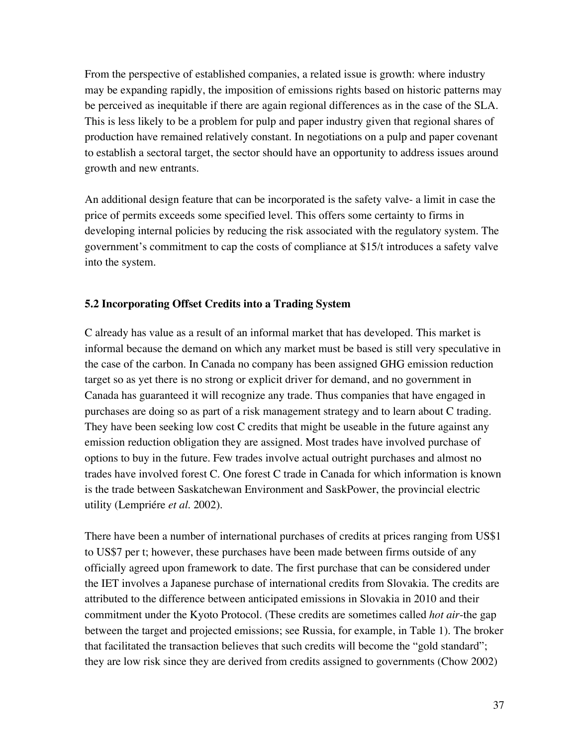From the perspective of established companies, a related issue is growth: where industry may be expanding rapidly, the imposition of emissions rights based on historic patterns may be perceived as inequitable if there are again regional differences as in the case of the SLA. This is less likely to be a problem for pulp and paper industry given that regional shares of production have remained relatively constant. In negotiations on a pulp and paper covenant to establish a sectoral target, the sector should have an opportunity to address issues around growth and new entrants.

An additional design feature that can be incorporated is the safety valve- a limit in case the price of permits exceeds some specified level. This offers some certainty to firms in developing internal policies by reducing the risk associated with the regulatory system. The government's commitment to cap the costs of compliance at $15/t introduces a safety valve into the system.

### 5.2 Incorporating Offset Credits into a Trading System

C already has value as a result of an informal market that has developed. This market is informal because the demand on which any market must be based is still very speculative in the case of the carbon. In Canada no company has been assigned GHG emission reduction target so as yet there is no strong or explicit driver for demand, and no government in Canada has guaranteed it will recognize any trade. Thus companies that have engaged in purchases are doing so as part of a risk management strategy and to learn about C trading. They have been seeking low cost C credits that might be useable in the future against any emission reduction obligation they are assigned. Most trades have involved purchase of options to buy in the future. Few trades involve actual outright purchases and almost no trades have involved forest C. One forest C trade in Canada for which information is known is the trade between Saskatchewan Environment and SaskPower, the provincial electric utility (Lempriére *et al.* 2002).

There have been a number of international purchases of credits at prices ranging from US$1 to US$7 per t; however, these purchases have been made between firms outside of any officially agreed upon framework to date. The first purchase that can be considered under the IET involves a Japanese purchase of international credits from Slovakia. The credits are attributed to the difference between anticipated emissions in Slovakia in 2010 and their commitment under the Kyoto Protocol. (These credits are sometimes called *hot air*-the gap between the target and projected emissions; see Russia, for example, in Table 1). The broker that facilitated the transaction believes that such credits will become the "gold standard"; they are low risk since they are derived from credits assigned to governments (Chow 2002)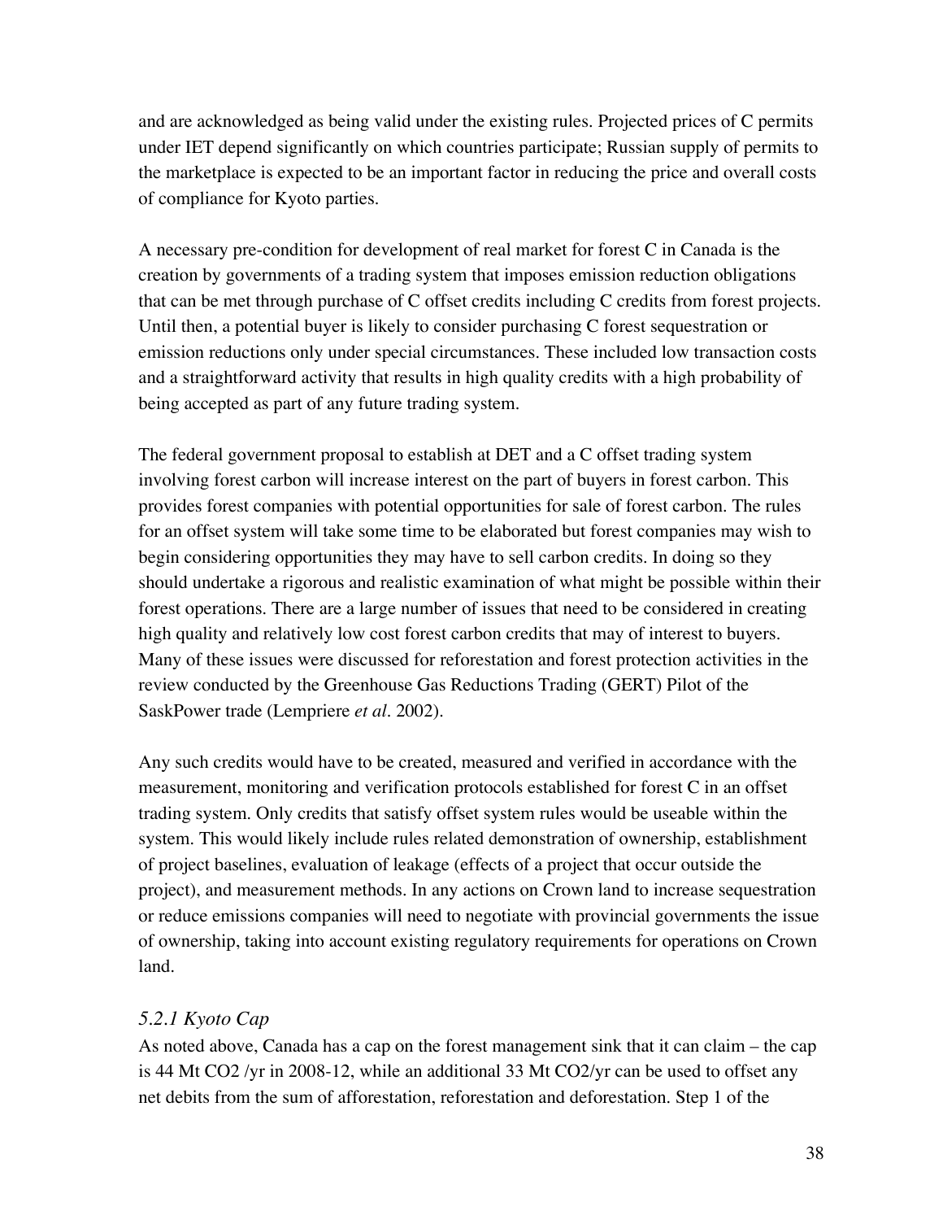and are acknowledged as being valid under the existing rules. Projected prices of C permits under IET depend significantly on which countries participate; Russian supply of permits to the marketplace is expected to be an important factor in reducing the price and overall costs of compliance for Kyoto parties.

A necessary pre-condition for development of real market for forest C in Canada is the creation by governments of a trading system that imposes emission reduction obligations that can be met through purchase of C offset credits including C credits from forest projects. Until then, a potential buyer is likely to consider purchasing C forest sequestration or emission reductions only under special circumstances. These included low transaction costs and a straightforward activity that results in high quality credits with a high probability of being accepted as part of any future trading system.

The federal government proposal to establish at DET and a C offset trading system involving forest carbon will increase interest on the part of buyers in forest carbon. This provides forest companies with potential opportunities for sale of forest carbon. The rules for an offset system will take some time to be elaborated but forest companies may wish to begin considering opportunities they may have to sell carbon credits. In doing so they should undertake a rigorous and realistic examination of what might be possible within their forest operations. There are a large number of issues that need to be considered in creating high quality and relatively low cost forest carbon credits that may of interest to buyers. Many of these issues were discussed for reforestation and forest protection activities in the review conducted by the Greenhouse Gas Reductions Trading (GERT) Pilot of the SaskPower trade (Lempriere *et al*. 2002).

Any such credits would have to be created, measured and verified in accordance with the measurement, monitoring and verification protocols established for forest C in an offset trading system. Only credits that satisfy offset system rules would be useable within the system. This would likely include rules related demonstration of ownership, establishment of project baselines, evaluation of leakage (effects of a project that occur outside the project), and measurement methods. In any actions on Crown land to increase sequestration or reduce emissions companies will need to negotiate with provincial governments the issue of ownership, taking into account existing regulatory requirements for operations on Crown land.

### *5.2.1 Kyoto Cap*

As noted above, Canada has a cap on the forest management sink that it can claim – the cap is 44 Mt $CO_2$ /yr in 2008-12, while an additional 33 Mt $CO_2$/yr can be used to offset any net debits from the sum of afforestation, reforestation and deforestation. Step 1 of the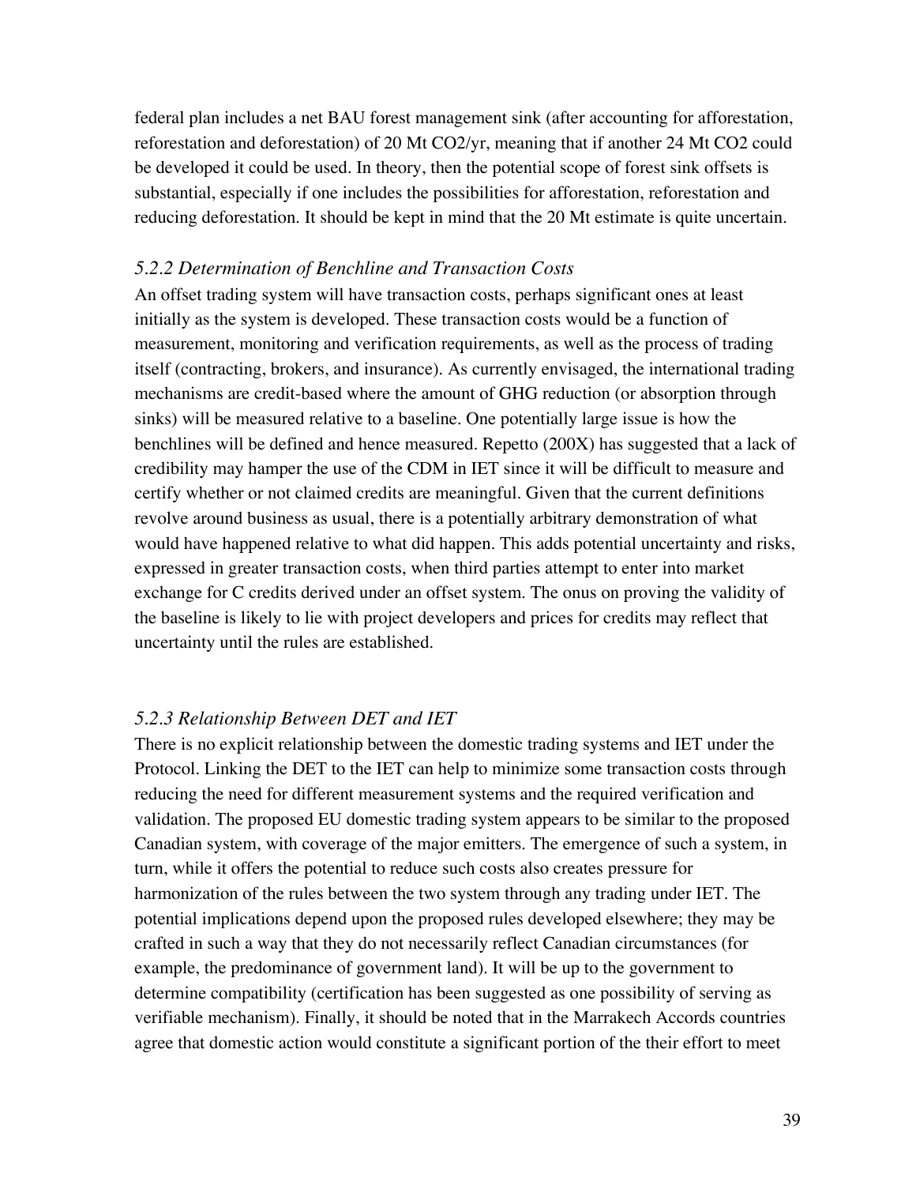federal plan includes a net BAU forest management sink (after accounting for afforestation, reforestation and deforestation) of 20 Mt $CO_2$/yr, meaning that if another 24 Mt $CO_2$ could be developed it could be used. In theory, then the potential scope of forest sink offsets is substantial, especially if one includes the possibilities for afforestation, reforestation and reducing deforestation. It should be kept in mind that the 20 Mt estimate is quite uncertain.

### *5.2.2 Determination of Benchline and Transaction Costs*

An offset trading system will have transaction costs, perhaps significant ones at least initially as the system is developed. These transaction costs would be a function of measurement, monitoring and verification requirements, as well as the process of trading itself (contracting, brokers, and insurance). As currently envisaged, the international trading mechanisms are credit-based where the amount of GHG reduction (or absorption through sinks) will be measured relative to a baseline. One potentially large issue is how the benchlines will be defined and hence measured. Repetto (200X) has suggested that a lack of credibility may hamper the use of the CDM in IET since it will be difficult to measure and certify whether or not claimed credits are meaningful. Given that the current definitions revolve around business as usual, there is a potentially arbitrary demonstration of what would have happened relative to what did happen. This adds potential uncertainty and risks, expressed in greater transaction costs, when third parties attempt to enter into market exchange for C credits derived under an offset system. The onus on proving the validity of the baseline is likely to lie with project developers and prices for credits may reflect that uncertainty until the rules are established.

### *5.2.3 Relationship Between DET and IET*

There is no explicit relationship between the domestic trading systems and IET under the Protocol. Linking the DET to the IET can help to minimize some transaction costs through reducing the need for different measurement systems and the required verification and validation. The proposed EU domestic trading system appears to be similar to the proposed Canadian system, with coverage of the major emitters. The emergence of such a system, in turn, while it offers the potential to reduce such costs also creates pressure for harmonization of the rules between the two system through any trading under IET. The potential implications depend upon the proposed rules developed elsewhere; they may be crafted in such a way that they do not necessarily reflect Canadian circumstances (for example, the predominance of government land). It will be up to the government to determine compatibility (certification has been suggested as one possibility of serving as verifiable mechanism). Finally, it should be noted that in the Marrakech Accords countries agree that domestic action would constitute a significant portion of the their effort to meet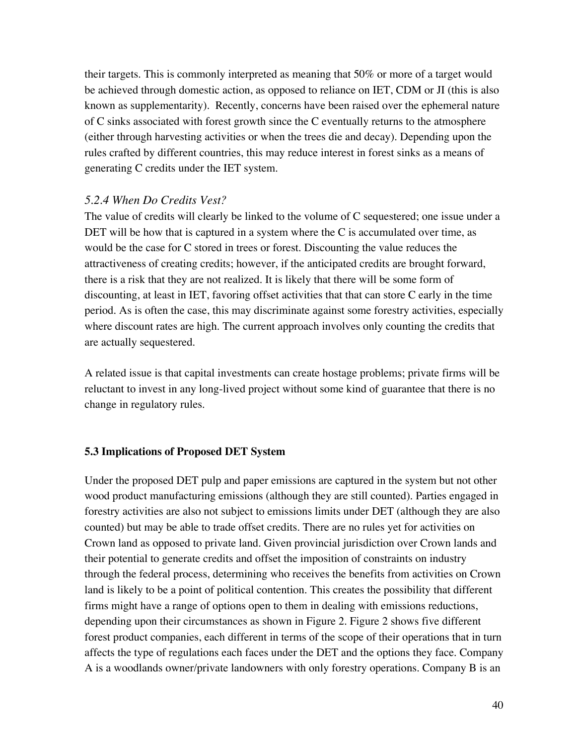their targets. This is commonly interpreted as meaning that 50% or more of a target would be achieved through domestic action, as opposed to reliance on IET, CDM or JI (this is also known as supplementarity). Recently, concerns have been raised over the ephemeral nature of C sinks associated with forest growth since the C eventually returns to the atmosphere (either through harvesting activities or when the trees die and decay). Depending upon the rules crafted by different countries, this may reduce interest in forest sinks as a means of generating C credits under the IET system.

### *5.2.4 When Do Credits Vest?*

The value of credits will clearly be linked to the volume of C sequestered; one issue under a DET will be how that is captured in a system where the C is accumulated over time, as would be the case for C stored in trees or forest. Discounting the value reduces the attractiveness of creating credits; however, if the anticipated credits are brought forward, there is a risk that they are not realized. It is likely that there will be some form of discounting, at least in IET, favoring offset activities that that can store C early in the time period. As is often the case, this may discriminate against some forestry activities, especially where discount rates are high. The current approach involves only counting the credits that are actually sequestered.

A related issue is that capital investments can create hostage problems; private firms will be reluctant to invest in any long-lived project without some kind of guarantee that there is no change in regulatory rules.

## 5.3 Implications of Proposed DET System

Under the proposed DET pulp and paper emissions are captured in the system but not other wood product manufacturing emissions (although they are still counted). Parties engaged in forestry activities are also not subject to emissions limits under DET (although they are also counted) but may be able to trade offset credits. There are no rules yet for activities on Crown land as opposed to private land. Given provincial jurisdiction over Crown lands and their potential to generate credits and offset the imposition of constraints on industry through the federal process, determining who receives the benefits from activities on Crown land is likely to be a point of political contention. This creates the possibility that different firms might have a range of options open to them in dealing with emissions reductions, depending upon their circumstances as shown in Figure 2. Figure 2 shows five different forest product companies, each different in terms of the scope of their operations that in turn affects the type of regulations each faces under the DET and the options they face. Company A is a woodlands owner/private landowners with only forestry operations. Company B is an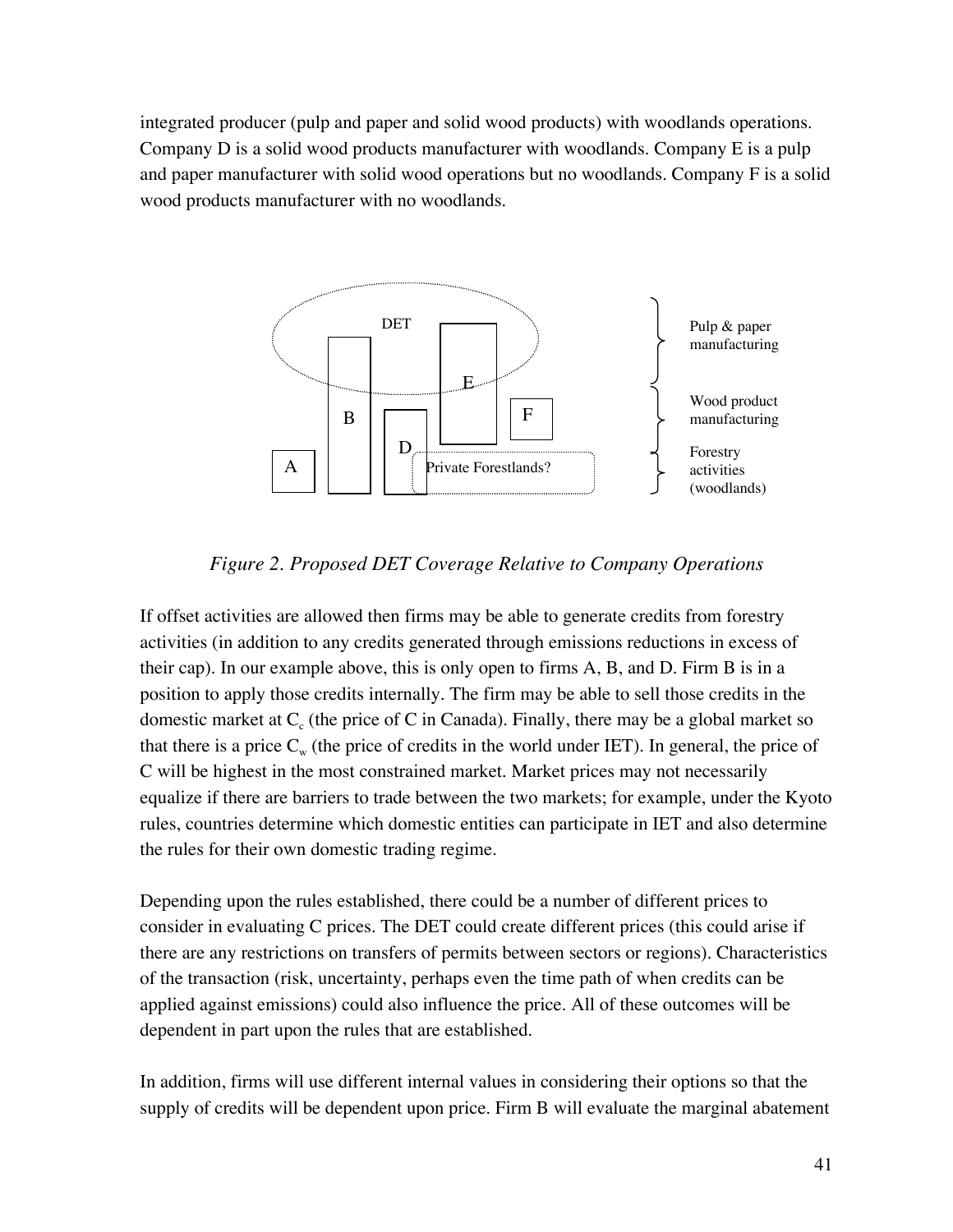integrated producer (pulp and paper and solid wood products) with woodlands operations. Company D is a solid wood products manufacturer with woodlands. Company E is a pulp and paper manufacturer with solid wood operations but no woodlands. Company F is a solid wood products manufacturer with no woodlands.

*Figure 2. Proposed DET Coverage Relative to Company Operations*

If offset activities are allowed then firms may be able to generate credits from forestry activities (in addition to any credits generated through emissions reductions in excess of their cap). In our example above, this is only open to firms A, B, and D. Firm B is in a position to apply those credits internally. The firm may be able to sell those credits in the domestic market at $C_c$ (the price of C in Canada). Finally, there may be a global market so that there is a price $C_w$ (the price of credits in the world under IET). In general, the price of C will be highest in the most constrained market. Market prices may not necessarily equalize if there are barriers to trade between the two markets; for example, under the Kyoto rules, countries determine which domestic entities can participate in IET and also determine the rules for their own domestic trading regime.

Depending upon the rules established, there could be a number of different prices to consider in evaluating C prices. The DET could create different prices (this could arise if there are any restrictions on transfers of permits between sectors or regions). Characteristics of the transaction (risk, uncertainty, perhaps even the time path of when credits can be applied against emissions) could also influence the price. All of these outcomes will be dependent in part upon the rules that are established.

In addition, firms will use different internal values in considering their options so that the supply of credits will be dependent upon price. Firm B will evaluate the marginal abatement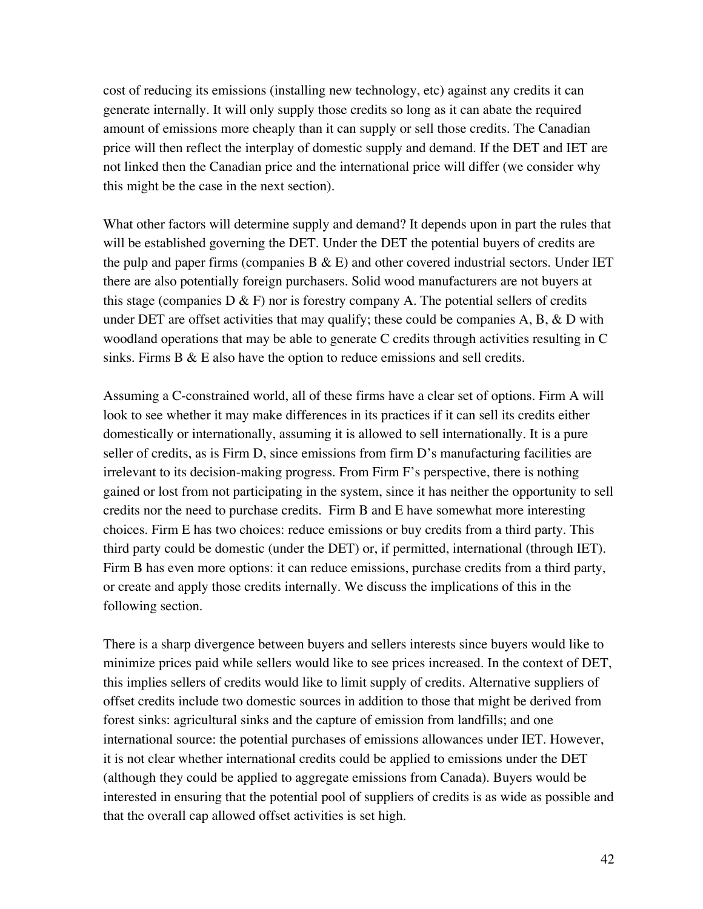cost of reducing its emissions (installing new technology, etc) against any credits it can generate internally. It will only supply those credits so long as it can abate the required amount of emissions more cheaply than it can supply or sell those credits. The Canadian price will then reflect the interplay of domestic supply and demand. If the DET and IET are not linked then the Canadian price and the international price will differ (we consider why this might be the case in the next section).

What other factors will determine supply and demand? It depends upon in part the rules that will be established governing the DET. Under the DET the potential buyers of credits are the pulp and paper firms (companies B & E) and other covered industrial sectors. Under IET there are also potentially foreign purchasers. Solid wood manufacturers are not buyers at this stage (companies D & F) nor is forestry company A. The potential sellers of credits under DET are offset activities that may qualify; these could be companies A, B, & D with woodland operations that may be able to generate C credits through activities resulting in C sinks. Firms B & E also have the option to reduce emissions and sell credits.

Assuming a C-constrained world, all of these firms have a clear set of options. Firm A will look to see whether it may make differences in its practices if it can sell its credits either domestically or internationally, assuming it is allowed to sell internationally. It is a pure seller of credits, as is Firm D, since emissions from firm D's manufacturing facilities are irrelevant to its decision-making progress. From Firm F's perspective, there is nothing gained or lost from not participating in the system, since it has neither the opportunity to sell credits nor the need to purchase credits. Firm B and E have somewhat more interesting choices. Firm E has two choices: reduce emissions or buy credits from a third party. This third party could be domestic (under the DET) or, if permitted, international (through IET). Firm B has even more options: it can reduce emissions, purchase credits from a third party, or create and apply those credits internally. We discuss the implications of this in the following section.

There is a sharp divergence between buyers and sellers interests since buyers would like to minimize prices paid while sellers would like to see prices increased. In the context of DET, this implies sellers of credits would like to limit supply of credits. Alternative suppliers of offset credits include two domestic sources in addition to those that might be derived from forest sinks: agricultural sinks and the capture of emission from landfills; and one international source: the potential purchases of emissions allowances under IET. However, it is not clear whether international credits could be applied to emissions under the DET (although they could be applied to aggregate emissions from Canada). Buyers would be interested in ensuring that the potential pool of suppliers of credits is as wide as possible and that the overall cap allowed offset activities is set high.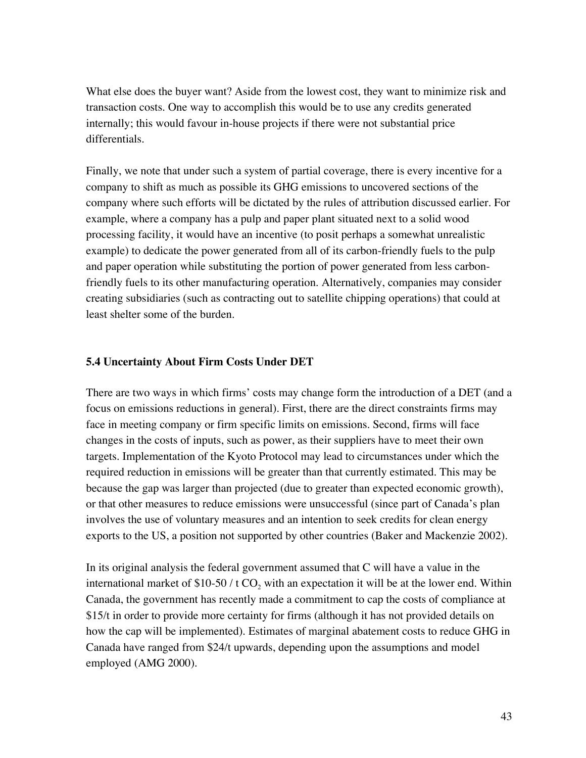What else does the buyer want? Aside from the lowest cost, they want to minimize risk and transaction costs. One way to accomplish this would be to use any credits generated internally; this would favour in-house projects if there were not substantial price differentials.

Finally, we note that under such a system of partial coverage, there is every incentive for a company to shift as much as possible its GHG emissions to uncovered sections of the company where such efforts will be dictated by the rules of attribution discussed earlier. For example, where a company has a pulp and paper plant situated next to a solid wood processing facility, it would have an incentive (to posit perhaps a somewhat unrealistic example) to dedicate the power generated from all of its carbon-friendly fuels to the pulp and paper operation while substituting the portion of power generated from less carbon-friendly fuels to its other manufacturing operation. Alternatively, companies may consider creating subsidiaries (such as contracting out to satellite chipping operations) that could at least shelter some of the burden.

### 5.4 Uncertainty About Firm Costs Under DET

There are two ways in which firms' costs may change form the introduction of a DET (and a focus on emissions reductions in general). First, there are the direct constraints firms may face in meeting company or firm specific limits on emissions. Second, firms will face changes in the costs of inputs, such as power, as their suppliers have to meet their own targets. Implementation of the Kyoto Protocol may lead to circumstances under which the required reduction in emissions will be greater than that currently estimated. This may be because the gap was larger than projected (due to greater than expected economic growth), or that other measures to reduce emissions were unsuccessful (since part of Canada's plan involves the use of voluntary measures and an intention to seek credits for clean energy exports to the US, a position not supported by other countries (Baker and Mackenzie 2002).

In its original analysis the federal government assumed that C will have a value in the international market of \$10-50 / t $CO_2$ with an expectation it will be at the lower end. Within Canada, the government has recently made a commitment to cap the costs of compliance at \$15/t in order to provide more certainty for firms (although it has not provided details on how the cap will be implemented). Estimates of marginal abatement costs to reduce GHG in Canada have ranged from \$24/t upwards, depending upon the assumptions and model employed (AMG 2000).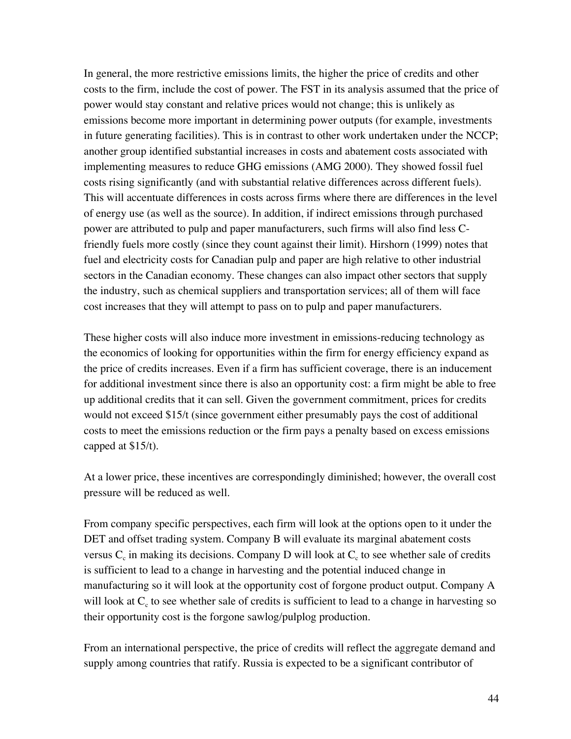In general, the more restrictive emissions limits, the higher the price of credits and other costs to the firm, include the cost of power. The FST in its analysis assumed that the price of power would stay constant and relative prices would not change; this is unlikely as emissions become more important in determining power outputs (for example, investments in future generating facilities). This is in contrast to other work undertaken under the NCCP; another group identified substantial increases in costs and abatement costs associated with implementing measures to reduce GHG emissions (AMG 2000). They showed fossil fuel costs rising significantly (and with substantial relative differences across different fuels). This will accentuate differences in costs across firms where there are differences in the level of energy use (as well as the source). In addition, if indirect emissions through purchased power are attributed to pulp and paper manufacturers, such firms will also find less C-friendly fuels more costly (since they count against their limit). Hirshorn (1999) notes that fuel and electricity costs for Canadian pulp and paper are high relative to other industrial sectors in the Canadian economy. These changes can also impact other sectors that supply the industry, such as chemical suppliers and transportation services; all of them will face cost increases that they will attempt to pass on to pulp and paper manufacturers.

These higher costs will also induce more investment in emissions-reducing technology as the economics of looking for opportunities within the firm for energy efficiency expand as the price of credits increases. Even if a firm has sufficient coverage, there is an inducement for additional investment since there is also an opportunity cost: a firm might be able to free up additional credits that it can sell. Given the government commitment, prices for credits would not exceed $15/t (since government either presumably pays the cost of additional costs to meet the emissions reduction or the firm pays a penalty based on excess emissions capped at $15/t).

At a lower price, these incentives are correspondingly diminished; however, the overall cost pressure will be reduced as well.

From company specific perspectives, each firm will look at the options open to it under the DET and offset trading system. Company B will evaluate its marginal abatement costs versus $C_c$ in making its decisions. Company D will look at $C_c$ to see whether sale of credits is sufficient to lead to a change in harvesting and the potential induced change in manufacturing so it will look at the opportunity cost of forgone product output. Company A will look at $C_c$ to see whether sale of credits is sufficient to lead to a change in harvesting so their opportunity cost is the forgone sawlog/pulplog production.

From an international perspective, the price of credits will reflect the aggregate demand and supply among countries that ratify. Russia is expected to be a significant contributor of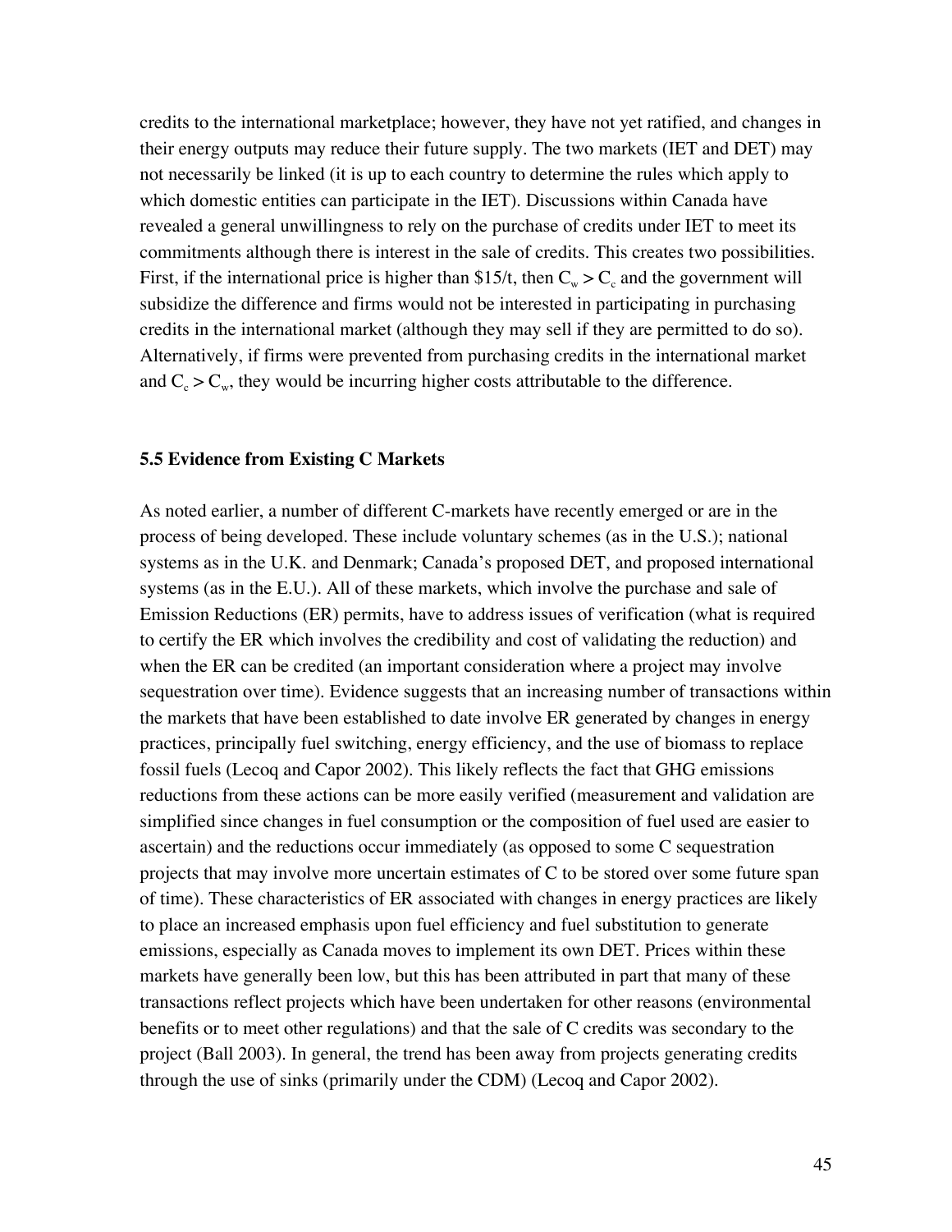credits to the international marketplace; however, they have not yet ratified, and changes in their energy outputs may reduce their future supply. The two markets (IET and DET) may not necessarily be linked (it is up to each country to determine the rules which apply to which domestic entities can participate in the IET). Discussions within Canada have revealed a general unwillingness to rely on the purchase of credits under IET to meet its commitments although there is interest in the sale of credits. This creates two possibilities. First, if the international price is higher than $15/t, then $C_w > C_c$ and the government will subsidize the difference and firms would not be interested in participating in purchasing credits in the international market (although they may sell if they are permitted to do so). Alternatively, if firms were prevented from purchasing credits in the international market and $C_c > C_w$, they would be incurring higher costs attributable to the difference.

### 5.5 Evidence from Existing C Markets

As noted earlier, a number of different C-markets have recently emerged or are in the process of being developed. These include voluntary schemes (as in the U.S.); national systems as in the U.K. and Denmark; Canada's proposed DET, and proposed international systems (as in the E.U.). All of these markets, which involve the purchase and sale of Emission Reductions (ER) permits, have to address issues of verification (what is required to certify the ER which involves the credibility and cost of validating the reduction) and when the ER can be credited (an important consideration where a project may involve sequestration over time). Evidence suggests that an increasing number of transactions within the markets that have been established to date involve ER generated by changes in energy practices, principally fuel switching, energy efficiency, and the use of biomass to replace fossil fuels (Lecoq and Capor 2002). This likely reflects the fact that GHG emissions reductions from these actions can be more easily verified (measurement and validation are simplified since changes in fuel consumption or the composition of fuel used are easier to ascertain) and the reductions occur immediately (as opposed to some C sequestration projects that may involve more uncertain estimates of C to be stored over some future span of time). These characteristics of ER associated with changes in energy practices are likely to place an increased emphasis upon fuel efficiency and fuel substitution to generate emissions, especially as Canada moves to implement its own DET. Prices within these markets have generally been low, but this has been attributed in part that many of these transactions reflect projects which have been undertaken for other reasons (environmental benefits or to meet other regulations) and that the sale of C credits was secondary to the project (Ball 2003). In general, the trend has been away from projects generating credits through the use of sinks (primarily under the CDM) (Lecoq and Capor 2002).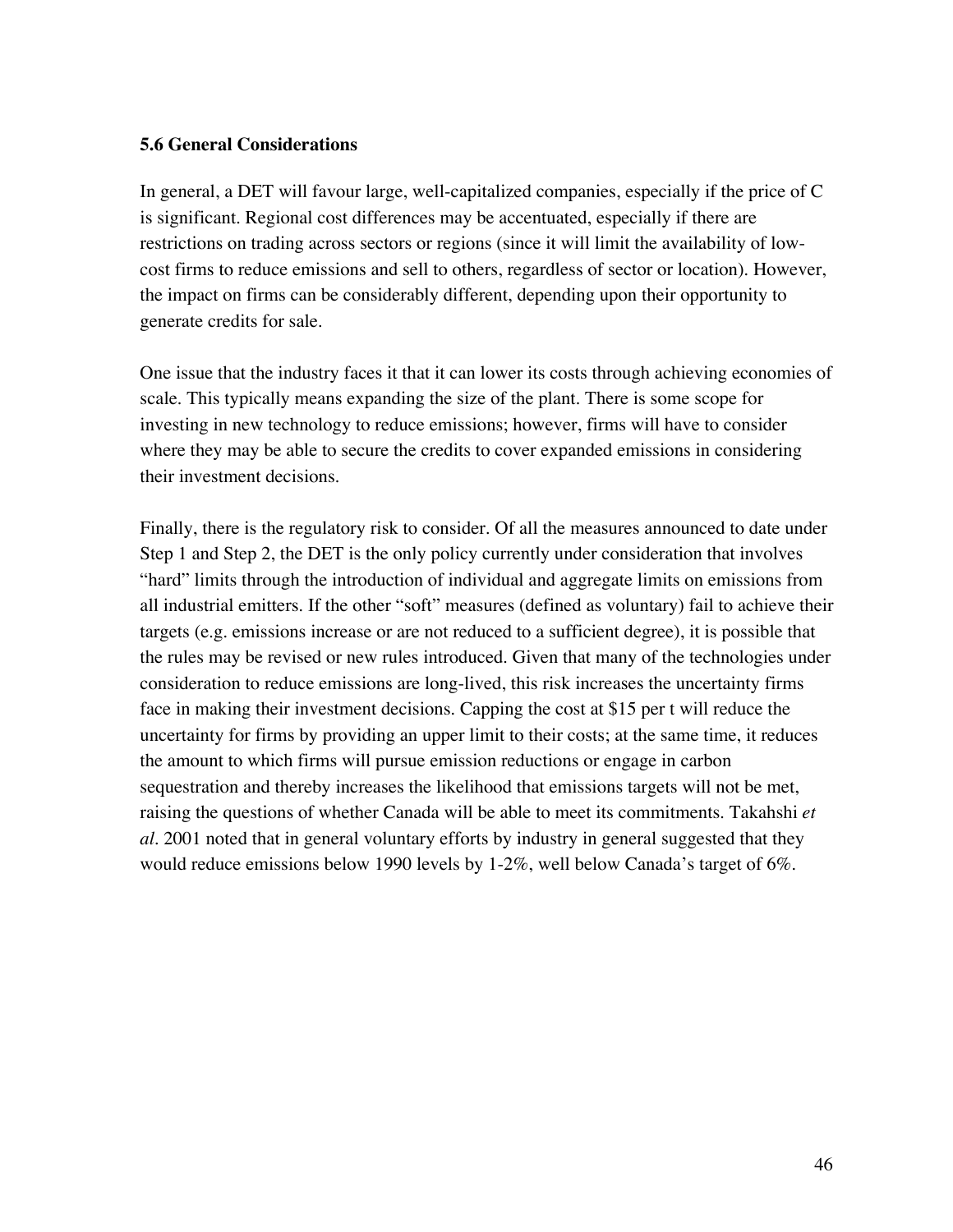### 5.6 General Considerations

In general, a DET will favour large, well-capitalized companies, especially if the price of C is significant. Regional cost differences may be accentuated, especially if there are restrictions on trading across sectors or regions (since it will limit the availability of low-cost firms to reduce emissions and sell to others, regardless of sector or location). However, the impact on firms can be considerably different, depending upon their opportunity to generate credits for sale.

One issue that the industry faces it that it can lower its costs through achieving economies of scale. This typically means expanding the size of the plant. There is some scope for investing in new technology to reduce emissions; however, firms will have to consider where they may be able to secure the credits to cover expanded emissions in considering their investment decisions.

Finally, there is the regulatory risk to consider. Of all the measures announced to date under Step 1 and Step 2, the DET is the only policy currently under consideration that involves "hard" limits through the introduction of individual and aggregate limits on emissions from all industrial emitters. If the other "soft" measures (defined as voluntary) fail to achieve their targets (e.g. emissions increase or are not reduced to a sufficient degree), it is possible that the rules may be revised or new rules introduced. Given that many of the technologies under consideration to reduce emissions are long-lived, this risk increases the uncertainty firms face in making their investment decisions. Capping the cost at $15 per t will reduce the uncertainty for firms by providing an upper limit to their costs; at the same time, it reduces the amount to which firms will pursue emission reductions or engage in carbon sequestration and thereby increases the likelihood that emissions targets will not be met, raising the questions of whether Canada will be able to meet its commitments. Takahshi *et al*. 2001 noted that in general voluntary efforts by industry in general suggested that they would reduce emissions below 1990 levels by 1-2%, well below Canada's target of 6%.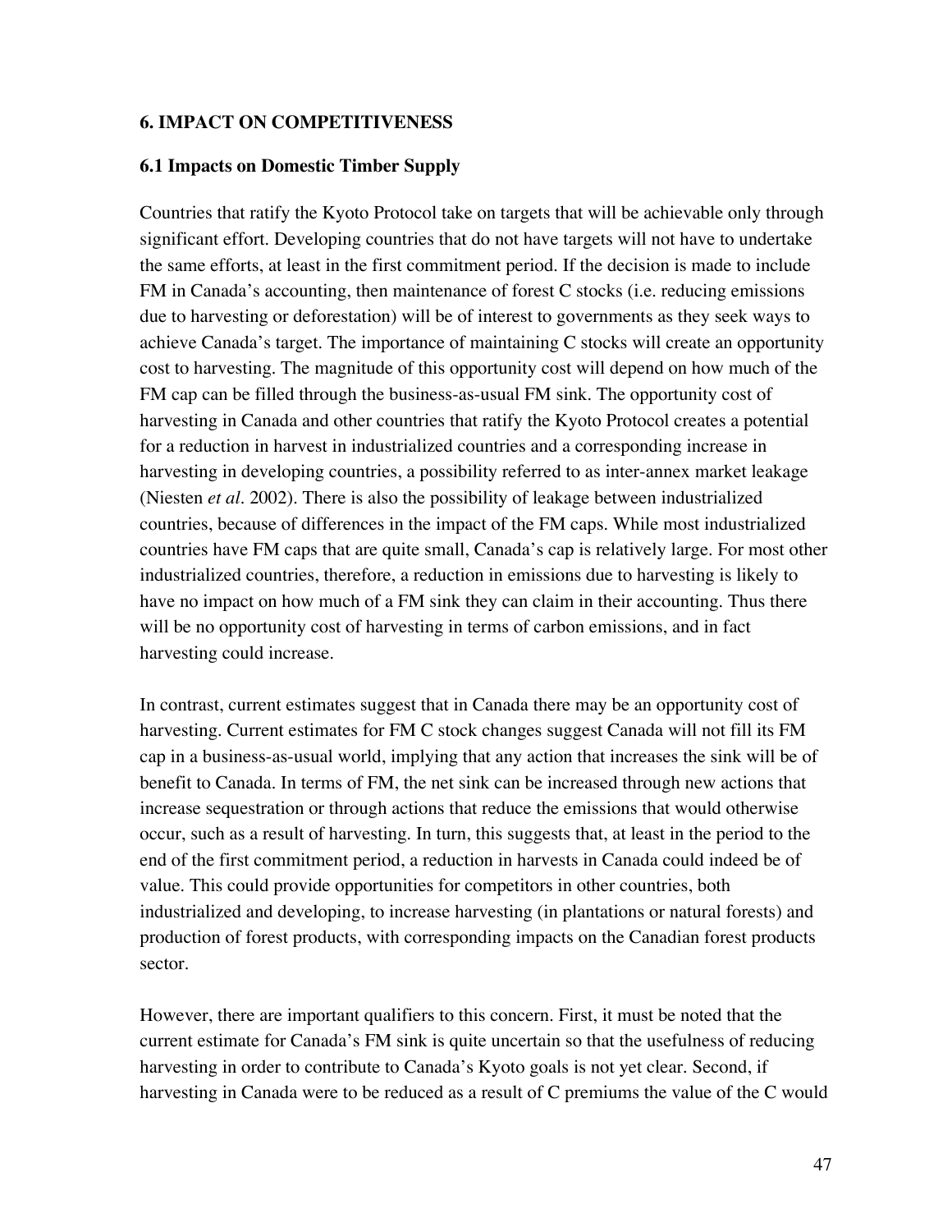## 6. IMPACT ON COMPETITIVENESS

### 6.1 Impacts on Domestic Timber Supply

Countries that ratify the Kyoto Protocol take on targets that will be achievable only through significant effort. Developing countries that do not have targets will not have to undertake the same efforts, at least in the first commitment period. If the decision is made to include FM in Canada's accounting, then maintenance of forest C stocks (i.e. reducing emissions due to harvesting or deforestation) will be of interest to governments as they seek ways to achieve Canada's target. The importance of maintaining C stocks will create an opportunity cost to harvesting. The magnitude of this opportunity cost will depend on how much of the FM cap can be filled through the business-as-usual FM sink. The opportunity cost of harvesting in Canada and other countries that ratify the Kyoto Protocol creates a potential for a reduction in harvest in industrialized countries and a corresponding increase in harvesting in developing countries, a possibility referred to as inter-annex market leakage (Niesten *et al*. 2002). There is also the possibility of leakage between industrialized countries, because of differences in the impact of the FM caps. While most industrialized countries have FM caps that are quite small, Canada's cap is relatively large. For most other industrialized countries, therefore, a reduction in emissions due to harvesting is likely to have no impact on how much of a FM sink they can claim in their accounting. Thus there will be no opportunity cost of harvesting in terms of carbon emissions, and in fact harvesting could increase.

In contrast, current estimates suggest that in Canada there may be an opportunity cost of harvesting. Current estimates for FM C stock changes suggest Canada will not fill its FM cap in a business-as-usual world, implying that any action that increases the sink will be of benefit to Canada. In terms of FM, the net sink can be increased through new actions that increase sequestration or through actions that reduce the emissions that would otherwise occur, such as a result of harvesting. In turn, this suggests that, at least in the period to the end of the first commitment period, a reduction in harvests in Canada could indeed be of value. This could provide opportunities for competitors in other countries, both industrialized and developing, to increase harvesting (in plantations or natural forests) and production of forest products, with corresponding impacts on the Canadian forest products sector.

However, there are important qualifiers to this concern. First, it must be noted that the current estimate for Canada's FM sink is quite uncertain so that the usefulness of reducing harvesting in order to contribute to Canada's Kyoto goals is not yet clear. Second, if harvesting in Canada were to be reduced as a result of C premiums the value of the C would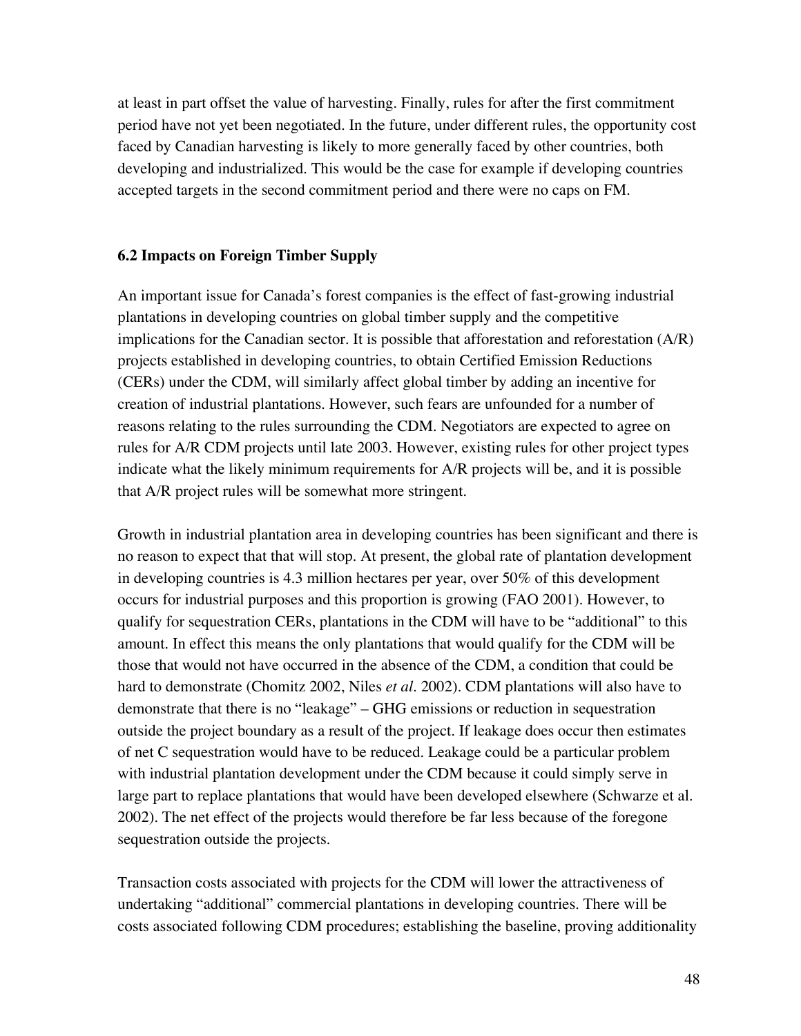at least in part offset the value of harvesting. Finally, rules for after the first commitment period have not yet been negotiated. In the future, under different rules, the opportunity cost faced by Canadian harvesting is likely to more generally faced by other countries, both developing and industrialized. This would be the case for example if developing countries accepted targets in the second commitment period and there were no caps on FM.

### 6.2 Impacts on Foreign Timber Supply

An important issue for Canada's forest companies is the effect of fast-growing industrial plantations in developing countries on global timber supply and the competitive implications for the Canadian sector. It is possible that afforestation and reforestation (A/R) projects established in developing countries, to obtain Certified Emission Reductions (CERs) under the CDM, will similarly affect global timber by adding an incentive for creation of industrial plantations. However, such fears are unfounded for a number of reasons relating to the rules surrounding the CDM. Negotiators are expected to agree on rules for A/R CDM projects until late 2003. However, existing rules for other project types indicate what the likely minimum requirements for A/R projects will be, and it is possible that A/R project rules will be somewhat more stringent.

Growth in industrial plantation area in developing countries has been significant and there is no reason to expect that that will stop. At present, the global rate of plantation development in developing countries is 4.3 million hectares per year, over 50% of this development occurs for industrial purposes and this proportion is growing (FAO 2001). However, to qualify for sequestration CERs, plantations in the CDM will have to be "additional" to this amount. In effect this means the only plantations that would qualify for the CDM will be those that would not have occurred in the absence of the CDM, a condition that could be hard to demonstrate (Chomitz 2002, Niles *et al*. 2002). CDM plantations will also have to demonstrate that there is no "leakage" – GHG emissions or reduction in sequestration outside the project boundary as a result of the project. If leakage does occur then estimates of net C sequestration would have to be reduced. Leakage could be a particular problem with industrial plantation development under the CDM because it could simply serve in large part to replace plantations that would have been developed elsewhere (Schwarze et al. 2002). The net effect of the projects would therefore be far less because of the foregone sequestration outside the projects.

Transaction costs associated with projects for the CDM will lower the attractiveness of undertaking "additional" commercial plantations in developing countries. There will be costs associated following CDM procedures; establishing the baseline, proving additionality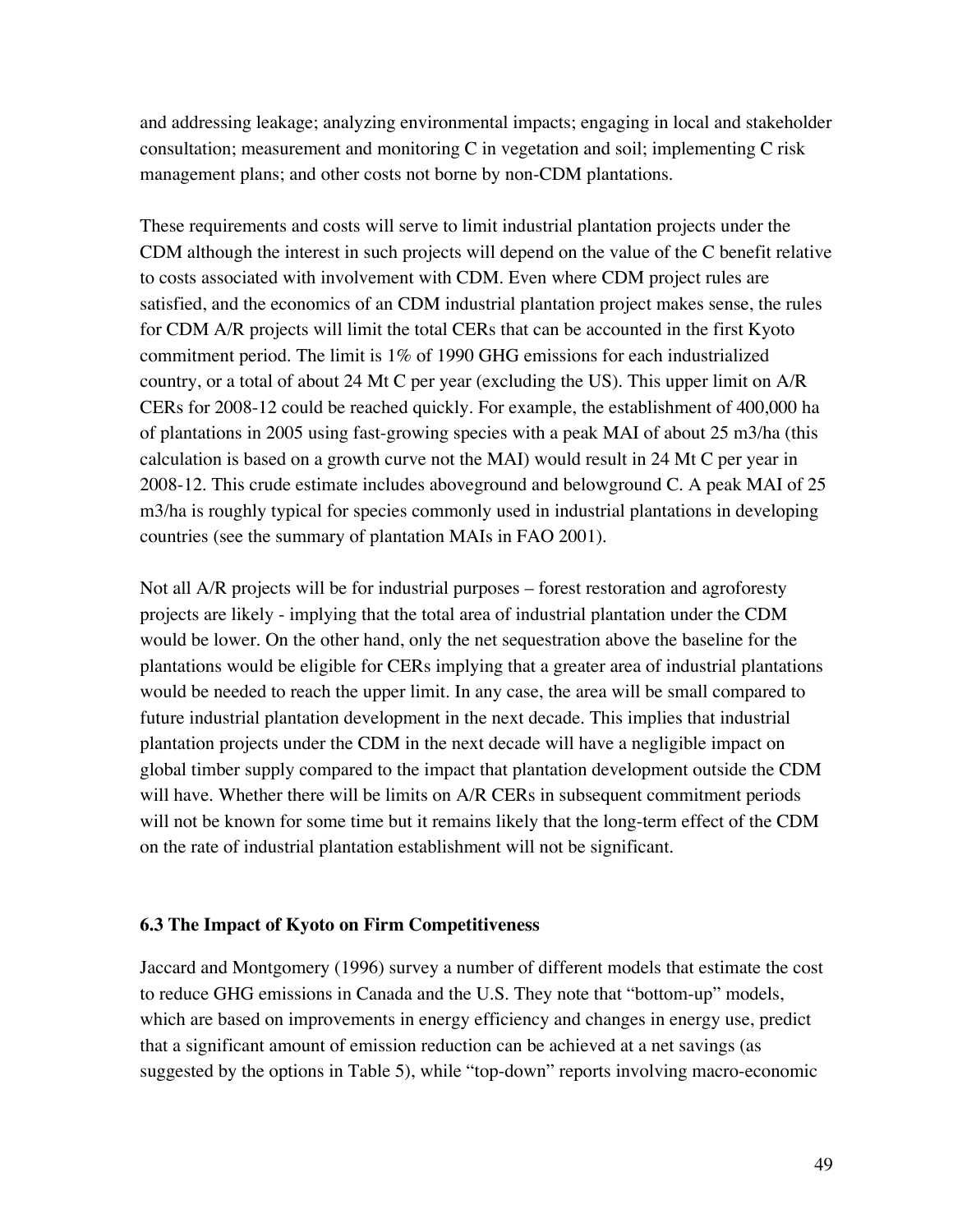and addressing leakage; analyzing environmental impacts; engaging in local and stakeholder consultation; measurement and monitoring C in vegetation and soil; implementing C risk management plans; and other costs not borne by non-CDM plantations.

These requirements and costs will serve to limit industrial plantation projects under the CDM although the interest in such projects will depend on the value of the C benefit relative to costs associated with involvement with CDM. Even where CDM project rules are satisfied, and the economics of an CDM industrial plantation project makes sense, the rules for CDM A/R projects will limit the total CERs that can be accounted in the first Kyoto commitment period. The limit is 1% of 1990 GHG emissions for each industrialized country, or a total of about 24 Mt C per year (excluding the US). This upper limit on A/R CERs for 2008-12 could be reached quickly. For example, the establishment of 400,000 ha of plantations in 2005 using fast-growing species with a peak MAI of about 25 m3/ha (this calculation is based on a growth curve not the MAI) would result in 24 Mt C per year in 2008-12. This crude estimate includes aboveground and belowground C. A peak MAI of 25 m3/ha is roughly typical for species commonly used in industrial plantations in developing countries (see the summary of plantation MAIs in FAO 2001).

Not all A/R projects will be for industrial purposes – forest restoration and agroforesty projects are likely - implying that the total area of industrial plantation under the CDM would be lower. On the other hand, only the net sequestration above the baseline for the plantations would be eligible for CERs implying that a greater area of industrial plantations would be needed to reach the upper limit. In any case, the area will be small compared to future industrial plantation development in the next decade. This implies that industrial plantation projects under the CDM in the next decade will have a negligible impact on global timber supply compared to the impact that plantation development outside the CDM will have. Whether there will be limits on A/R CERs in subsequent commitment periods will not be known for some time but it remains likely that the long-term effect of the CDM on the rate of industrial plantation establishment will not be significant.

### 6.3 The Impact of Kyoto on Firm Competitiveness

Jaccard and Montgomery (1996) survey a number of different models that estimate the cost to reduce GHG emissions in Canada and the U.S. They note that "bottom-up" models, which are based on improvements in energy efficiency and changes in energy use, predict that a significant amount of emission reduction can be achieved at a net savings (as suggested by the options in Table 5), while "top-down" reports involving macro-economic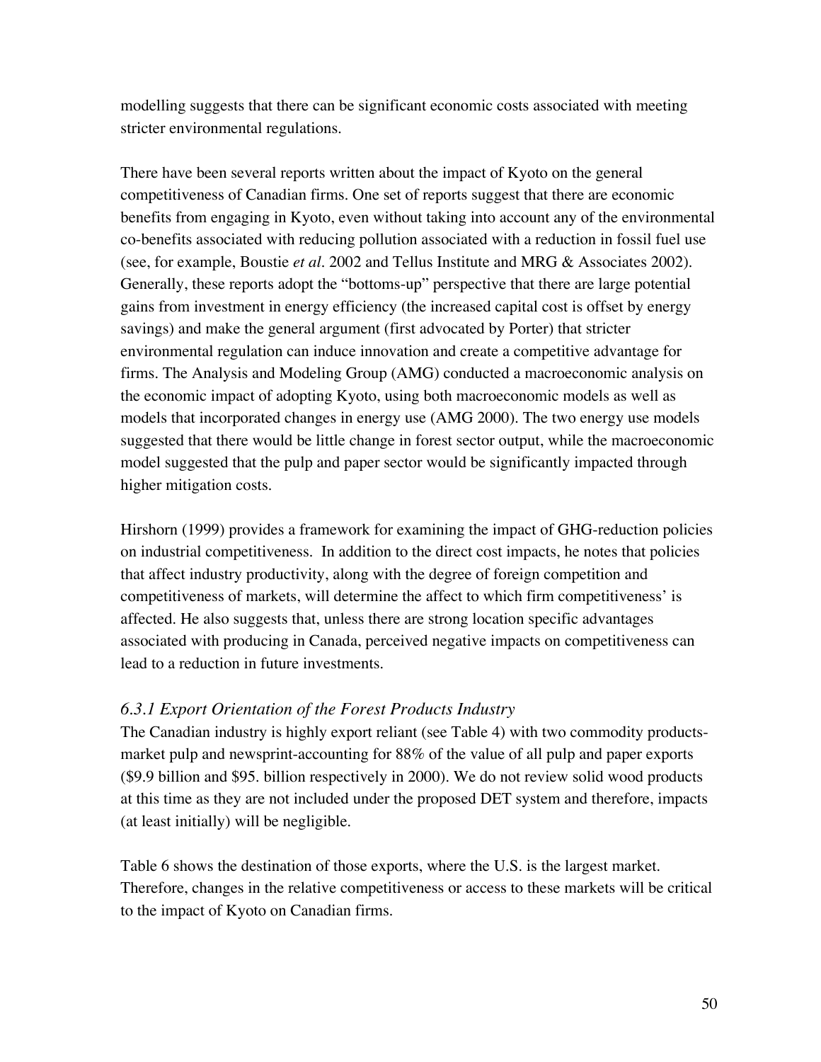modelling suggests that there can be significant economic costs associated with meeting stricter environmental regulations.

There have been several reports written about the impact of Kyoto on the general competitiveness of Canadian firms. One set of reports suggest that there are economic benefits from engaging in Kyoto, even without taking into account any of the environmental co-benefits associated with reducing pollution associated with a reduction in fossil fuel use (see, for example, Boustie *et al*. 2002 and Tellus Institute and MRG & Associates 2002). Generally, these reports adopt the "bottoms-up" perspective that there are large potential gains from investment in energy efficiency (the increased capital cost is offset by energy savings) and make the general argument (first advocated by Porter) that stricter environmental regulation can induce innovation and create a competitive advantage for firms. The Analysis and Modeling Group (AMG) conducted a macroeconomic analysis on the economic impact of adopting Kyoto, using both macroeconomic models as well as models that incorporated changes in energy use (AMG 2000). The two energy use models suggested that there would be little change in forest sector output, while the macroeconomic model suggested that the pulp and paper sector would be significantly impacted through higher mitigation costs.

Hirshorn (1999) provides a framework for examining the impact of GHG-reduction policies on industrial competitiveness. In addition to the direct cost impacts, he notes that policies that affect industry productivity, along with the degree of foreign competition and competitiveness of markets, will determine the affect to which firm competitiveness' is affected. He also suggests that, unless there are strong location specific advantages associated with producing in Canada, perceived negative impacts on competitiveness can lead to a reduction in future investments.

### *6.3.1 Export Orientation of the Forest Products Industry*

The Canadian industry is highly export reliant (see Table 4) with two commodity products-market pulp and newsprint-accounting for 88% of the value of all pulp and paper exports ($9.9 billion and $95. billion respectively in 2000). We do not review solid wood products at this time as they are not included under the proposed DET system and therefore, impacts (at least initially) will be negligible.

Table 6 shows the destination of those exports, where the U.S. is the largest market. Therefore, changes in the relative competitiveness or access to these markets will be critical to the impact of Kyoto on Canadian firms.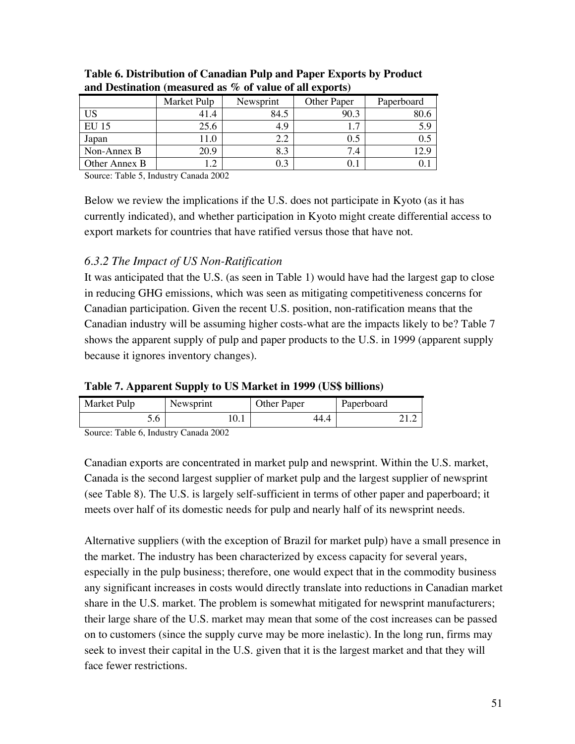**Table 6. Distribution of Canadian Pulp and Paper Exports by Product and Destination (measured as % of value of all exports)**

| | Market Pulp | Newsprint | Other Paper | Paperboard |
|---|---|---|---|---|
| US | 41.4 | 84.5 | 90.3 | 80.6 |
| EU 15 | 25.6 | 4.9 | 1.7 | 5.9 |
| Japan | 11.0 | 2.2 | 0.5 | 0.5 |
| Non-Annex B | 20.9 | 8.3 | 7.4 | 12.9 |
| Other Annex B | 1.2 | 0.3 | 0.1 | 0.1 |

Source: Table 5, Industry Canada 2002

Below we review the implications if the U.S. does not participate in Kyoto (as it has currently indicated), and whether participation in Kyoto might create differential access to export markets for countries that have ratified versus those that have not.

### *6.3.2 The Impact of US Non-Ratification*

It was anticipated that the U.S. (as seen in Table 1) would have had the largest gap to close in reducing GHG emissions, which was seen as mitigating competitiveness concerns for Canadian participation. Given the recent U.S. position, non-ratification means that the Canadian industry will be assuming higher costs-what are the impacts likely to be? Table 7 shows the apparent supply of pulp and paper products to the U.S. in 1999 (apparent supply because it ignores inventory changes).

**Table 7. Apparent Supply to US Market in 1999 (US$ billions)**

| Market Pulp | Newsprint | Other Paper | Paperboard |
|---|---|---|---|
| 5.6 | 10.1 | 44.4 | 21.2 |

Source: Table 6, Industry Canada 2002

Canadian exports are concentrated in market pulp and newsprint. Within the U.S. market, Canada is the second largest supplier of market pulp and the largest supplier of newsprint (see Table 8). The U.S. is largely self-sufficient in terms of other paper and paperboard; it meets over half of its domestic needs for pulp and nearly half of its newsprint needs.

Alternative suppliers (with the exception of Brazil for market pulp) have a small presence in the market. The industry has been characterized by excess capacity for several years, especially in the pulp business; therefore, one would expect that in the commodity business any significant increases in costs would directly translate into reductions in Canadian market share in the U.S. market. The problem is somewhat mitigated for newsprint manufacturers; their large share of the U.S. market may mean that some of the cost increases can be passed on to customers (since the supply curve may be more inelastic). In the long run, firms may seek to invest their capital in the U.S. given that it is the largest market and that they will face fewer restrictions.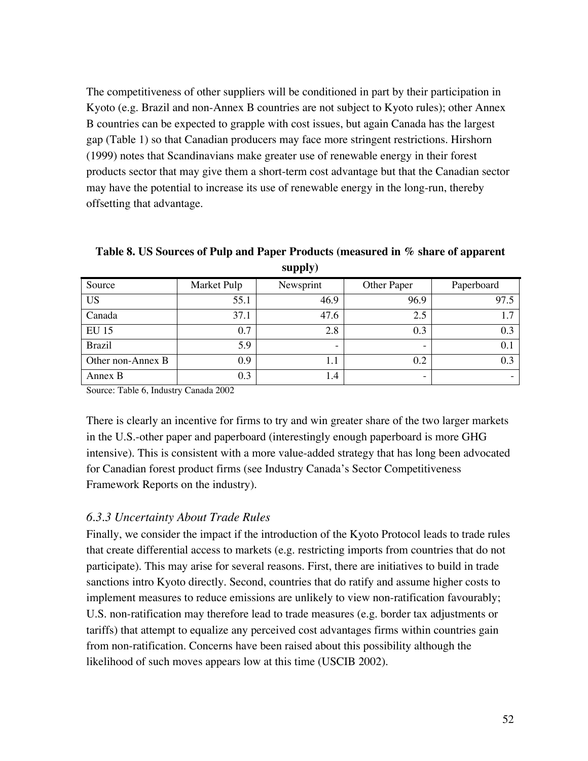The competitiveness of other suppliers will be conditioned in part by their participation in Kyoto (e.g. Brazil and non-Annex B countries are not subject to Kyoto rules); other Annex B countries can be expected to grapple with cost issues, but again Canada has the largest gap (Table 1) so that Canadian producers may face more stringent restrictions. Hirshorn (1999) notes that Scandinavians make greater use of renewable energy in their forest products sector that may give them a short-term cost advantage but that the Canadian sector may have the potential to increase its use of renewable energy in the long-run, thereby offsetting that advantage.

**Table 8. US Sources of Pulp and Paper Products (measured in % share of apparent supply)**

| Source | Market Pulp | Newsprint | Other Paper | Paperboard |
|---|---|---|---|---|
| US | 55.1 | 46.9 | 96.9 | 97.5 |
| Canada | 37.1 | 47.6 | 2.5 | 1.7 |
| EU 15 | 0.7 | 2.8 | 0.3 | 0.3 |
| Brazil | 5.9 | - | - | 0.1 |
| Other non-Annex B | 0.9 | 1.1 | 0.2 | 0.3 |
| Annex B | 0.3 | 1.4 | - | - |

Source: Table 6, Industry Canada 2002

There is clearly an incentive for firms to try and win greater share of the two larger markets in the U.S.-other paper and paperboard (interestingly enough paperboard is more GHG intensive). This is consistent with a more value-added strategy that has long been advocated for Canadian forest product firms (see Industry Canada's Sector Competitiveness Framework Reports on the industry).

### *6.3.3 Uncertainty About Trade Rules*

Finally, we consider the impact if the introduction of the Kyoto Protocol leads to trade rules that create differential access to markets (e.g. restricting imports from countries that do not participate). This may arise for several reasons. First, there are initiatives to build in trade sanctions intro Kyoto directly. Second, countries that do ratify and assume higher costs to implement measures to reduce emissions are unlikely to view non-ratification favourably; U.S. non-ratification may therefore lead to trade measures (e.g. border tax adjustments or tariffs) that attempt to equalize any perceived cost advantages firms within countries gain from non-ratification. Concerns have been raised about this possibility although the likelihood of such moves appears low at this time (USCIB 2002).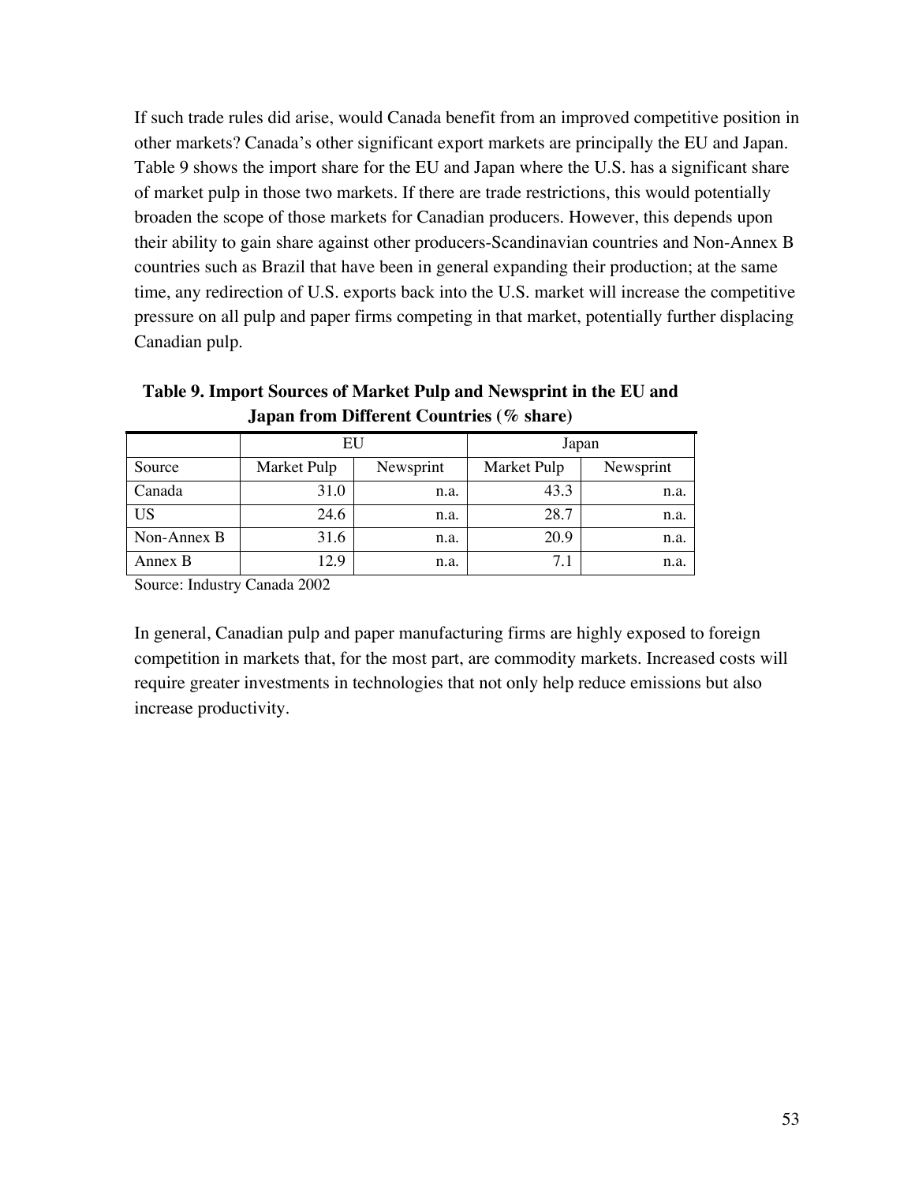If such trade rules did arise, would Canada benefit from an improved competitive position in other markets? Canada's other significant export markets are principally the EU and Japan. Table 9 shows the import share for the EU and Japan where the U.S. has a significant share of market pulp in those two markets. If there are trade restrictions, this would potentially broaden the scope of those markets for Canadian producers. However, this depends upon their ability to gain share against other producers-Scandinavian countries and Non-Annex B countries such as Brazil that have been in general expanding their production; at the same time, any redirection of U.S. exports back into the U.S. market will increase the competitive pressure on all pulp and paper firms competing in that market, potentially further displacing Canadian pulp.

**Table 9. Import Sources of Market Pulp and Newsprint in the EU and Japan from Different Countries (% share)**

| | EU | | Japan | |
|---|---|---|---|---|
| Source | Market Pulp | Newsprint | Market Pulp | Newsprint |
| Canada | 31.0 | n.a. | 43.3 | n.a. |
| US | 24.6 | n.a. | 28.7 | n.a. |
| Non-Annex B | 31.6 | n.a. | 20.9 | n.a. |
| Annex B | 12.9 | n.a. | 7.1 | n.a. |

Source: Industry Canada 2002

In general, Canadian pulp and paper manufacturing firms are highly exposed to foreign competition in markets that, for the most part, are commodity markets. Increased costs will require greater investments in technologies that not only help reduce emissions but also increase productivity.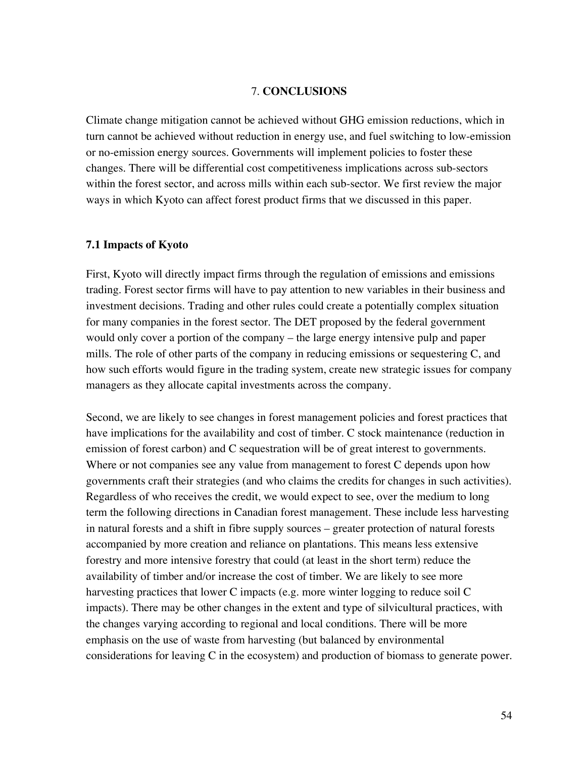# 7. **CONCLUSIONS**

Climate change mitigation cannot be achieved without GHG emission reductions, which in turn cannot be achieved without reduction in energy use, and fuel switching to low-emission or no-emission energy sources. Governments will implement policies to foster these changes. There will be differential cost competitiveness implications across sub-sectors within the forest sector, and across mills within each sub-sector. We first review the major ways in which Kyoto can affect forest product firms that we discussed in this paper.

## 7.1 Impacts of Kyoto

First, Kyoto will directly impact firms through the regulation of emissions and emissions trading. Forest sector firms will have to pay attention to new variables in their business and investment decisions. Trading and other rules could create a potentially complex situation for many companies in the forest sector. The DET proposed by the federal government would only cover a portion of the company – the large energy intensive pulp and paper mills. The role of other parts of the company in reducing emissions or sequestering C, and how such efforts would figure in the trading system, create new strategic issues for company managers as they allocate capital investments across the company.

Second, we are likely to see changes in forest management policies and forest practices that have implications for the availability and cost of timber. C stock maintenance (reduction in emission of forest carbon) and C sequestration will be of great interest to governments. Where or not companies see any value from management to forest C depends upon how governments craft their strategies (and who claims the credits for changes in such activities). Regardless of who receives the credit, we would expect to see, over the medium to long term the following directions in Canadian forest management. These include less harvesting in natural forests and a shift in fibre supply sources – greater protection of natural forests accompanied by more creation and reliance on plantations. This means less extensive forestry and more intensive forestry that could (at least in the short term) reduce the availability of timber and/or increase the cost of timber. We are likely to see more harvesting practices that lower C impacts (e.g. more winter logging to reduce soil C impacts). There may be other changes in the extent and type of silvicultural practices, with the changes varying according to regional and local conditions. There will be more emphasis on the use of waste from harvesting (but balanced by environmental considerations for leaving C in the ecosystem) and production of biomass to generate power.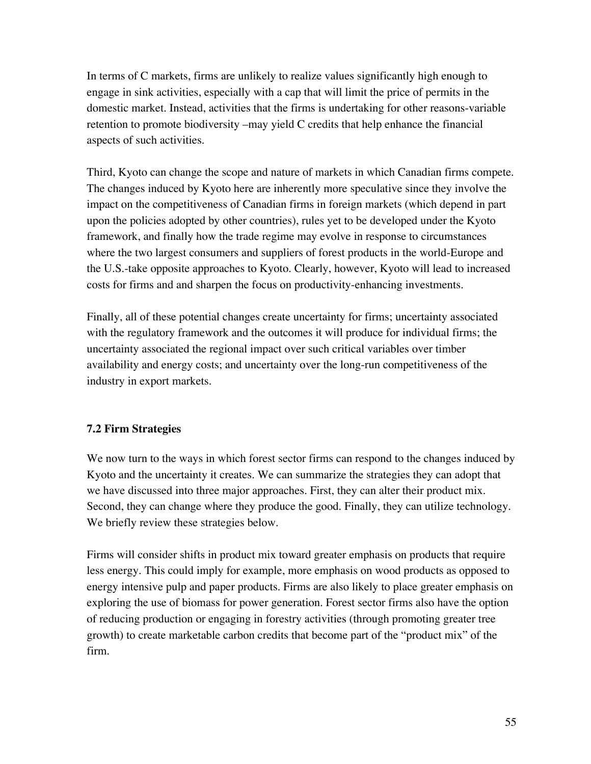In terms of C markets, firms are unlikely to realize values significantly high enough to engage in sink activities, especially with a cap that will limit the price of permits in the domestic market. Instead, activities that the firms is undertaking for other reasons-variable retention to promote biodiversity –may yield C credits that help enhance the financial aspects of such activities.

Third, Kyoto can change the scope and nature of markets in which Canadian firms compete. The changes induced by Kyoto here are inherently more speculative since they involve the impact on the competitiveness of Canadian firms in foreign markets (which depend in part upon the policies adopted by other countries), rules yet to be developed under the Kyoto framework, and finally how the trade regime may evolve in response to circumstances where the two largest consumers and suppliers of forest products in the world-Europe and the U.S.-take opposite approaches to Kyoto. Clearly, however, Kyoto will lead to increased costs for firms and and sharpen the focus on productivity-enhancing investments.

Finally, all of these potential changes create uncertainty for firms; uncertainty associated with the regulatory framework and the outcomes it will produce for individual firms; the uncertainty associated the regional impact over such critical variables over timber availability and energy costs; and uncertainty over the long-run competitiveness of the industry in export markets.

### 7.2 Firm Strategies

We now turn to the ways in which forest sector firms can respond to the changes induced by Kyoto and the uncertainty it creates. We can summarize the strategies they can adopt that we have discussed into three major approaches. First, they can alter their product mix. Second, they can change where they produce the good. Finally, they can utilize technology. We briefly review these strategies below.

Firms will consider shifts in product mix toward greater emphasis on products that require less energy. This could imply for example, more emphasis on wood products as opposed to energy intensive pulp and paper products. Firms are also likely to place greater emphasis on exploring the use of biomass for power generation. Forest sector firms also have the option of reducing production or engaging in forestry activities (through promoting greater tree growth) to create marketable carbon credits that become part of the "product mix" of the firm.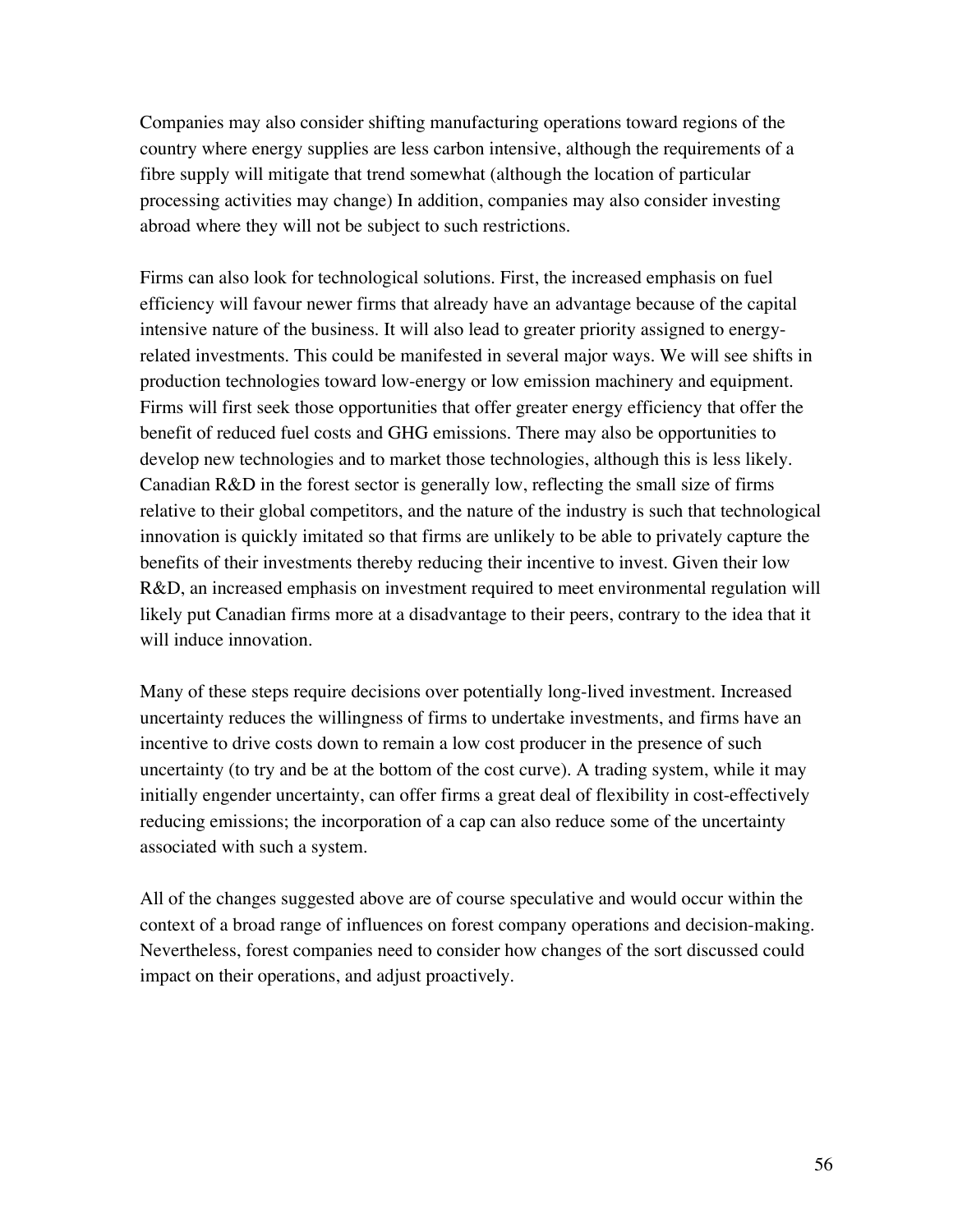Companies may also consider shifting manufacturing operations toward regions of the country where energy supplies are less carbon intensive, although the requirements of a fibre supply will mitigate that trend somewhat (although the location of particular processing activities may change) In addition, companies may also consider investing abroad where they will not be subject to such restrictions.

Firms can also look for technological solutions. First, the increased emphasis on fuel efficiency will favour newer firms that already have an advantage because of the capital intensive nature of the business. It will also lead to greater priority assigned to energy-related investments. This could be manifested in several major ways. We will see shifts in production technologies toward low-energy or low emission machinery and equipment. Firms will first seek those opportunities that offer greater energy efficiency that offer the benefit of reduced fuel costs and GHG emissions. There may also be opportunities to develop new technologies and to market those technologies, although this is less likely. Canadian R&D in the forest sector is generally low, reflecting the small size of firms relative to their global competitors, and the nature of the industry is such that technological innovation is quickly imitated so that firms are unlikely to be able to privately capture the benefits of their investments thereby reducing their incentive to invest. Given their low R&D, an increased emphasis on investment required to meet environmental regulation will likely put Canadian firms more at a disadvantage to their peers, contrary to the idea that it will induce innovation.

Many of these steps require decisions over potentially long-lived investment. Increased uncertainty reduces the willingness of firms to undertake investments, and firms have an incentive to drive costs down to remain a low cost producer in the presence of such uncertainty (to try and be at the bottom of the cost curve). A trading system, while it may initially engender uncertainty, can offer firms a great deal of flexibility in cost-effectively reducing emissions; the incorporation of a cap can also reduce some of the uncertainty associated with such a system.

All of the changes suggested above are of course speculative and would occur within the context of a broad range of influences on forest company operations and decision-making. Nevertheless, forest companies need to consider how changes of the sort discussed could impact on their operations, and adjust proactively.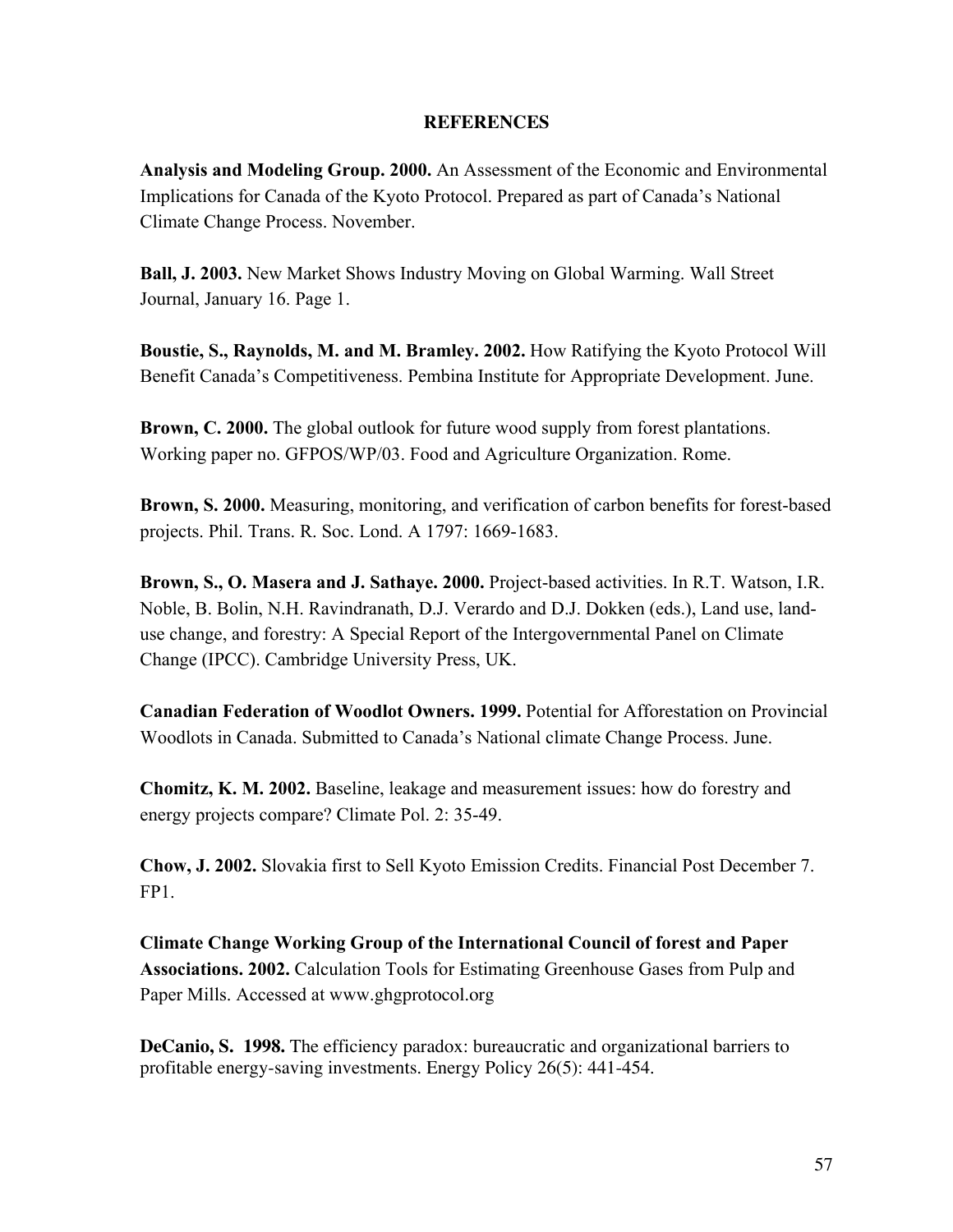## REFERENCES

**Analysis and Modeling Group. 2000.** An Assessment of the Economic and Environmental Implications for Canada of the Kyoto Protocol. Prepared as part of Canada's National Climate Change Process. November.

**Ball, J. 2003.** New Market Shows Industry Moving on Global Warming. Wall Street Journal, January 16. Page 1.

**Boustie, S., Raynolds, M. and M. Bramley. 2002.** How Ratifying the Kyoto Protocol Will Benefit Canada's Competitiveness. Pembina Institute for Appropriate Development. June.

**Brown, C. 2000.** The global outlook for future wood supply from forest plantations. Working paper no. GFPOS/WP/03. Food and Agriculture Organization. Rome.

**Brown, S. 2000.** Measuring, monitoring, and verification of carbon benefits for forest-based projects. Phil. Trans. R. Soc. Lond. A 1797: 1669-1683.

**Brown, S., O. Masera and J. Sathaye. 2000.** Project-based activities. In R.T. Watson, I.R. Noble, B. Bolin, N.H. Ravindranath, D.J. Verardo and D.J. Dokken (eds.), Land use, land-use change, and forestry: A Special Report of the Intergovernmental Panel on Climate Change (IPCC). Cambridge University Press, UK.

**Canadian Federation of Woodlot Owners. 1999.** Potential for Afforestation on Provincial Woodlots in Canada. Submitted to Canada's National climate Change Process. June.

**Chomitz, K. M. 2002.** Baseline, leakage and measurement issues: how do forestry and energy projects compare? Climate Pol. 2: 35-49.

**Chow, J. 2002.** Slovakia first to Sell Kyoto Emission Credits. Financial Post December 7. FP1.

**Climate Change Working Group of the International Council of forest and Paper Associations. 2002.** Calculation Tools for Estimating Greenhouse Gases from Pulp and Paper Mills. Accessed at www.ghgprotocol.org

**DeCanio, S. 1998.** The efficiency paradox: bureaucratic and organizational barriers to profitable energy-saving investments. Energy Policy 26(5): 441-454.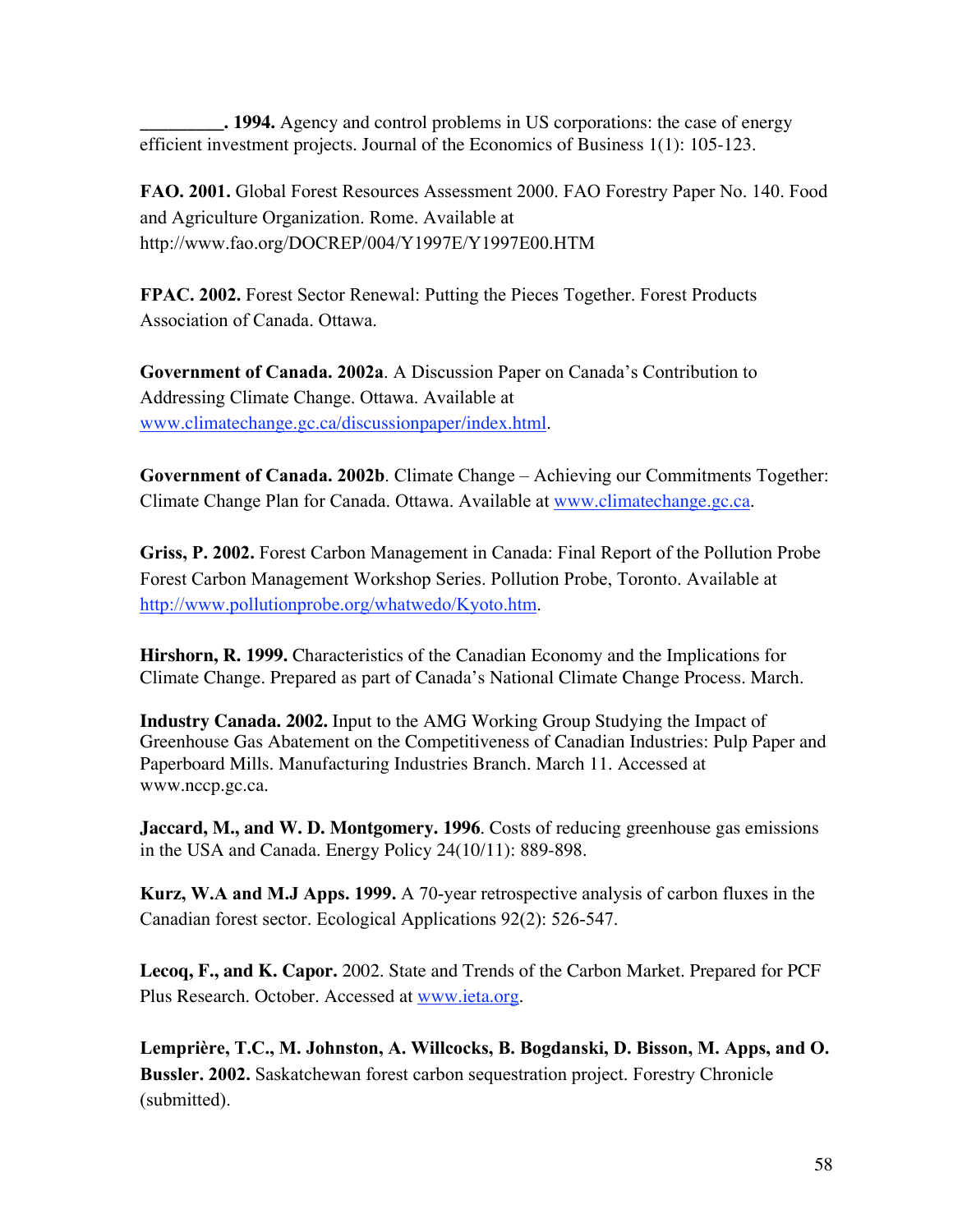**_________. 1994.** Agency and control problems in US corporations: the case of energy efficient investment projects. Journal of the Economics of Business 1(1): 105-123.

**FAO. 2001.** Global Forest Resources Assessment 2000. FAO Forestry Paper No. 140. Food and Agriculture Organization. Rome. Available at http://www.fao.org/DOCREP/004/Y1997E/Y1997E00.HTM

**FPAC. 2002.** Forest Sector Renewal: Putting the Pieces Together. Forest Products Association of Canada. Ottawa.

**Government of Canada. 2002a**. A Discussion Paper on Canada's Contribution to Addressing Climate Change. Ottawa. Available at www.climatechange.gc.ca/discussionpaper/index.html.

**Government of Canada. 2002b**. Climate Change – Achieving our Commitments Together: Climate Change Plan for Canada. Ottawa. Available at www.climatechange.gc.ca.

**Griss, P. 2002.** Forest Carbon Management in Canada: Final Report of the Pollution Probe Forest Carbon Management Workshop Series. Pollution Probe, Toronto. Available at http://www.pollutionprobe.org/whatwedo/Kyoto.htm.

**Hirshorn, R. 1999.** Characteristics of the Canadian Economy and the Implications for Climate Change. Prepared as part of Canada's National Climate Change Process. March.

**Industry Canada. 2002.** Input to the AMG Working Group Studying the Impact of Greenhouse Gas Abatement on the Competitiveness of Canadian Industries: Pulp Paper and Paperboard Mills. Manufacturing Industries Branch. March 11. Accessed at www.nccp.gc.ca.

**Jaccard, M., and W. D. Montgomery. 1996**. Costs of reducing greenhouse gas emissions in the USA and Canada. Energy Policy 24(10/11): 889-898.

**Kurz, W.A and M.J Apps. 1999.** A 70-year retrospective analysis of carbon fluxes in the Canadian forest sector. Ecological Applications 92(2): 526-547.

**Lecoq, F., and K. Capor.** 2002. State and Trends of the Carbon Market. Prepared for PCF Plus Research. October. Accessed at www.ieta.org.

**Lemprière, T.C., M. Johnston, A. Willcocks, B. Bogdanski, D. Bisson, M. Apps, and O. Bussler. 2002.** Saskatchewan forest carbon sequestration project. Forestry Chronicle (submitted).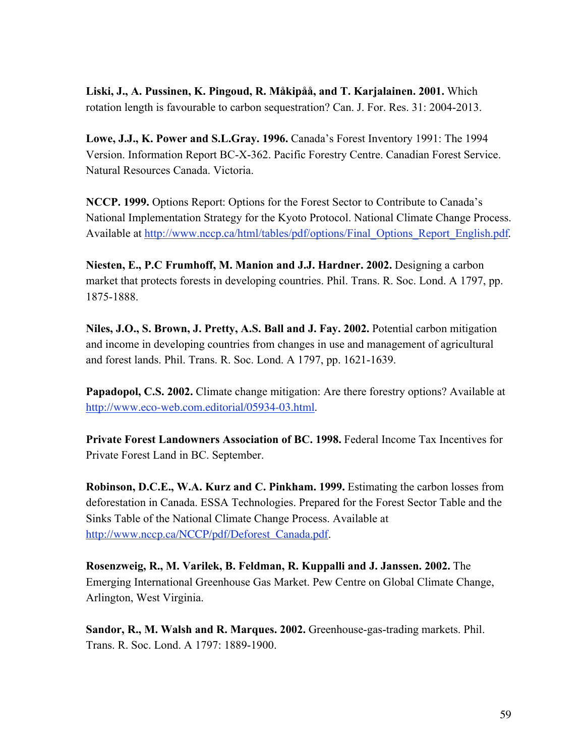**Liski, J., A. Pussinen, K. Pingoud, R. Måkipåå, and T. Karjalainen. 2001.** Which rotation length is favourable to carbon sequestration? Can. J. For. Res. 31: 2004-2013.

**Lowe, J.J., K. Power and S.L.Gray. 1996.** Canada's Forest Inventory 1991: The 1994 Version. Information Report BC-X-362. Pacific Forestry Centre. Canadian Forest Service. Natural Resources Canada. Victoria.

**NCCP. 1999.** Options Report: Options for the Forest Sector to Contribute to Canada's National Implementation Strategy for the Kyoto Protocol. National Climate Change Process. Available at http://www.nccp.ca/html/tables/pdf/options/Final_Options_Report_English.pdf.

**Niesten, E., P.C Frumhoff, M. Manion and J.J. Hardner. 2002.** Designing a carbon market that protects forests in developing countries. Phil. Trans. R. Soc. Lond. A 1797, pp. 1875-1888.

**Niles, J.O., S. Brown, J. Pretty, A.S. Ball and J. Fay. 2002.** Potential carbon mitigation and income in developing countries from changes in use and management of agricultural and forest lands. Phil. Trans. R. Soc. Lond. A 1797, pp. 1621-1639.

**Papadopol, C.S. 2002.** Climate change mitigation: Are there forestry options? Available at http://www.eco-web.com.editorial/05934-03.html.

**Private Forest Landowners Association of BC. 1998.** Federal Income Tax Incentives for Private Forest Land in BC. September.

**Robinson, D.C.E., W.A. Kurz and C. Pinkham. 1999.** Estimating the carbon losses from deforestation in Canada. ESSA Technologies. Prepared for the Forest Sector Table and the Sinks Table of the National Climate Change Process. Available at http://www.nccp.ca/NCCP/pdf/Deforest_Canada.pdf.

**Rosenzweig, R., M. Varilek, B. Feldman, R. Kuppalli and J. Janssen. 2002.** The Emerging International Greenhouse Gas Market. Pew Centre on Global Climate Change, Arlington, West Virginia.

**Sandor, R., M. Walsh and R. Marques. 2002.** Greenhouse-gas-trading markets. Phil. Trans. R. Soc. Lond. A 1797: 1889-1900.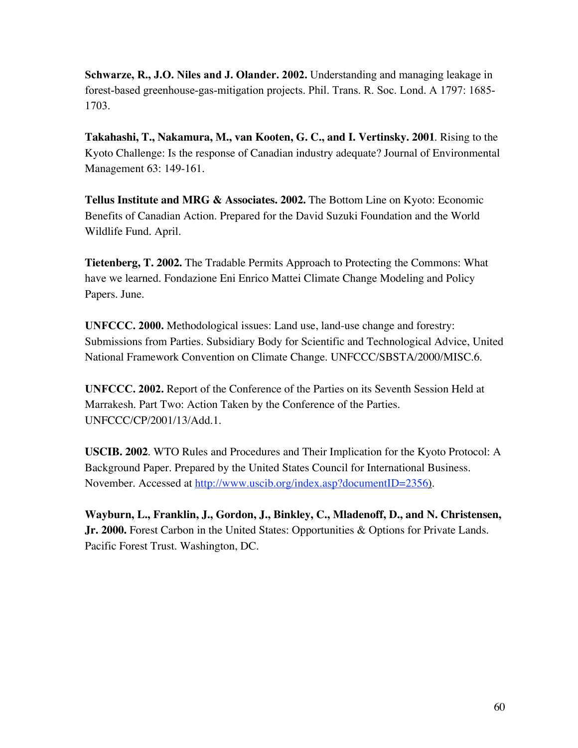**Schwarze, R., J.O. Niles and J. Olander. 2002.** Understanding and managing leakage in forest-based greenhouse-gas-mitigation projects. Phil. Trans. R. Soc. Lond. A 1797: 1685-1703.

**Takahashi, T., Nakamura, M., van Kooten, G. C., and I. Vertinsky. 2001**. Rising to the Kyoto Challenge: Is the response of Canadian industry adequate? Journal of Environmental Management 63: 149-161.

**Tellus Institute and MRG & Associates. 2002.** The Bottom Line on Kyoto: Economic Benefits of Canadian Action. Prepared for the David Suzuki Foundation and the World Wildlife Fund. April.

**Tietenberg, T. 2002.** The Tradable Permits Approach to Protecting the Commons: What have we learned. Fondazione Eni Enrico Mattei Climate Change Modeling and Policy Papers. June.

**UNFCCC. 2000.** Methodological issues: Land use, land-use change and forestry: Submissions from Parties. Subsidiary Body for Scientific and Technological Advice, United National Framework Convention on Climate Change. UNFCCC/SBSTA/2000/MISC.6.

**UNFCCC. 2002.** Report of the Conference of the Parties on its Seventh Session Held at Marrakesh. Part Two: Action Taken by the Conference of the Parties. UNFCCC/CP/2001/13/Add.1.

**USCIB. 2002**. WTO Rules and Procedures and Their Implication for the Kyoto Protocol: A Background Paper. Prepared by the United States Council for International Business. November. Accessed at http://www.uscib.org/index.asp?documentID=2356).

**Wayburn, L., Franklin, J., Gordon, J., Binkley, C., Mladenoff, D., and N. Christensen, Jr. 2000.** Forest Carbon in the United States: Opportunities & Options for Private Lands. Pacific Forest Trust. Washington, DC.